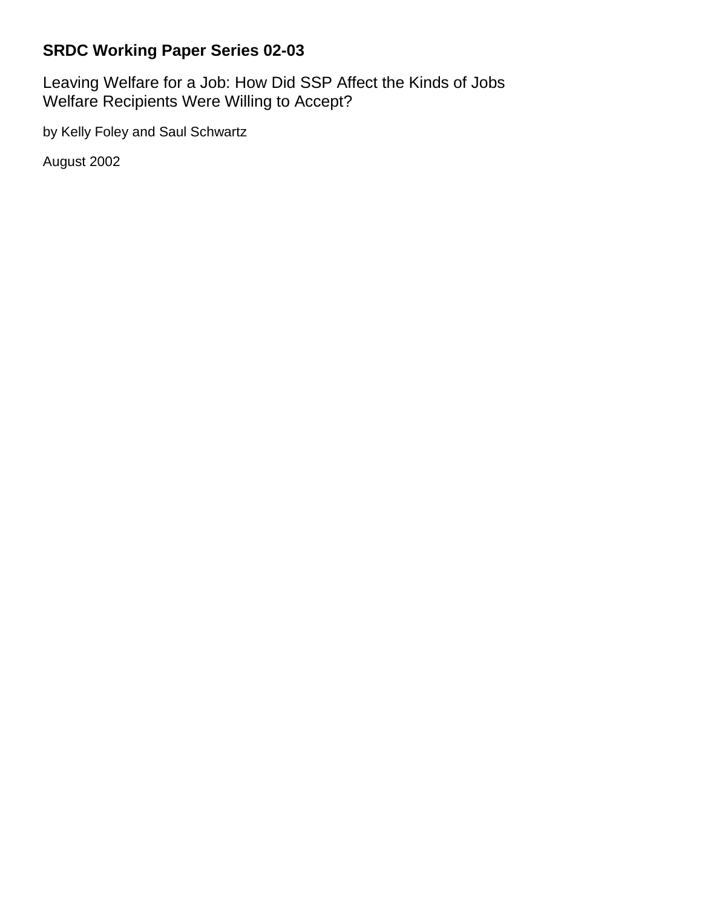**SRDC Working Paper Series 02-03**

# Leaving Welfare for a Job: How Did SSP Affect the Kinds of Jobs Welfare Recipients Were Willing to Accept?

by Kelly Foley and Saul Schwartz

August 2002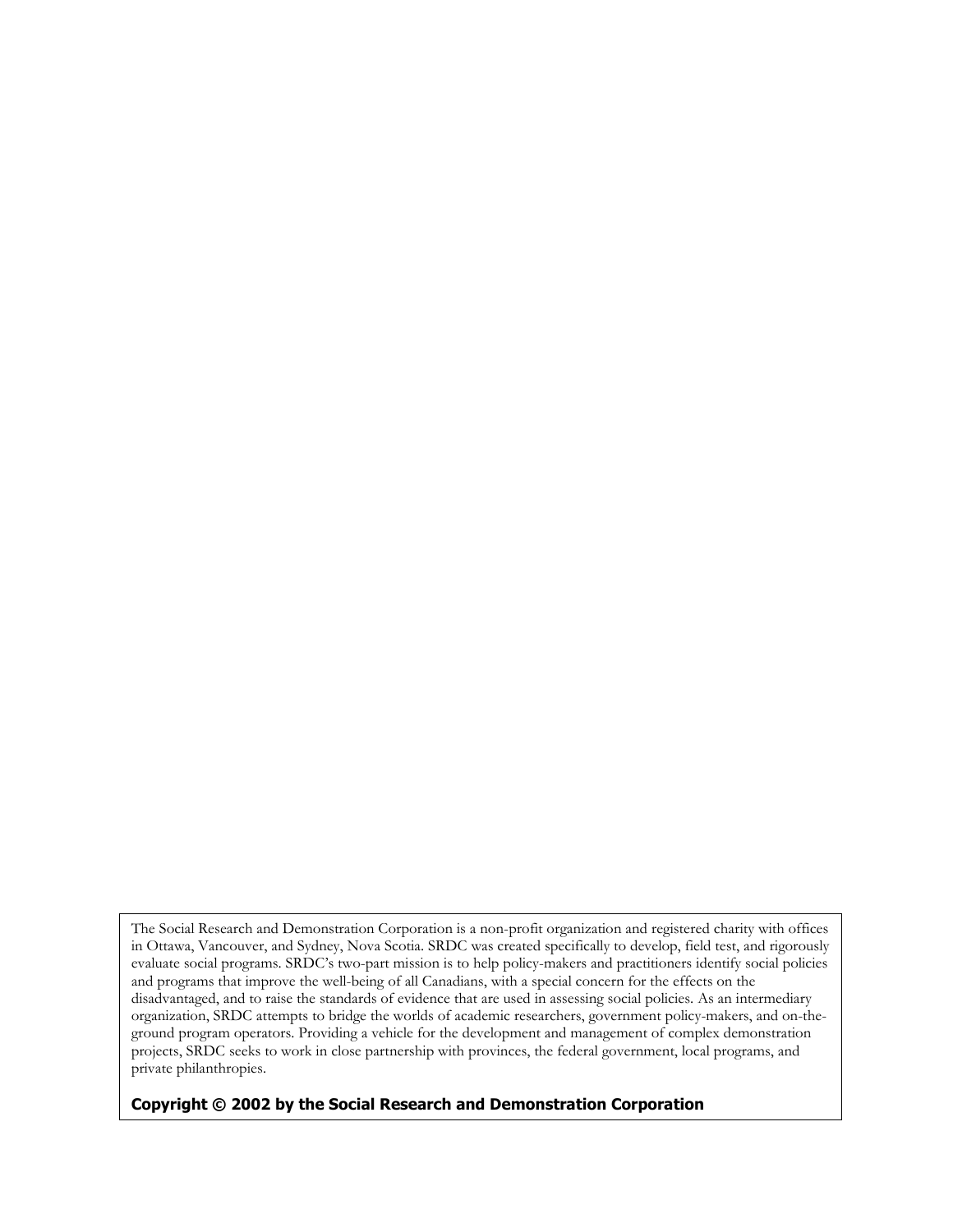The Social Research and Demonstration Corporation is a non-profit organization and registered charity with offices in Ottawa, Vancouver, and Sydney, Nova Scotia. SRDC was created specifically to develop, field test, and rigorously evaluate social programs. SRDC's two-part mission is to help policy-makers and practitioners identify social policies and programs that improve the well-being of all Canadians, with a special concern for the effects on the disadvantaged, and to raise the standards of evidence that are used in assessing social policies. As an intermediary organization, SRDC attempts to bridge the worlds of academic researchers, government policy-makers, and on-the-ground program operators. Providing a vehicle for the development and management of complex demonstration projects, SRDC seeks to work in close partnership with provinces, the federal government, local programs, and private philanthropies.

**Copyright © 2002 by the Social Research and Demonstration Corporation**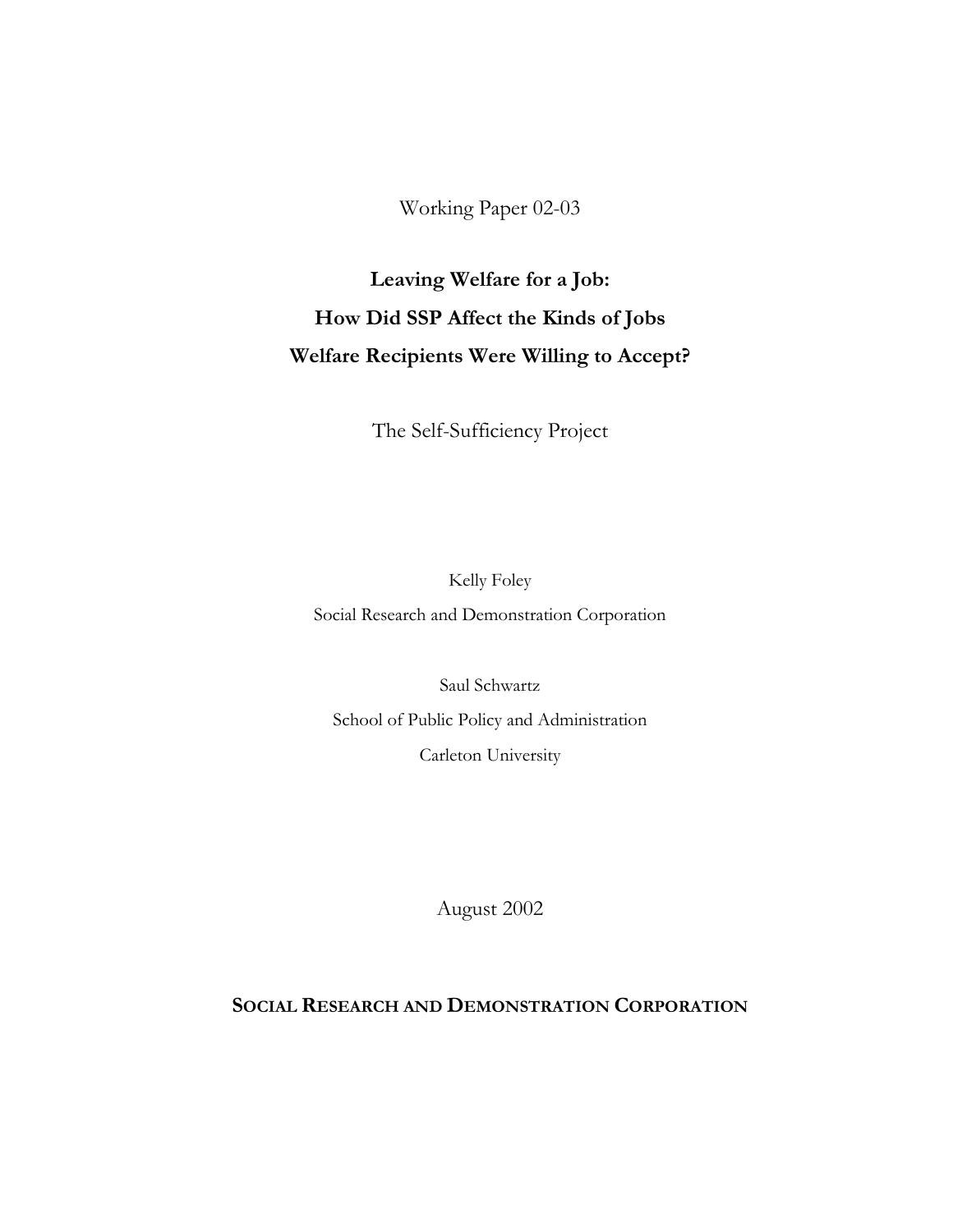Working Paper 02-03

# Leaving Welfare for a Job: How Did SSP Affect the Kinds of Jobs Welfare Recipients Were Willing to Accept?

The Self-Sufficiency Project

Kelly Foley

Social Research and Demonstration Corporation

Saul Schwartz

School of Public Policy and Administration

Carleton University

August 2002

**SOCIAL RESEARCH AND DEMONSTRATION CORPORATION**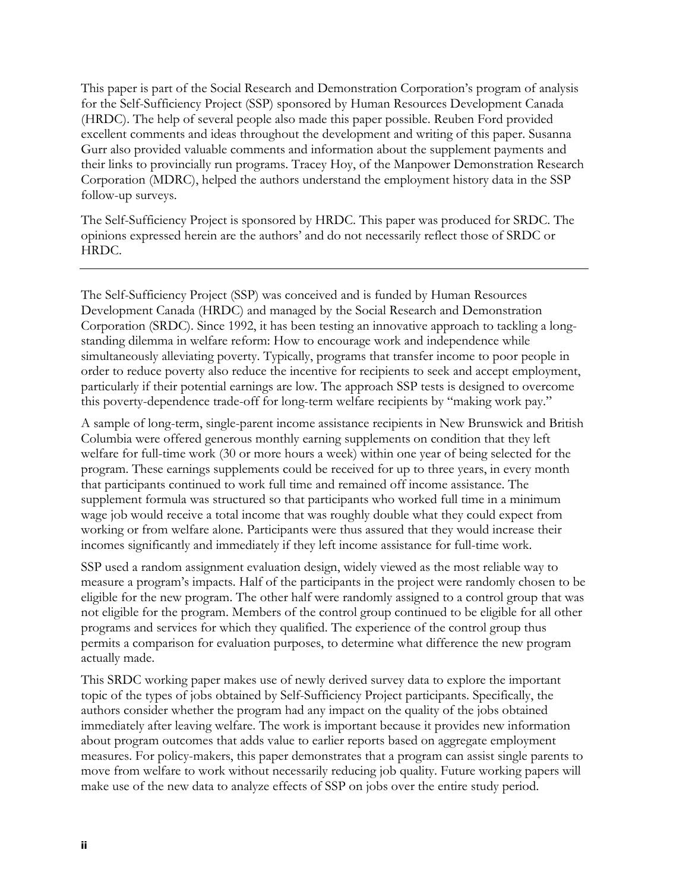This paper is part of the Social Research and Demonstration Corporation's program of analysis for the Self-Sufficiency Project (SSP) sponsored by Human Resources Development Canada (HRDC). The help of several people also made this paper possible. Reuben Ford provided excellent comments and ideas throughout the development and writing of this paper. Susanna Gurr also provided valuable comments and information about the supplement payments and their links to provincially run programs. Tracey Hoy, of the Manpower Demonstration Research Corporation (MDRC), helped the authors understand the employment history data in the SSP follow-up surveys.

The Self-Sufficiency Project is sponsored by HRDC. This paper was produced for SRDC. The opinions expressed herein are the authors' and do not necessarily reflect those of SRDC or HRDC.

---

The Self-Sufficiency Project (SSP) was conceived and is funded by Human Resources Development Canada (HRDC) and managed by the Social Research and Demonstration Corporation (SRDC). Since 1992, it has been testing an innovative approach to tackling a long-standing dilemma in welfare reform: How to encourage work and independence while simultaneously alleviating poverty. Typically, programs that transfer income to poor people in order to reduce poverty also reduce the incentive for recipients to seek and accept employment, particularly if their potential earnings are low. The approach SSP tests is designed to overcome this poverty-dependence trade-off for long-term welfare recipients by "making work pay."

A sample of long-term, single-parent income assistance recipients in New Brunswick and British Columbia were offered generous monthly earning supplements on condition that they left welfare for full-time work (30 or more hours a week) within one year of being selected for the program. These earnings supplements could be received for up to three years, in every month that participants continued to work full time and remained off income assistance. The supplement formula was structured so that participants who worked full time in a minimum wage job would receive a total income that was roughly double what they could expect from working or from welfare alone. Participants were thus assured that they would increase their incomes significantly and immediately if they left income assistance for full-time work.

SSP used a random assignment evaluation design, widely viewed as the most reliable way to measure a program's impacts. Half of the participants in the project were randomly chosen to be eligible for the new program. The other half were randomly assigned to a control group that was not eligible for the program. Members of the control group continued to be eligible for all other programs and services for which they qualified. The experience of the control group thus permits a comparison for evaluation purposes, to determine what difference the new program actually made.

This SRDC working paper makes use of newly derived survey data to explore the important topic of the types of jobs obtained by Self-Sufficiency Project participants. Specifically, the authors consider whether the program had any impact on the quality of the jobs obtained immediately after leaving welfare. The work is important because it provides new information about program outcomes that adds value to earlier reports based on aggregate employment measures. For policy-makers, this paper demonstrates that a program can assist single parents to move from welfare to work without necessarily reducing job quality. Future working papers will make use of the new data to analyze effects of SSP on jobs over the entire study period.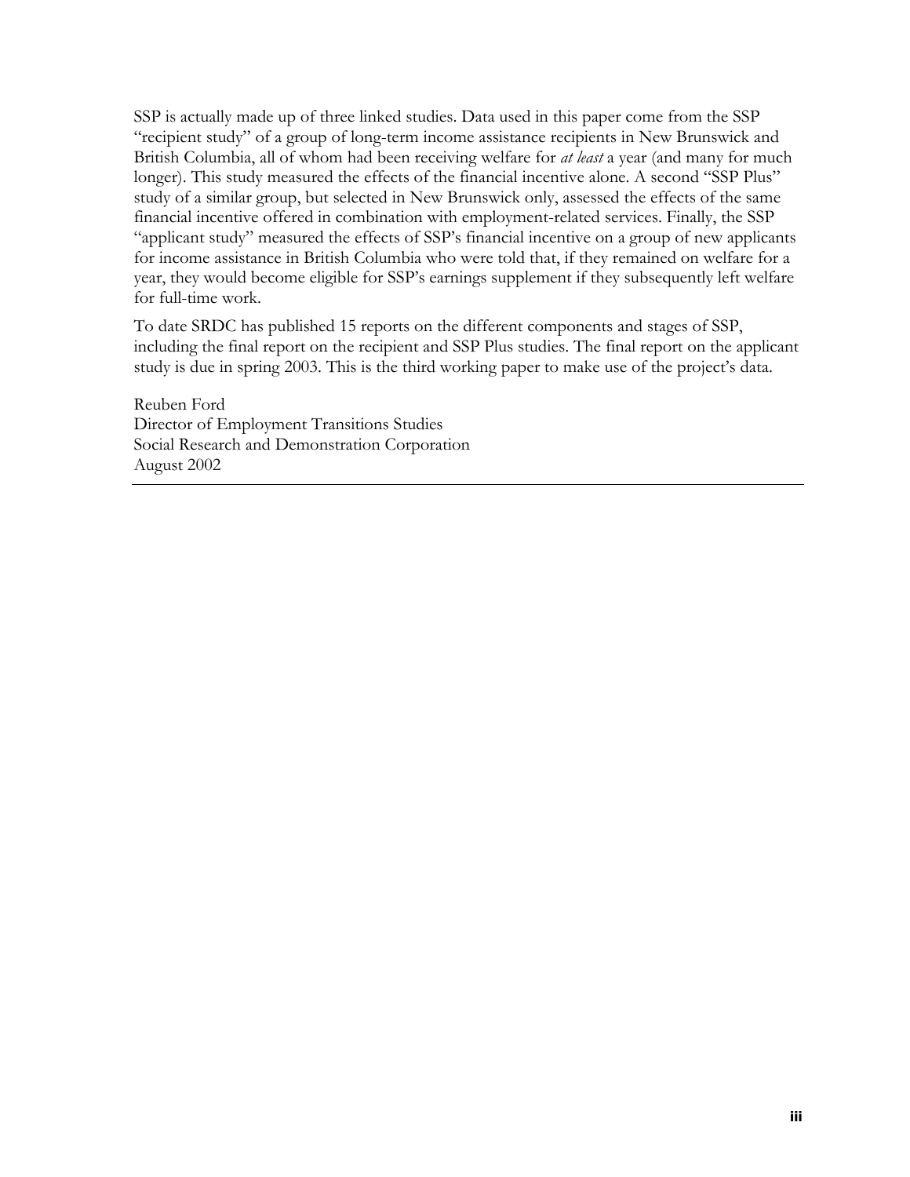SSP is actually made up of three linked studies. Data used in this paper come from the SSP "recipient study" of a group of long-term income assistance recipients in New Brunswick and British Columbia, all of whom had been receiving welfare for *at least* a year (and many for much longer). This study measured the effects of the financial incentive alone. A second "SSP Plus" study of a similar group, but selected in New Brunswick only, assessed the effects of the same financial incentive offered in combination with employment-related services. Finally, the SSP "applicant study" measured the effects of SSP's financial incentive on a group of new applicants for income assistance in British Columbia who were told that, if they remained on welfare for a year, they would become eligible for SSP's earnings supplement if they subsequently left welfare for full-time work.

To date SRDC has published 15 reports on the different components and stages of SSP, including the final report on the recipient and SSP Plus studies. The final report on the applicant study is due in spring 2003. This is the third working paper to make use of the project's data.

Reuben Ford
Director of Employment Transitions Studies
Social Research and Demonstration Corporation
August 2002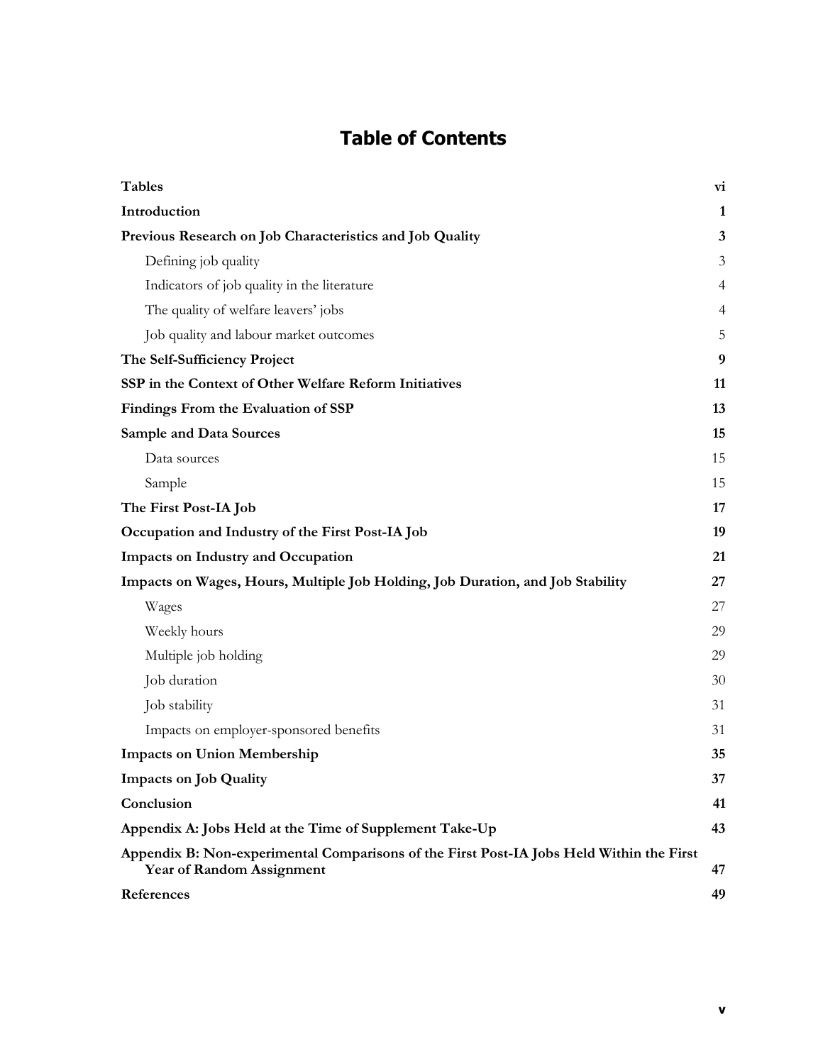# Table of Contents

| | |
|---|---|
| **Tables** | **vi** |
| **Introduction** | **1** |
| **Previous Research on Job Characteristics and Job Quality** | **3** |
| Defining job quality | 3 |
| Indicators of job quality in the literature | 4 |
| The quality of welfare leavers' jobs | 4 |
| Job quality and labour market outcomes | 5 |
| **The Self-Sufficiency Project** | **9** |
| **SSP in the Context of Other Welfare Reform Initiatives** | **11** |
| **Findings From the Evaluation of SSP** | **13** |
| **Sample and Data Sources** | **15** |
| Data sources | 15 |
| Sample | 15 |
| **The First Post-IA Job** | **17** |
| **Occupation and Industry of the First Post-IA Job** | **19** |
| **Impacts on Industry and Occupation** | **21** |
| **Impacts on Wages, Hours, Multiple Job Holding, Job Duration, and Job Stability** | **27** |
| Wages | 27 |
| Weekly hours | 29 |
| Multiple job holding | 29 |
| Job duration | 30 |
| Job stability | 31 |
| Impacts on employer-sponsored benefits | 31 |
| **Impacts on Union Membership** | **35** |
| **Impacts on Job Quality** | **37** |
| **Conclusion** | **41** |
| **Appendix A: Jobs Held at the Time of Supplement Take-Up** | **43** |
| **Appendix B: Non-experimental Comparisons of the First Post-IA Jobs Held Within the First Year of Random Assignment** | **47** |
| **References** | **49** |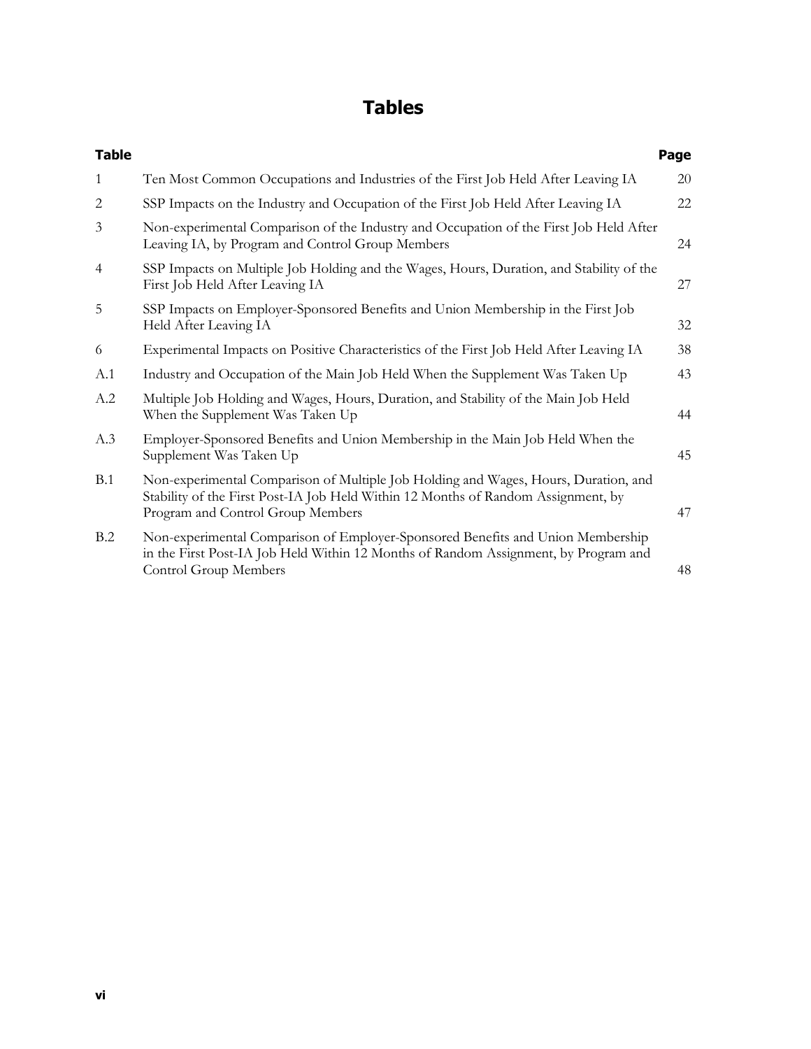# Tables

| Table | | Page |
|---|---|---|
| 1 | Ten Most Common Occupations and Industries of the First Job Held After Leaving IA | 20 |
| 2 | SSP Impacts on the Industry and Occupation of the First Job Held After Leaving IA | 22 |
| 3 | Non-experimental Comparison of the Industry and Occupation of the First Job Held After Leaving IA, by Program and Control Group Members | 24 |
| 4 | SSP Impacts on Multiple Job Holding and the Wages, Hours, Duration, and Stability of the First Job Held After Leaving IA | 27 |
| 5 | SSP Impacts on Employer-Sponsored Benefits and Union Membership in the First Job Held After Leaving IA | 32 |
| 6 | Experimental Impacts on Positive Characteristics of the First Job Held After Leaving IA | 38 |
| A.1 | Industry and Occupation of the Main Job Held When the Supplement Was Taken Up | 43 |
| A.2 | Multiple Job Holding and Wages, Hours, Duration, and Stability of the Main Job Held When the Supplement Was Taken Up | 44 |
| A.3 | Employer-Sponsored Benefits and Union Membership in the Main Job Held When the Supplement Was Taken Up | 45 |
| B.1 | Non-experimental Comparison of Multiple Job Holding and Wages, Hours, Duration, and Stability of the First Post-IA Job Held Within 12 Months of Random Assignment, by Program and Control Group Members | 47 |
| B.2 | Non-experimental Comparison of Employer-Sponsored Benefits and Union Membership in the First Post-IA Job Held Within 12 Months of Random Assignment, by Program and Control Group Members | 48 |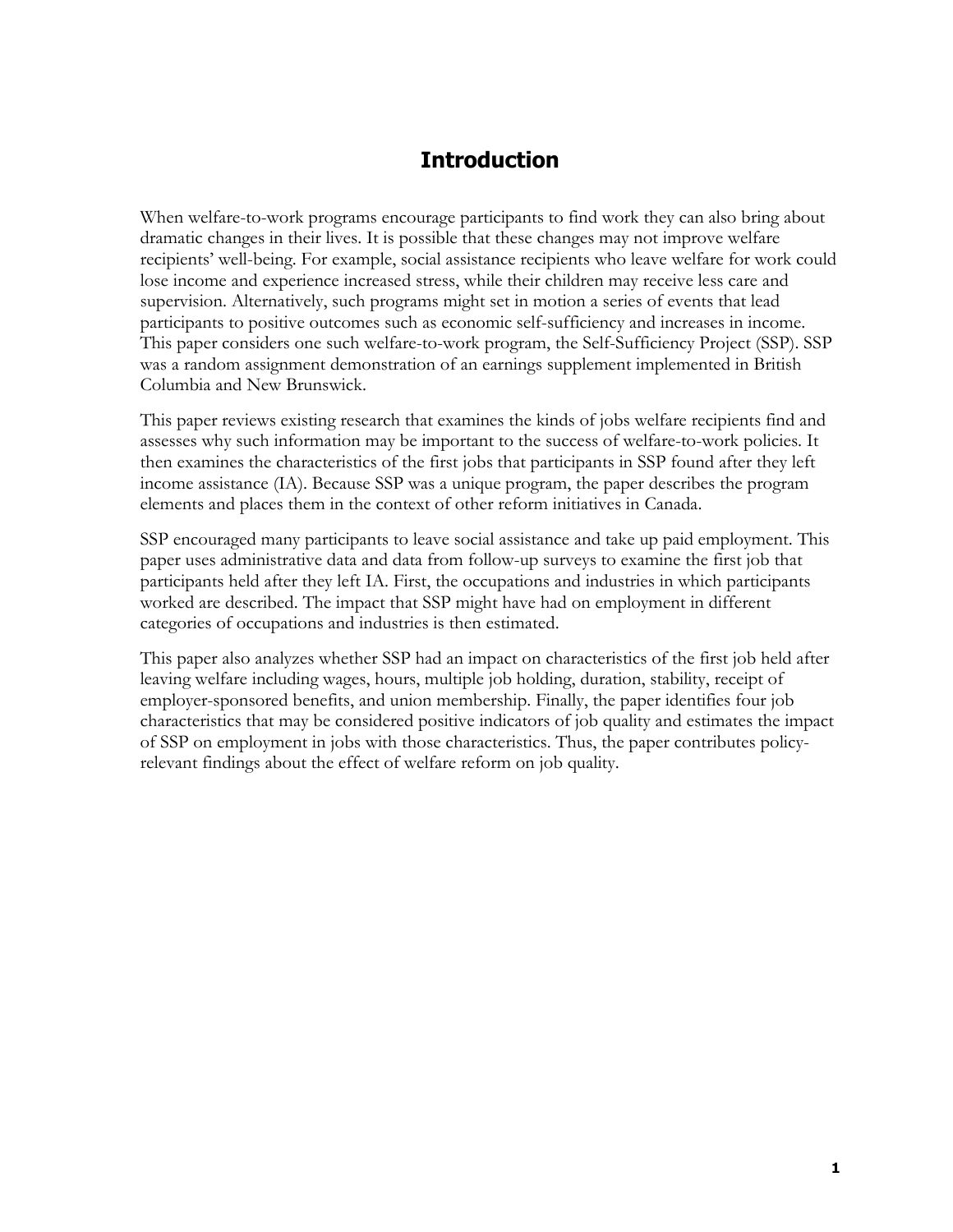# Introduction

When welfare-to-work programs encourage participants to find work they can also bring about dramatic changes in their lives. It is possible that these changes may not improve welfare recipients' well-being. For example, social assistance recipients who leave welfare for work could lose income and experience increased stress, while their children may receive less care and supervision. Alternatively, such programs might set in motion a series of events that lead participants to positive outcomes such as economic self-sufficiency and increases in income. This paper considers one such welfare-to-work program, the Self-Sufficiency Project (SSP). SSP was a random assignment demonstration of an earnings supplement implemented in British Columbia and New Brunswick.

This paper reviews existing research that examines the kinds of jobs welfare recipients find and assesses why such information may be important to the success of welfare-to-work policies. It then examines the characteristics of the first jobs that participants in SSP found after they left income assistance (IA). Because SSP was a unique program, the paper describes the program elements and places them in the context of other reform initiatives in Canada.

SSP encouraged many participants to leave social assistance and take up paid employment. This paper uses administrative data and data from follow-up surveys to examine the first job that participants held after they left IA. First, the occupations and industries in which participants worked are described. The impact that SSP might have had on employment in different categories of occupations and industries is then estimated.

This paper also analyzes whether SSP had an impact on characteristics of the first job held after leaving welfare including wages, hours, multiple job holding, duration, stability, receipt of employer-sponsored benefits, and union membership. Finally, the paper identifies four job characteristics that may be considered positive indicators of job quality and estimates the impact of SSP on employment in jobs with those characteristics. Thus, the paper contributes policy-relevant findings about the effect of welfare reform on job quality.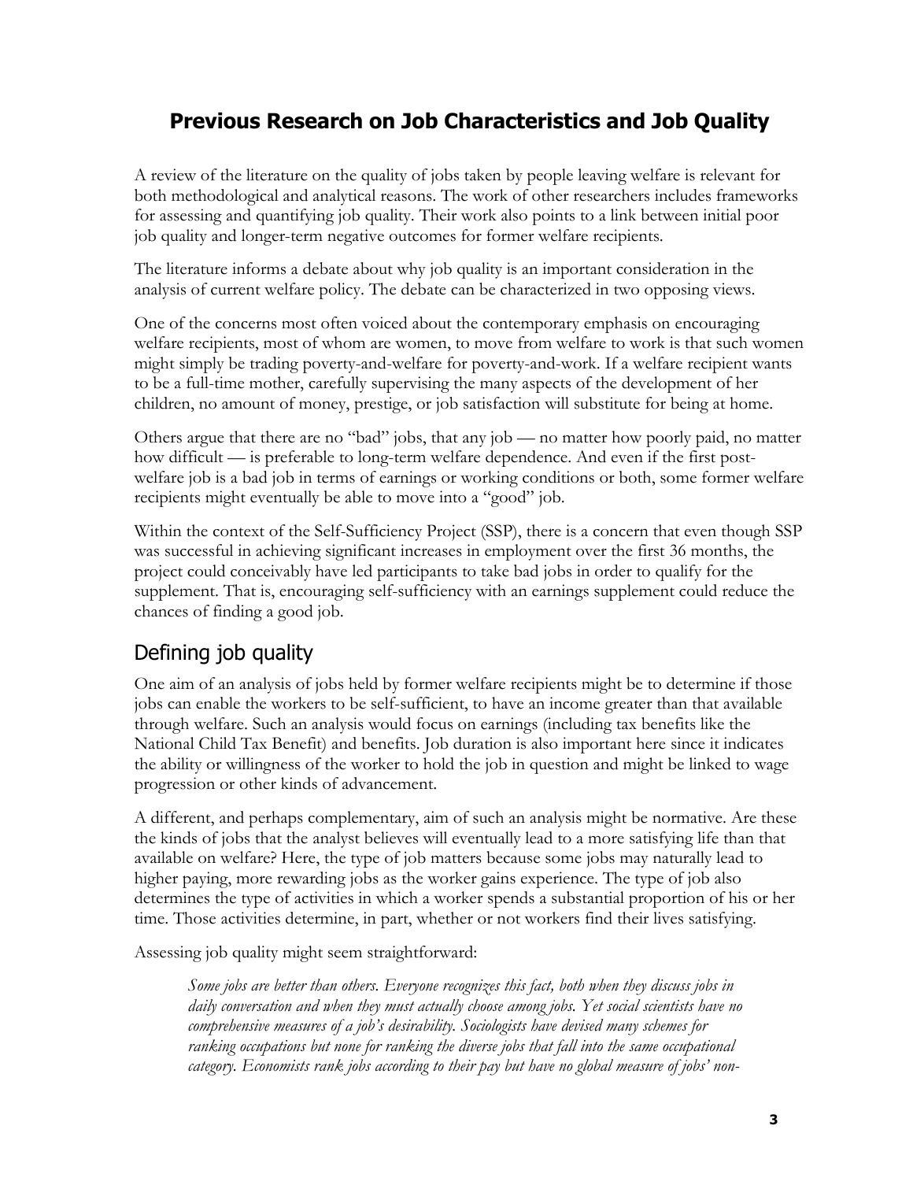# Previous Research on Job Characteristics and Job Quality

A review of the literature on the quality of jobs taken by people leaving welfare is relevant for both methodological and analytical reasons. The work of other researchers includes frameworks for assessing and quantifying job quality. Their work also points to a link between initial poor job quality and longer-term negative outcomes for former welfare recipients.

The literature informs a debate about why job quality is an important consideration in the analysis of current welfare policy. The debate can be characterized in two opposing views.

One of the concerns most often voiced about the contemporary emphasis on encouraging welfare recipients, most of whom are women, to move from welfare to work is that such women might simply be trading poverty-and-welfare for poverty-and-work. If a welfare recipient wants to be a full-time mother, carefully supervising the many aspects of the development of her children, no amount of money, prestige, or job satisfaction will substitute for being at home.

Others argue that there are no "bad" jobs, that any job — no matter how poorly paid, no matter how difficult — is preferable to long-term welfare dependence. And even if the first post-welfare job is a bad job in terms of earnings or working conditions or both, some former welfare recipients might eventually be able to move into a "good" job.

Within the context of the Self-Sufficiency Project (SSP), there is a concern that even though SSP was successful in achieving significant increases in employment over the first 36 months, the project could conceivably have led participants to take bad jobs in order to qualify for the supplement. That is, encouraging self-sufficiency with an earnings supplement could reduce the chances of finding a good job.

## Defining job quality

One aim of an analysis of jobs held by former welfare recipients might be to determine if those jobs can enable the workers to be self-sufficient, to have an income greater than that available through welfare. Such an analysis would focus on earnings (including tax benefits like the National Child Tax Benefit) and benefits. Job duration is also important here since it indicates the ability or willingness of the worker to hold the job in question and might be linked to wage progression or other kinds of advancement.

A different, and perhaps complementary, aim of such an analysis might be normative. Are these the kinds of jobs that the analyst believes will eventually lead to a more satisfying life than that available on welfare? Here, the type of job matters because some jobs may naturally lead to higher paying, more rewarding jobs as the worker gains experience. The type of job also determines the type of activities in which a worker spends a substantial proportion of his or her time. Those activities determine, in part, whether or not workers find their lives satisfying.

Assessing job quality might seem straightforward:

> *Some jobs are better than others. Everyone recognizes this fact, both when they discuss jobs in daily conversation and when they must actually choose among jobs. Yet social scientists have no comprehensive measures of a job's desirability. Sociologists have devised many schemes for ranking occupations but none for ranking the diverse jobs that fall into the same occupational category. Economists rank jobs according to their pay but have no global measure of jobs' non-*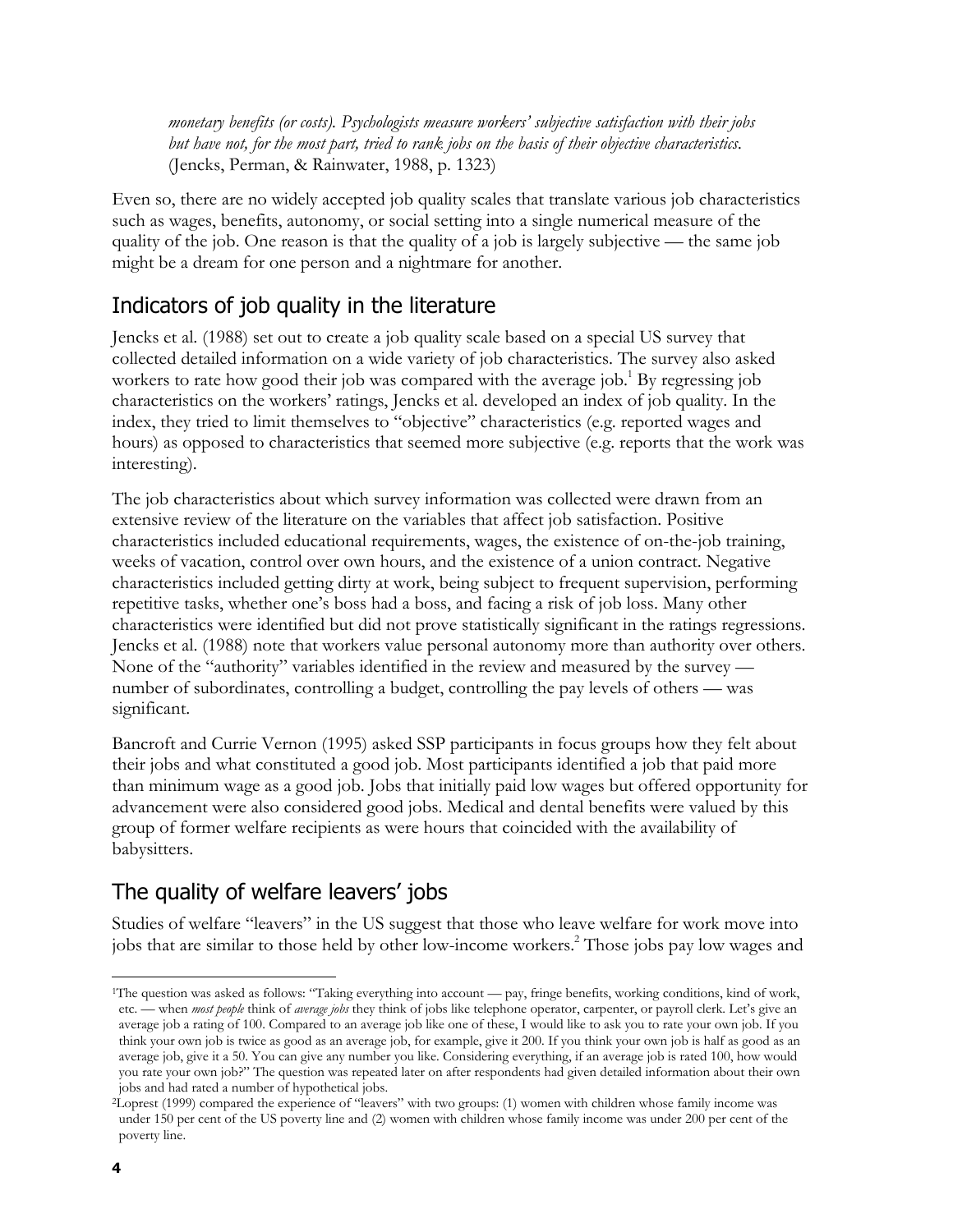*monetary benefits (or costs). Psychologists measure workers' subjective satisfaction with their jobs but have not, for the most part, tried to rank jobs on the basis of their objective characteristics.* (Jencks, Perman, & Rainwater, 1988, p. 1323)

Even so, there are no widely accepted job quality scales that translate various job characteristics such as wages, benefits, autonomy, or social setting into a single numerical measure of the quality of the job. One reason is that the quality of a job is largely subjective — the same job might be a dream for one person and a nightmare for another.

## Indicators of job quality in the literature

Jencks et al. (1988) set out to create a job quality scale based on a special US survey that collected detailed information on a wide variety of job characteristics. The survey also asked workers to rate how good their job was compared with the average job.[1] By regressing job characteristics on the workers' ratings, Jencks et al. developed an index of job quality. In the index, they tried to limit themselves to "objective" characteristics (e.g. reported wages and hours) as opposed to characteristics that seemed more subjective (e.g. reports that the work was interesting).

The job characteristics about which survey information was collected were drawn from an extensive review of the literature on the variables that affect job satisfaction. Positive characteristics included educational requirements, wages, the existence of on-the-job training, weeks of vacation, control over own hours, and the existence of a union contract. Negative characteristics included getting dirty at work, being subject to frequent supervision, performing repetitive tasks, whether one's boss had a boss, and facing a risk of job loss. Many other characteristics were identified but did not prove statistically significant in the ratings regressions. Jencks et al. (1988) note that workers value personal autonomy more than authority over others. None of the "authority" variables identified in the review and measured by the survey — number of subordinates, controlling a budget, controlling the pay levels of others — was significant.

Bancroft and Currie Vernon (1995) asked SSP participants in focus groups how they felt about their jobs and what constituted a good job. Most participants identified a job that paid more than minimum wage as a good job. Jobs that initially paid low wages but offered opportunity for advancement were also considered good jobs. Medical and dental benefits were valued by this group of former welfare recipients as were hours that coincided with the availability of babysitters.

## The quality of welfare leavers' jobs

Studies of welfare "leavers" in the US suggest that those who leave welfare for work move into jobs that are similar to those held by other low-income workers.[2] Those jobs pay low wages and

[1] The question was asked as follows: "Taking everything into account — pay, fringe benefits, working conditions, kind of work, etc. — when *most people* think of *average jobs* they think of jobs like telephone operator, carpenter, or payroll clerk. Let's give an average job a rating of 100. Compared to an average job like one of these, I would like to ask you to rate your own job. If you think your own job is twice as good as an average job, for example, give it 200. If you think your own job is half as good as an average job, give it a 50. You can give any number you like. Considering everything, if an average job is rated 100, how would you rate your own job?" The question was repeated later on after respondents had given detailed information about their own jobs and had rated a number of hypothetical jobs.

[2] Loprest (1999) compared the experience of "leavers" with two groups: (1) women with children whose family income was under 150 per cent of the US poverty line and (2) women with children whose family income was under 200 per cent of the poverty line.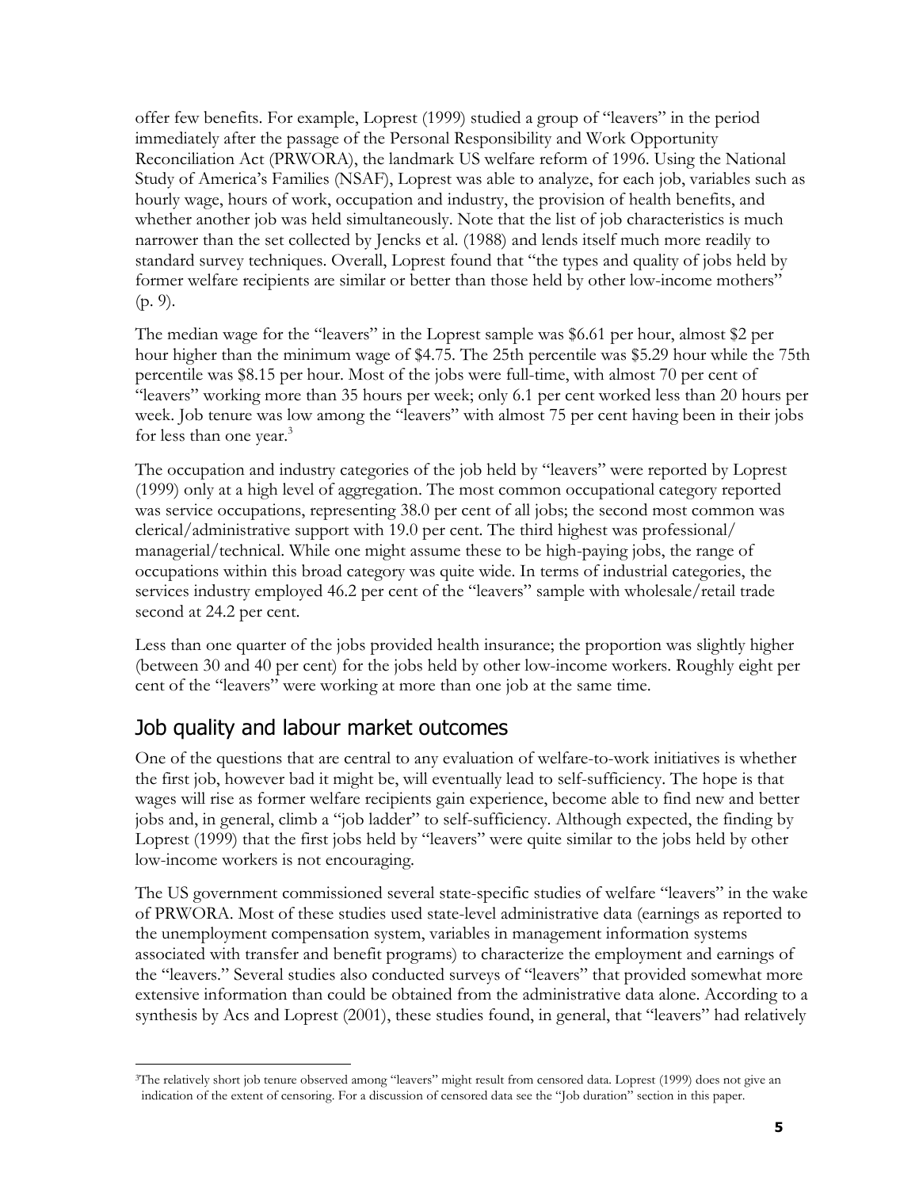offer few benefits. For example, Loprest (1999) studied a group of "leavers" in the period immediately after the passage of the Personal Responsibility and Work Opportunity Reconciliation Act (PRWORA), the landmark US welfare reform of 1996. Using the National Study of America's Families (NSAF), Loprest was able to analyze, for each job, variables such as hourly wage, hours of work, occupation and industry, the provision of health benefits, and whether another job was held simultaneously. Note that the list of job characteristics is much narrower than the set collected by Jencks et al. (1988) and lends itself much more readily to standard survey techniques. Overall, Loprest found that "the types and quality of jobs held by former welfare recipients are similar or better than those held by other low-income mothers" (p. 9).

The median wage for the "leavers" in the Loprest sample was $6.61 per hour, almost $2 per hour higher than the minimum wage of $4.75. The 25th percentile was $5.29 hour while the 75th percentile was $8.15 per hour. Most of the jobs were full-time, with almost 70 per cent of "leavers" working more than 35 hours per week; only 6.1 per cent worked less than 20 hours per week. Job tenure was low among the "leavers" with almost 75 per cent having been in their jobs for less than one year.[3]

The occupation and industry categories of the job held by "leavers" were reported by Loprest (1999) only at a high level of aggregation. The most common occupational category reported was service occupations, representing 38.0 per cent of all jobs; the second most common was clerical/administrative support with 19.0 per cent. The third highest was professional/managerial/technical. While one might assume these to be high-paying jobs, the range of occupations within this broad category was quite wide. In terms of industrial categories, the services industry employed 46.2 per cent of the "leavers" sample with wholesale/retail trade second at 24.2 per cent.

Less than one quarter of the jobs provided health insurance; the proportion was slightly higher (between 30 and 40 per cent) for the jobs held by other low-income workers. Roughly eight per cent of the "leavers" were working at more than one job at the same time.

## Job quality and labour market outcomes

One of the questions that are central to any evaluation of welfare-to-work initiatives is whether the first job, however bad it might be, will eventually lead to self-sufficiency. The hope is that wages will rise as former welfare recipients gain experience, become able to find new and better jobs and, in general, climb a "job ladder" to self-sufficiency. Although expected, the finding by Loprest (1999) that the first jobs held by "leavers" were quite similar to the jobs held by other low-income workers is not encouraging.

The US government commissioned several state-specific studies of welfare "leavers" in the wake of PRWORA. Most of these studies used state-level administrative data (earnings as reported to the unemployment compensation system, variables in management information systems associated with transfer and benefit programs) to characterize the employment and earnings of the "leavers." Several studies also conducted surveys of "leavers" that provided somewhat more extensive information than could be obtained from the administrative data alone. According to a synthesis by Acs and Loprest (2001), these studies found, in general, that "leavers" had relatively

[3] The relatively short job tenure observed among "leavers" might result from censored data. Loprest (1999) does not give an indication of the extent of censoring. For a discussion of censored data see the "Job duration" section in this paper.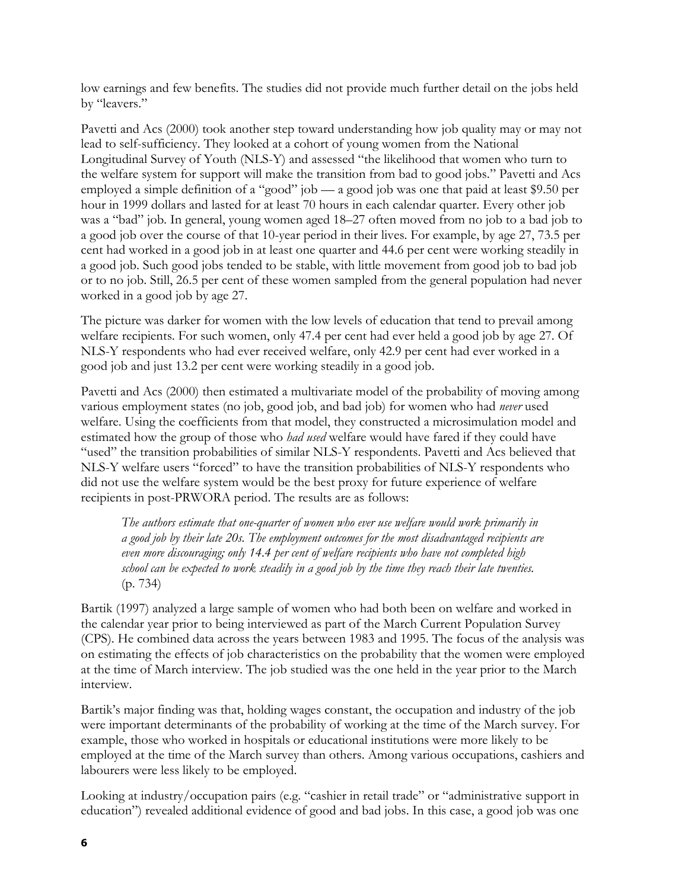low earnings and few benefits. The studies did not provide much further detail on the jobs held by "leavers."

Pavetti and Acs (2000) took another step toward understanding how job quality may or may not lead to self-sufficiency. They looked at a cohort of young women from the National Longitudinal Survey of Youth (NLS-Y) and assessed "the likelihood that women who turn to the welfare system for support will make the transition from bad to good jobs." Pavetti and Acs employed a simple definition of a "good" job — a good job was one that paid at least $9.50 per hour in 1999 dollars and lasted for at least 70 hours in each calendar quarter. Every other job was a "bad" job. In general, young women aged 18–27 often moved from no job to a bad job to a good job over the course of that 10-year period in their lives. For example, by age 27, 73.5 per cent had worked in a good job in at least one quarter and 44.6 per cent were working steadily in a good job. Such good jobs tended to be stable, with little movement from good job to bad job or to no job. Still, 26.5 per cent of these women sampled from the general population had never worked in a good job by age 27.

The picture was darker for women with the low levels of education that tend to prevail among welfare recipients. For such women, only 47.4 per cent had ever held a good job by age 27. Of NLS-Y respondents who had ever received welfare, only 42.9 per cent had ever worked in a good job and just 13.2 per cent were working steadily in a good job.

Pavetti and Acs (2000) then estimated a multivariate model of the probability of moving among various employment states (no job, good job, and bad job) for women who had *never* used welfare. Using the coefficients from that model, they constructed a microsimulation model and estimated how the group of those who *had used* welfare would have fared if they could have "used" the transition probabilities of similar NLS-Y respondents. Pavetti and Acs believed that NLS-Y welfare users "forced" to have the transition probabilities of NLS-Y respondents who did not use the welfare system would be the best proxy for future experience of welfare recipients in post-PRWORA period. The results are as follows:

> *The authors estimate that one-quarter of women who ever use welfare would work primarily in a good job by their late 20s. The employment outcomes for the most disadvantaged recipients are even more discouraging; only 14.4 per cent of welfare recipients who have not completed high school can be expected to work steadily in a good job by the time they reach their late twenties.* (p. 734)

Bartik (1997) analyzed a large sample of women who had both been on welfare and worked in the calendar year prior to being interviewed as part of the March Current Population Survey (CPS). He combined data across the years between 1983 and 1995. The focus of the analysis was on estimating the effects of job characteristics on the probability that the women were employed at the time of March interview. The job studied was the one held in the year prior to the March interview.

Bartik's major finding was that, holding wages constant, the occupation and industry of the job were important determinants of the probability of working at the time of the March survey. For example, those who worked in hospitals or educational institutions were more likely to be employed at the time of the March survey than others. Among various occupations, cashiers and labourers were less likely to be employed.

Looking at industry/occupation pairs (e.g. "cashier in retail trade" or "administrative support in education") revealed additional evidence of good and bad jobs. In this case, a good job was one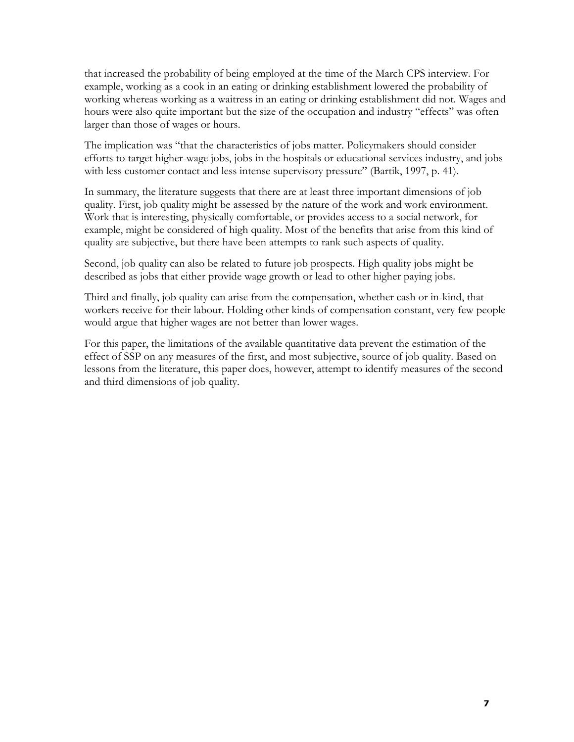that increased the probability of being employed at the time of the March CPS interview. For example, working as a cook in an eating or drinking establishment lowered the probability of working whereas working as a waitress in an eating or drinking establishment did not. Wages and hours were also quite important but the size of the occupation and industry "effects" was often larger than those of wages or hours.

The implication was "that the characteristics of jobs matter. Policymakers should consider efforts to target higher-wage jobs, jobs in the hospitals or educational services industry, and jobs with less customer contact and less intense supervisory pressure" (Bartik, 1997, p. 41).

In summary, the literature suggests that there are at least three important dimensions of job quality. First, job quality might be assessed by the nature of the work and work environment. Work that is interesting, physically comfortable, or provides access to a social network, for example, might be considered of high quality. Most of the benefits that arise from this kind of quality are subjective, but there have been attempts to rank such aspects of quality.

Second, job quality can also be related to future job prospects. High quality jobs might be described as jobs that either provide wage growth or lead to other higher paying jobs.

Third and finally, job quality can arise from the compensation, whether cash or in-kind, that workers receive for their labour. Holding other kinds of compensation constant, very few people would argue that higher wages are not better than lower wages.

For this paper, the limitations of the available quantitative data prevent the estimation of the effect of SSP on any measures of the first, and most subjective, source of job quality. Based on lessons from the literature, this paper does, however, attempt to identify measures of the second and third dimensions of job quality.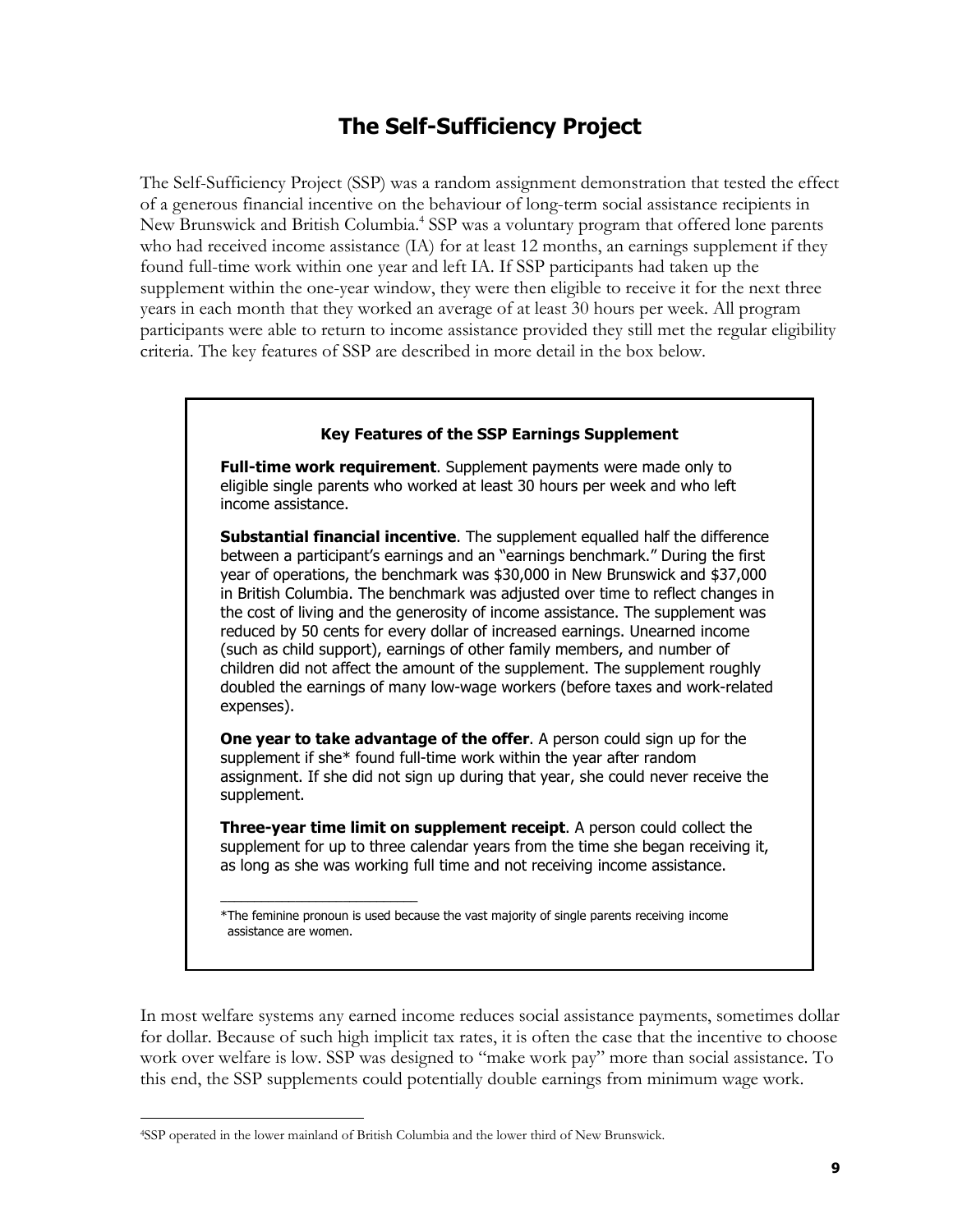# The Self-Sufficiency Project

The Self-Sufficiency Project (SSP) was a random assignment demonstration that tested the effect of a generous financial incentive on the behaviour of long-term social assistance recipients in New Brunswick and British Columbia.[4] SSP was a voluntary program that offered lone parents who had received income assistance (IA) for at least 12 months, an earnings supplement if they found full-time work within one year and left IA. If SSP participants had taken up the supplement within the one-year window, they were then eligible to receive it for the next three years in each month that they worked an average of at least 30 hours per week. All program participants were able to return to income assistance provided they still met the regular eligibility criteria. The key features of SSP are described in more detail in the box below.

> **Key Features of the SSP Earnings Supplement**
>
> **Full-time work requirement**. Supplement payments were made only to eligible single parents who worked at least 30 hours per week and who left income assistance.
>
> **Substantial financial incentive**. The supplement equalled half the difference between a participant's earnings and an "earnings benchmark." During the first year of operations, the benchmark was $30,000 in New Brunswick and $37,000 in British Columbia. The benchmark was adjusted over time to reflect changes in the cost of living and the generosity of income assistance. The supplement was reduced by 50 cents for every dollar of increased earnings. Unearned income (such as child support), earnings of other family members, and number of children did not affect the amount of the supplement. The supplement roughly doubled the earnings of many low-wage workers (before taxes and work-related expenses).
>
> **One year to take advantage of the offer**. A person could sign up for the supplement if she* found full-time work within the year after random assignment. If she did not sign up during that year, she could never receive the supplement.
>
> **Three-year time limit on supplement receipt**. A person could collect the supplement for up to three calendar years from the time she began receiving it, as long as she was working full time and not receiving income assistance.
>
> ---
>
> *The feminine pronoun is used because the vast majority of single parents receiving income assistance are women.

In most welfare systems any earned income reduces social assistance payments, sometimes dollar for dollar. Because of such high implicit tax rates, it is often the case that the incentive to choose work over welfare is low. SSP was designed to "make work pay" more than social assistance. To this end, the SSP supplements could potentially double earnings from minimum wage work.

---

[4] SSP operated in the lower mainland of British Columbia and the lower third of New Brunswick.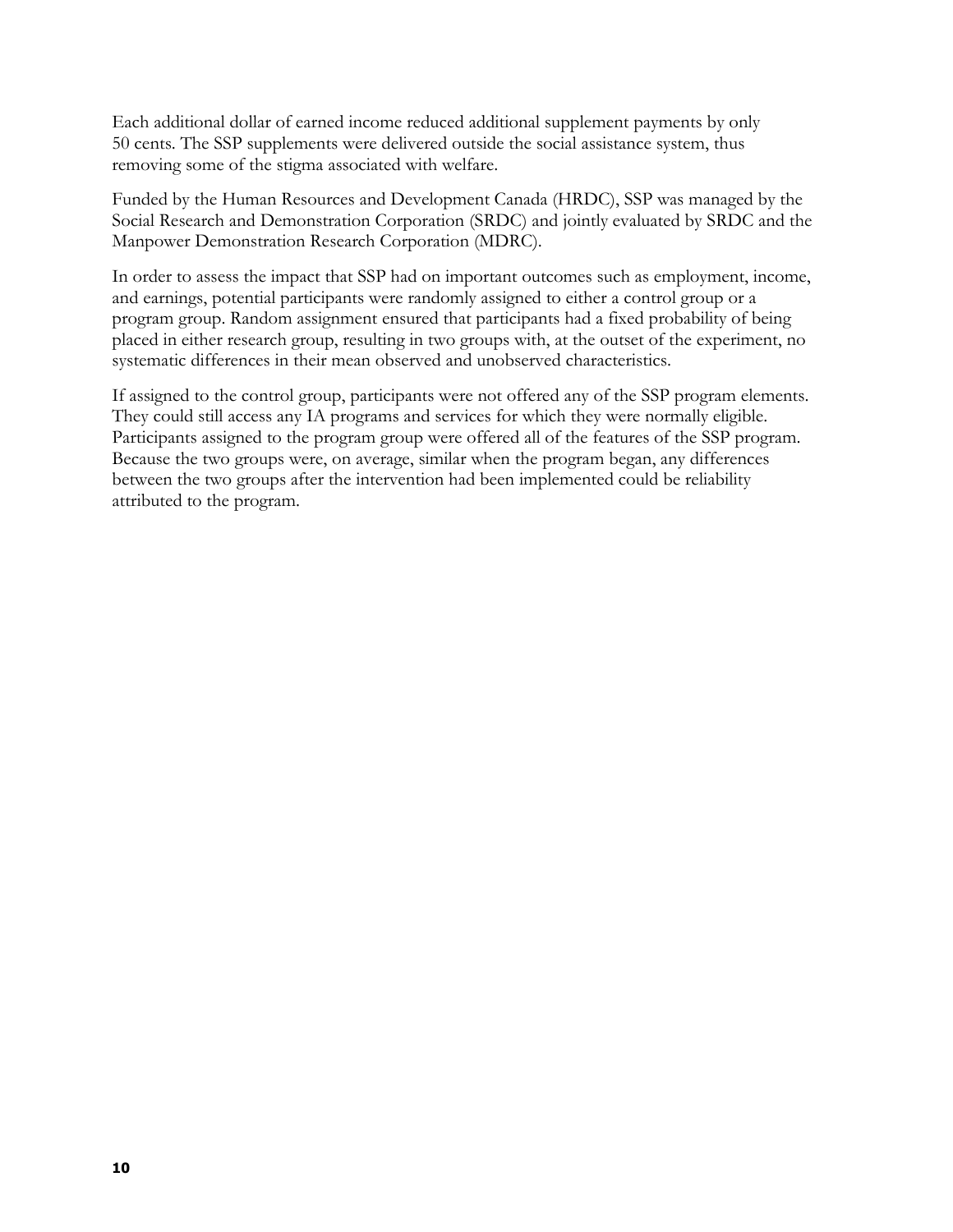Each additional dollar of earned income reduced additional supplement payments by only 50 cents. The SSP supplements were delivered outside the social assistance system, thus removing some of the stigma associated with welfare.

Funded by the Human Resources and Development Canada (HRDC), SSP was managed by the Social Research and Demonstration Corporation (SRDC) and jointly evaluated by SRDC and the Manpower Demonstration Research Corporation (MDRC).

In order to assess the impact that SSP had on important outcomes such as employment, income, and earnings, potential participants were randomly assigned to either a control group or a program group. Random assignment ensured that participants had a fixed probability of being placed in either research group, resulting in two groups with, at the outset of the experiment, no systematic differences in their mean observed and unobserved characteristics.

If assigned to the control group, participants were not offered any of the SSP program elements. They could still access any IA programs and services for which they were normally eligible. Participants assigned to the program group were offered all of the features of the SSP program. Because the two groups were, on average, similar when the program began, any differences between the two groups after the intervention had been implemented could be reliability attributed to the program.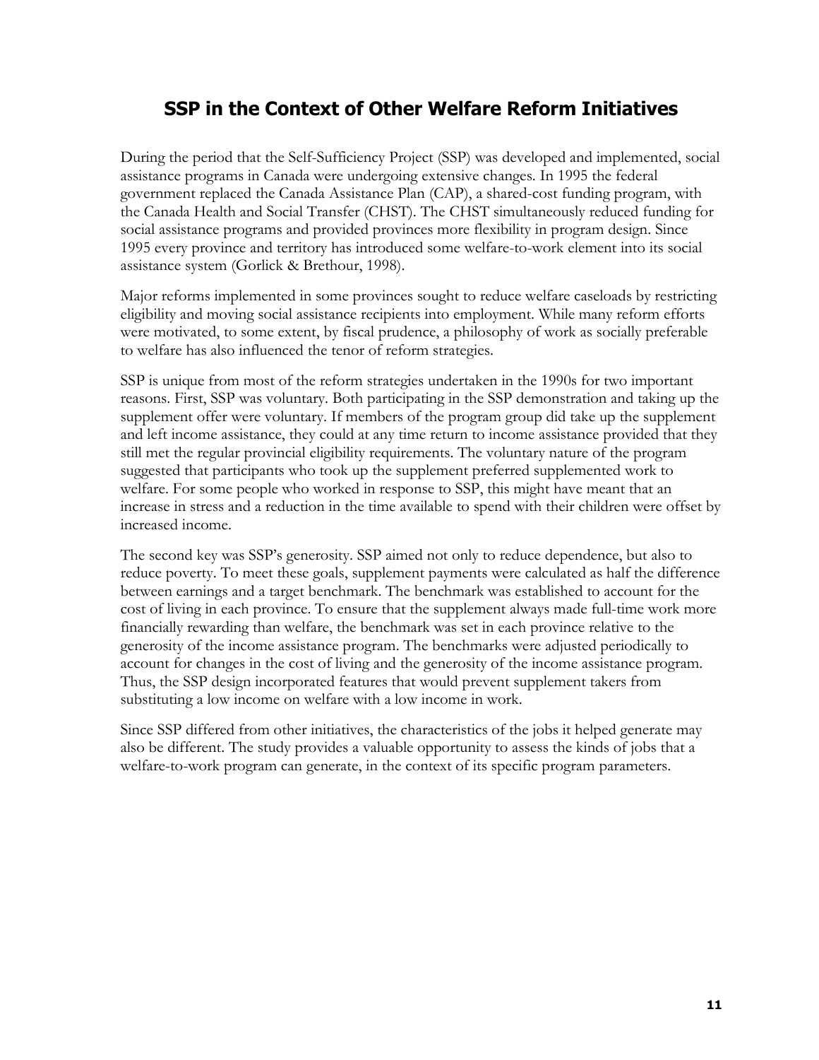## SSP in the Context of Other Welfare Reform Initiatives

During the period that the Self-Sufficiency Project (SSP) was developed and implemented, social assistance programs in Canada were undergoing extensive changes. In 1995 the federal government replaced the Canada Assistance Plan (CAP), a shared-cost funding program, with the Canada Health and Social Transfer (CHST). The CHST simultaneously reduced funding for social assistance programs and provided provinces more flexibility in program design. Since 1995 every province and territory has introduced some welfare-to-work element into its social assistance system (Gorlick & Brethour, 1998).

Major reforms implemented in some provinces sought to reduce welfare caseloads by restricting eligibility and moving social assistance recipients into employment. While many reform efforts were motivated, to some extent, by fiscal prudence, a philosophy of work as socially preferable to welfare has also influenced the tenor of reform strategies.

SSP is unique from most of the reform strategies undertaken in the 1990s for two important reasons. First, SSP was voluntary. Both participating in the SSP demonstration and taking up the supplement offer were voluntary. If members of the program group did take up the supplement and left income assistance, they could at any time return to income assistance provided that they still met the regular provincial eligibility requirements. The voluntary nature of the program suggested that participants who took up the supplement preferred supplemented work to welfare. For some people who worked in response to SSP, this might have meant that an increase in stress and a reduction in the time available to spend with their children were offset by increased income.

The second key was SSP's generosity. SSP aimed not only to reduce dependence, but also to reduce poverty. To meet these goals, supplement payments were calculated as half the difference between earnings and a target benchmark. The benchmark was established to account for the cost of living in each province. To ensure that the supplement always made full-time work more financially rewarding than welfare, the benchmark was set in each province relative to the generosity of the income assistance program. The benchmarks were adjusted periodically to account for changes in the cost of living and the generosity of the income assistance program. Thus, the SSP design incorporated features that would prevent supplement takers from substituting a low income on welfare with a low income in work.

Since SSP differed from other initiatives, the characteristics of the jobs it helped generate may also be different. The study provides a valuable opportunity to assess the kinds of jobs that a welfare-to-work program can generate, in the context of its specific program parameters.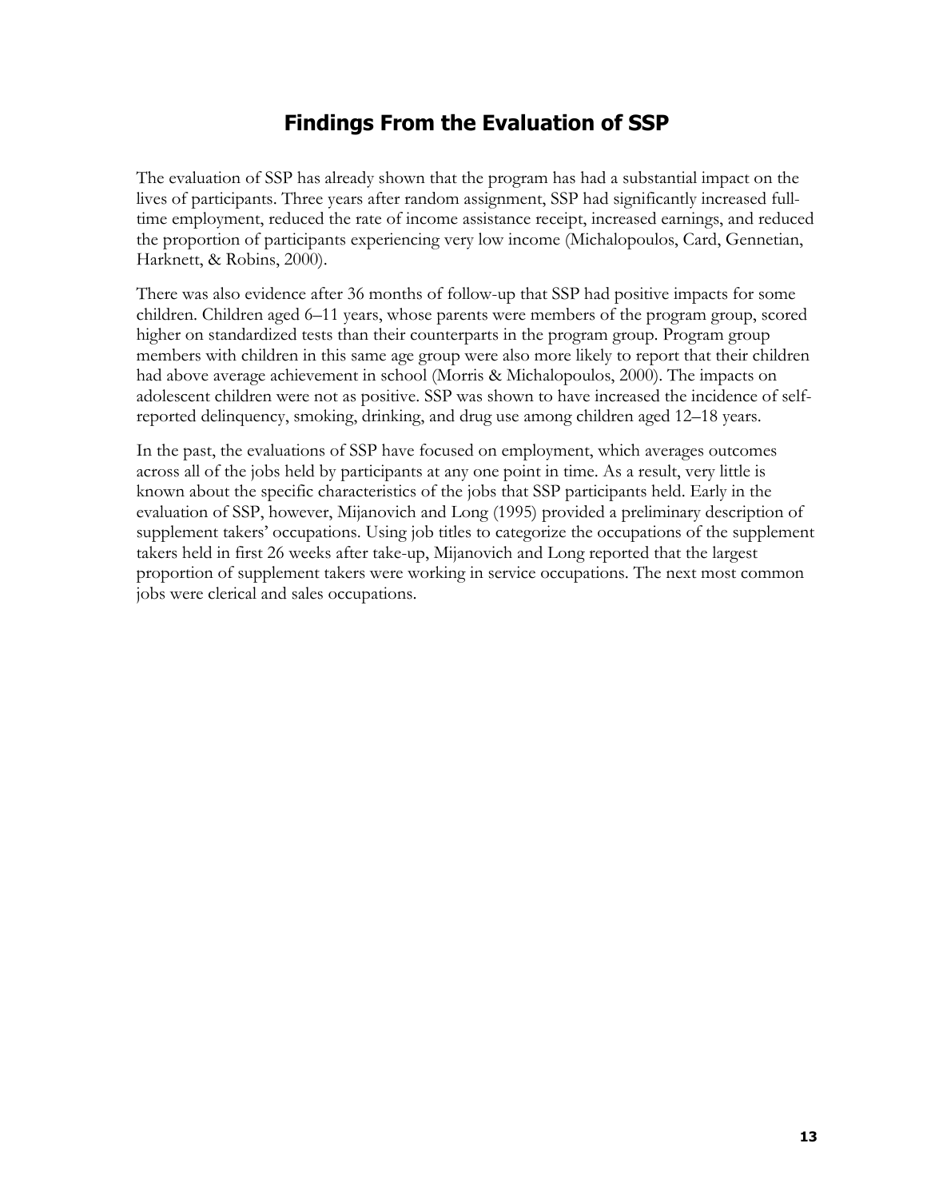## Findings From the Evaluation of SSP

The evaluation of SSP has already shown that the program has had a substantial impact on the lives of participants. Three years after random assignment, SSP had significantly increased full-time employment, reduced the rate of income assistance receipt, increased earnings, and reduced the proportion of participants experiencing very low income (Michalopoulos, Card, Gennetian, Harknett, & Robins, 2000).

There was also evidence after 36 months of follow-up that SSP had positive impacts for some children. Children aged 6–11 years, whose parents were members of the program group, scored higher on standardized tests than their counterparts in the program group. Program group members with children in this same age group were also more likely to report that their children had above average achievement in school (Morris & Michalopoulos, 2000). The impacts on adolescent children were not as positive. SSP was shown to have increased the incidence of self-reported delinquency, smoking, drinking, and drug use among children aged 12–18 years.

In the past, the evaluations of SSP have focused on employment, which averages outcomes across all of the jobs held by participants at any one point in time. As a result, very little is known about the specific characteristics of the jobs that SSP participants held. Early in the evaluation of SSP, however, Mijanovich and Long (1995) provided a preliminary description of supplement takers' occupations. Using job titles to categorize the occupations of the supplement takers held in first 26 weeks after take-up, Mijanovich and Long reported that the largest proportion of supplement takers were working in service occupations. The next most common jobs were clerical and sales occupations.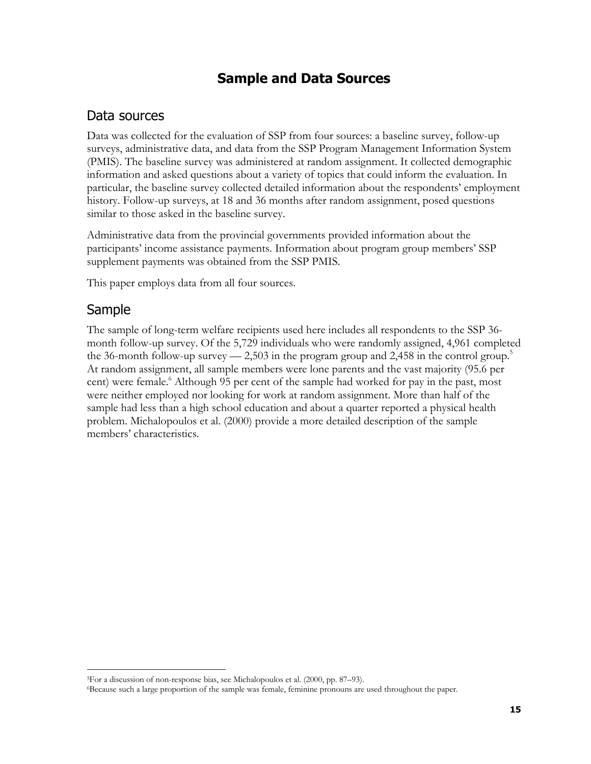# Sample and Data Sources

## Data sources

Data was collected for the evaluation of SSP from four sources: a baseline survey, follow-up surveys, administrative data, and data from the SSP Program Management Information System (PMIS). The baseline survey was administered at random assignment. It collected demographic information and asked questions about a variety of topics that could inform the evaluation. In particular, the baseline survey collected detailed information about the respondents' employment history. Follow-up surveys, at 18 and 36 months after random assignment, posed questions similar to those asked in the baseline survey.

Administrative data from the provincial governments provided information about the participants' income assistance payments. Information about program group members' SSP supplement payments was obtained from the SSP PMIS.

This paper employs data from all four sources.

## Sample

The sample of long-term welfare recipients used here includes all respondents to the SSP 36-month follow-up survey. Of the 5,729 individuals who were randomly assigned, 4,961 completed the 36-month follow-up survey — 2,503 in the program group and 2,458 in the control group.[5] At random assignment, all sample members were lone parents and the vast majority (95.6 per cent) were female.[6] Although 95 per cent of the sample had worked for pay in the past, most were neither employed nor looking for work at random assignment. More than half of the sample had less than a high school education and about a quarter reported a physical health problem. Michalopoulos et al. (2000) provide a more detailed description of the sample members' characteristics.

---

[5]For a discussion of non-response bias, see Michalopoulos et al. (2000, pp. 87–93).

[6]Because such a large proportion of the sample was female, feminine pronouns are used throughout the paper.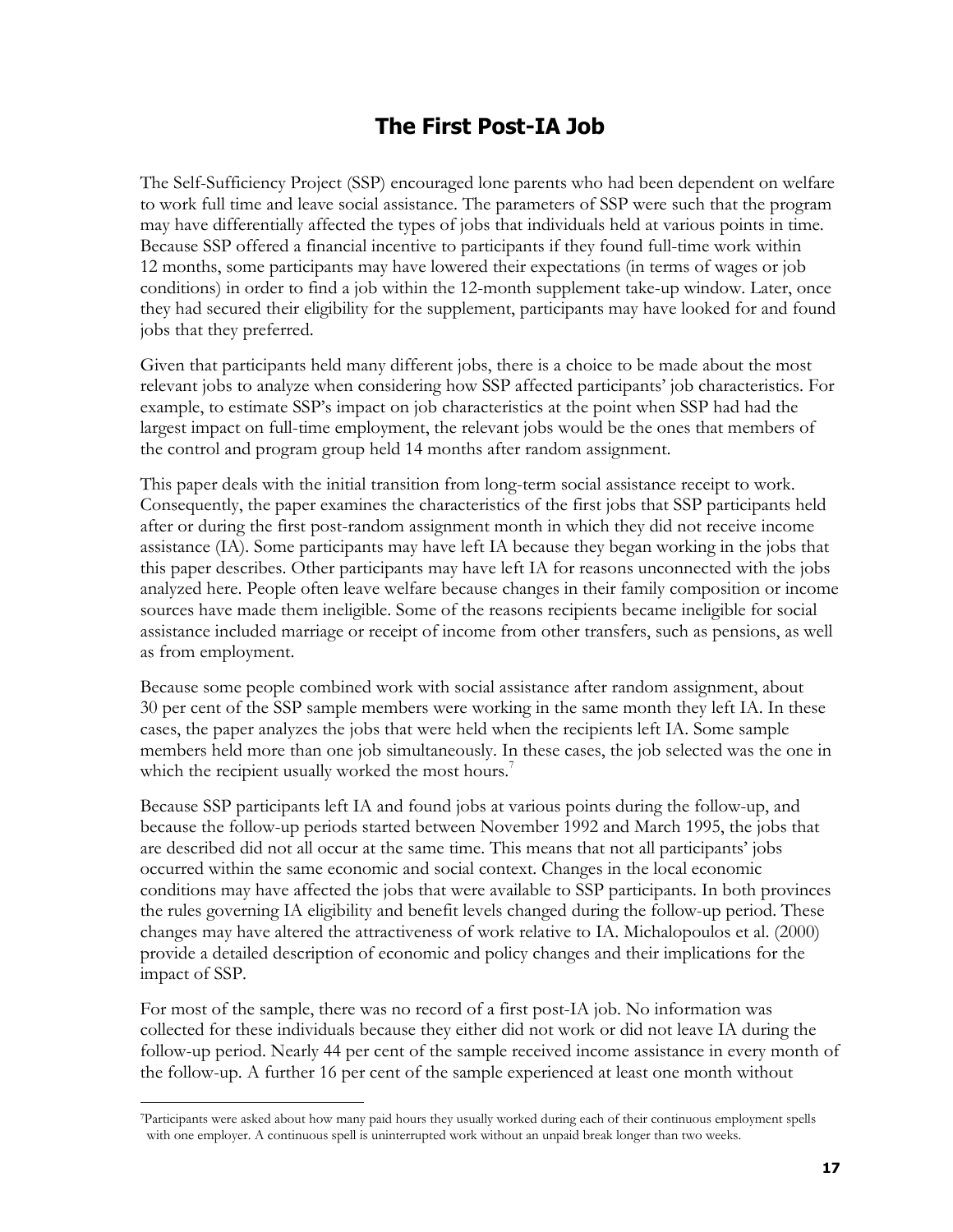# The First Post-IA Job

The Self-Sufficiency Project (SSP) encouraged lone parents who had been dependent on welfare to work full time and leave social assistance. The parameters of SSP were such that the program may have differentially affected the types of jobs that individuals held at various points in time. Because SSP offered a financial incentive to participants if they found full-time work within 12 months, some participants may have lowered their expectations (in terms of wages or job conditions) in order to find a job within the 12-month supplement take-up window. Later, once they had secured their eligibility for the supplement, participants may have looked for and found jobs that they preferred.

Given that participants held many different jobs, there is a choice to be made about the most relevant jobs to analyze when considering how SSP affected participants' job characteristics. For example, to estimate SSP's impact on job characteristics at the point when SSP had had the largest impact on full-time employment, the relevant jobs would be the ones that members of the control and program group held 14 months after random assignment.

This paper deals with the initial transition from long-term social assistance receipt to work. Consequently, the paper examines the characteristics of the first jobs that SSP participants held after or during the first post-random assignment month in which they did not receive income assistance (IA). Some participants may have left IA because they began working in the jobs that this paper describes. Other participants may have left IA for reasons unconnected with the jobs analyzed here. People often leave welfare because changes in their family composition or income sources have made them ineligible. Some of the reasons recipients became ineligible for social assistance included marriage or receipt of income from other transfers, such as pensions, as well as from employment.

Because some people combined work with social assistance after random assignment, about 30 per cent of the SSP sample members were working in the same month they left IA. In these cases, the paper analyzes the jobs that were held when the recipients left IA. Some sample members held more than one job simultaneously. In these cases, the job selected was the one in which the recipient usually worked the most hours.[7]

Because SSP participants left IA and found jobs at various points during the follow-up, and because the follow-up periods started between November 1992 and March 1995, the jobs that are described did not all occur at the same time. This means that not all participants' jobs occurred within the same economic and social context. Changes in the local economic conditions may have affected the jobs that were available to SSP participants. In both provinces the rules governing IA eligibility and benefit levels changed during the follow-up period. These changes may have altered the attractiveness of work relative to IA. Michalopoulos et al. (2000) provide a detailed description of economic and policy changes and their implications for the impact of SSP.

For most of the sample, there was no record of a first post-IA job. No information was collected for these individuals because they either did not work or did not leave IA during the follow-up period. Nearly 44 per cent of the sample received income assistance in every month of the follow-up. A further 16 per cent of the sample experienced at least one month without

[7]Participants were asked about how many paid hours they usually worked during each of their continuous employment spells with one employer. A continuous spell is uninterrupted work without an unpaid break longer than two weeks.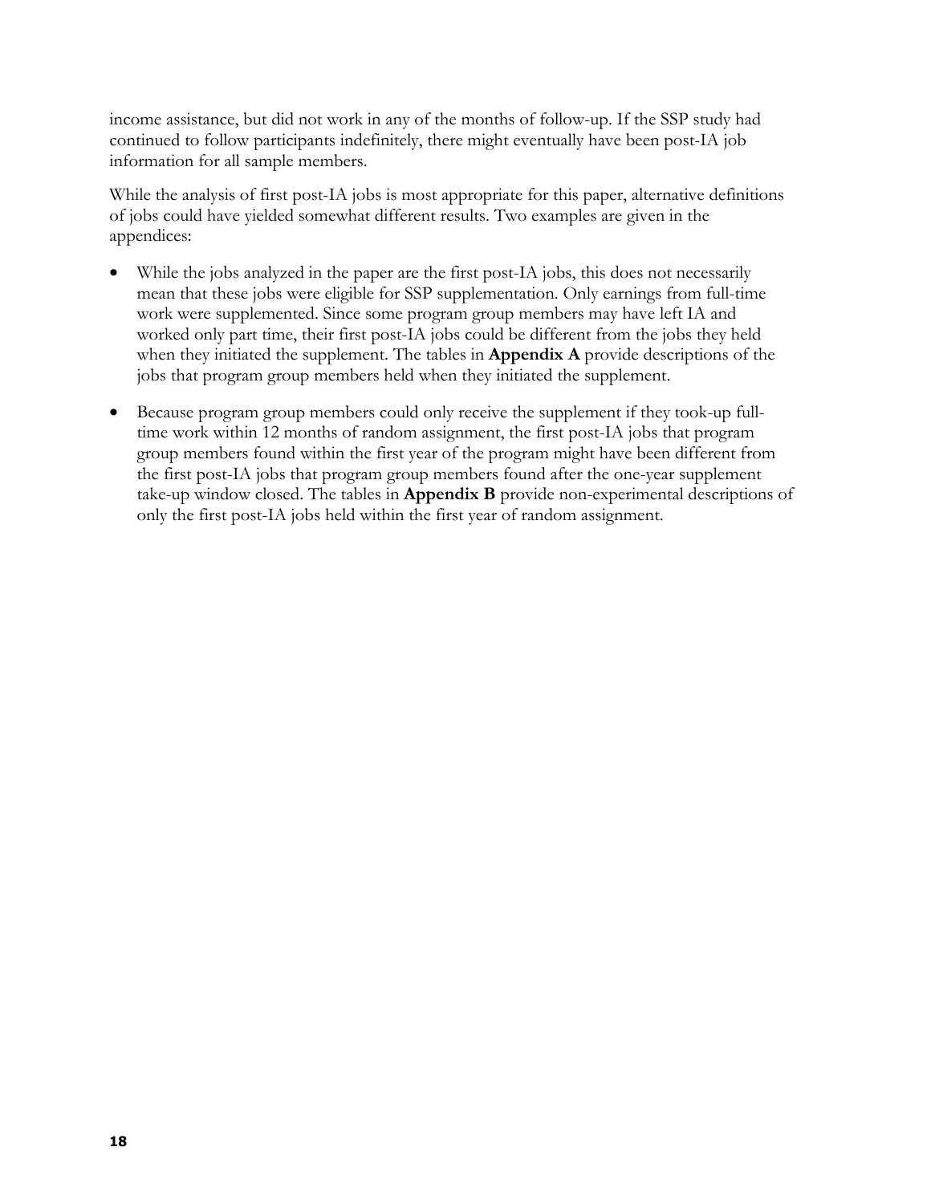income assistance, but did not work in any of the months of follow-up. If the SSP study had continued to follow participants indefinitely, there might eventually have been post-IA job information for all sample members.

While the analysis of first post-IA jobs is most appropriate for this paper, alternative definitions of jobs could have yielded somewhat different results. Two examples are given in the appendices:

- While the jobs analyzed in the paper are the first post-IA jobs, this does not necessarily mean that these jobs were eligible for SSP supplementation. Only earnings from full-time work were supplemented. Since some program group members may have left IA and worked only part time, their first post-IA jobs could be different from the jobs they held when they initiated the supplement. The tables in **Appendix A** provide descriptions of the jobs that program group members held when they initiated the supplement.
- Because program group members could only receive the supplement if they took-up full-time work within 12 months of random assignment, the first post-IA jobs that program group members found within the first year of the program might have been different from the first post-IA jobs that program group members found after the one-year supplement take-up window closed. The tables in **Appendix B** provide non-experimental descriptions of only the first post-IA jobs held within the first year of random assignment.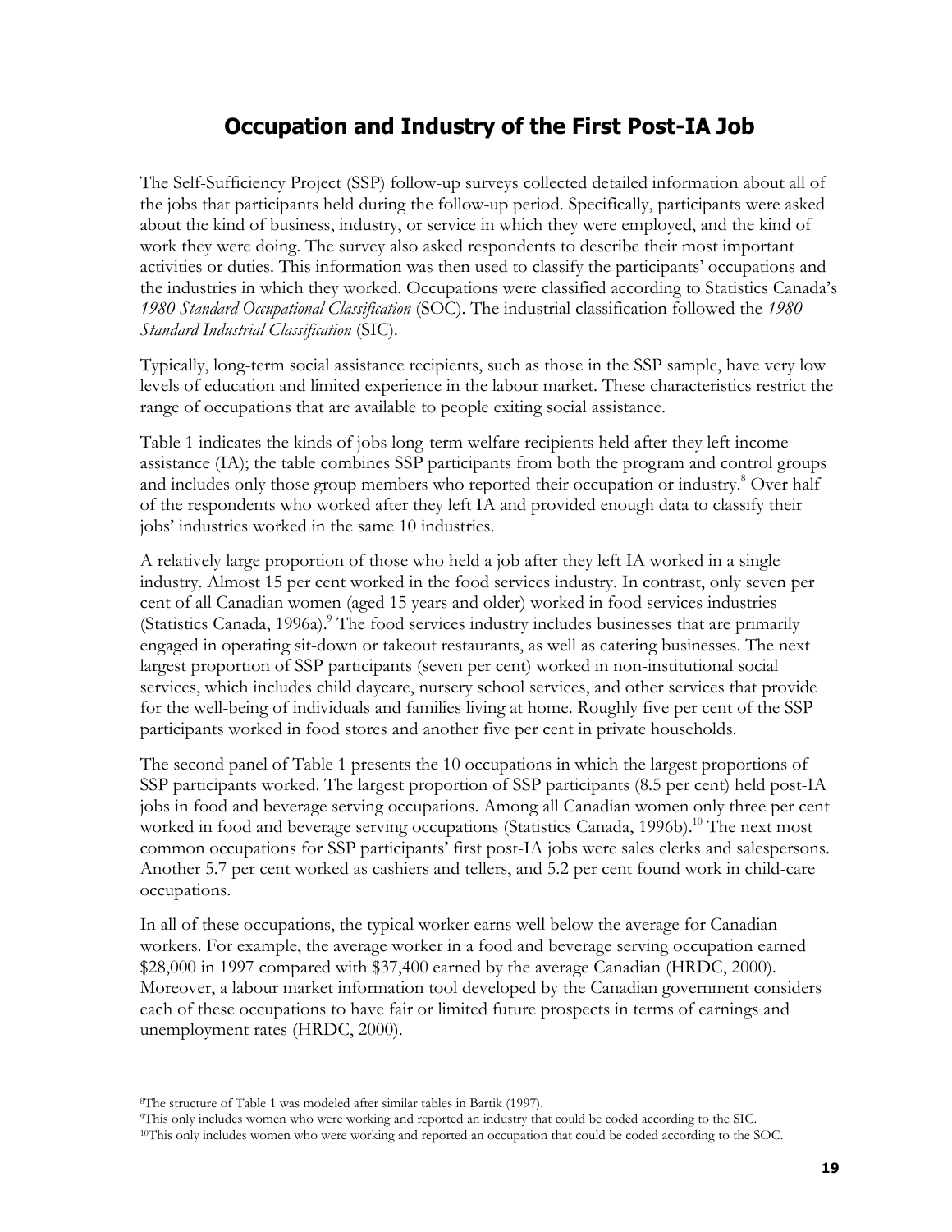## Occupation and Industry of the First Post-IA Job

The Self-Sufficiency Project (SSP) follow-up surveys collected detailed information about all of the jobs that participants held during the follow-up period. Specifically, participants were asked about the kind of business, industry, or service in which they were employed, and the kind of work they were doing. The survey also asked respondents to describe their most important activities or duties. This information was then used to classify the participants' occupations and the industries in which they worked. Occupations were classified according to Statistics Canada's *1980 Standard Occupational Classification* (SOC). The industrial classification followed the *1980 Standard Industrial Classification* (SIC).

Typically, long-term social assistance recipients, such as those in the SSP sample, have very low levels of education and limited experience in the labour market. These characteristics restrict the range of occupations that are available to people exiting social assistance.

Table 1 indicates the kinds of jobs long-term welfare recipients held after they left income assistance (IA); the table combines SSP participants from both the program and control groups and includes only those group members who reported their occupation or industry.[8] Over half of the respondents who worked after they left IA and provided enough data to classify their jobs' industries worked in the same 10 industries.

A relatively large proportion of those who held a job after they left IA worked in a single industry. Almost 15 per cent worked in the food services industry. In contrast, only seven per cent of all Canadian women (aged 15 years and older) worked in food services industries (Statistics Canada, 1996a).[9] The food services industry includes businesses that are primarily engaged in operating sit-down or takeout restaurants, as well as catering businesses. The next largest proportion of SSP participants (seven per cent) worked in non-institutional social services, which includes child daycare, nursery school services, and other services that provide for the well-being of individuals and families living at home. Roughly five per cent of the SSP participants worked in food stores and another five per cent in private households.

The second panel of Table 1 presents the 10 occupations in which the largest proportions of SSP participants worked. The largest proportion of SSP participants (8.5 per cent) held post-IA jobs in food and beverage serving occupations. Among all Canadian women only three per cent worked in food and beverage serving occupations (Statistics Canada, 1996b).[10] The next most common occupations for SSP participants' first post-IA jobs were sales clerks and salespersons. Another 5.7 per cent worked as cashiers and tellers, and 5.2 per cent found work in child-care occupations.

In all of these occupations, the typical worker earns well below the average for Canadian workers. For example, the average worker in a food and beverage serving occupation earned $28,000 in 1997 compared with $37,400 earned by the average Canadian (HRDC, 2000). Moreover, a labour market information tool developed by the Canadian government considers each of these occupations to have fair or limited future prospects in terms of earnings and unemployment rates (HRDC, 2000).

---

[8] The structure of Table 1 was modeled after similar tables in Bartik (1997).

[9] This only includes women who were working and reported an industry that could be coded according to the SIC.

[10] This only includes women who were working and reported an occupation that could be coded according to the SOC.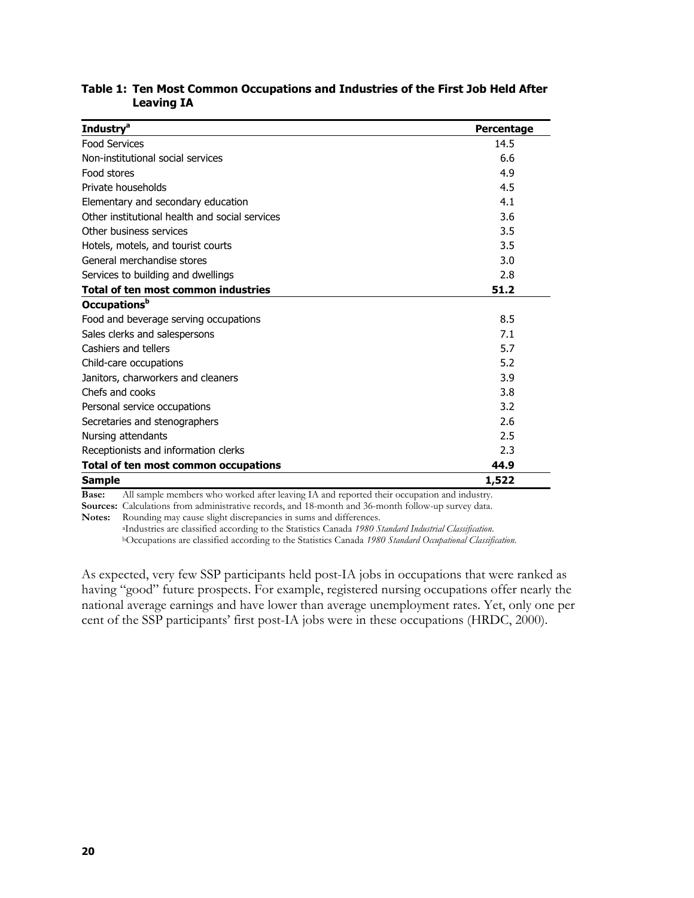**Table 1: Ten Most Common Occupations and Industries of the First Job Held After Leaving IA**

| **Industry**[a] | **Percentage** |
|---|---|
| Food Services | 14.5 |
| Non-institutional social services | 6.6 |
| Food stores | 4.9 |
| Private households | 4.5 |
| Elementary and secondary education | 4.1 |
| Other institutional health and social services | 3.6 |
| Other business services | 3.5 |
| Hotels, motels, and tourist courts | 3.5 |
| General merchandise stores | 3.0 |
| Services to building and dwellings | 2.8 |
| **Total of ten most common industries** | **51.2** |
| **Occupations**[b] | |
| Food and beverage serving occupations | 8.5 |
| Sales clerks and salespersons | 7.1 |
| Cashiers and tellers | 5.7 |
| Child-care occupations | 5.2 |
| Janitors, charworkers and cleaners | 3.9 |
| Chefs and cooks | 3.8 |
| Personal service occupations | 3.2 |
| Secretaries and stenographers | 2.6 |
| Nursing attendants | 2.5 |
| Receptionists and information clerks | 2.3 |
| **Total of ten most common occupations** | **44.9** |
| **Sample** | **1,522** |

**Base:** All sample members who worked after leaving IA and reported their occupation and industry.
**Sources:** Calculations from administrative records, and 18-month and 36-month follow-up survey data.
**Notes:** Rounding may cause slight discrepancies in sums and differences.
[a]Industries are classified according to the Statistics Canada *1980 Standard Industrial Classification*.
[b]Occupations are classified according to the Statistics Canada *1980 Standard Occupational Classification*.

As expected, very few SSP participants held post-IA jobs in occupations that were ranked as having "good" future prospects. For example, registered nursing occupations offer nearly the national average earnings and have lower than average unemployment rates. Yet, only one per cent of the SSP participants' first post-IA jobs were in these occupations (HRDC, 2000).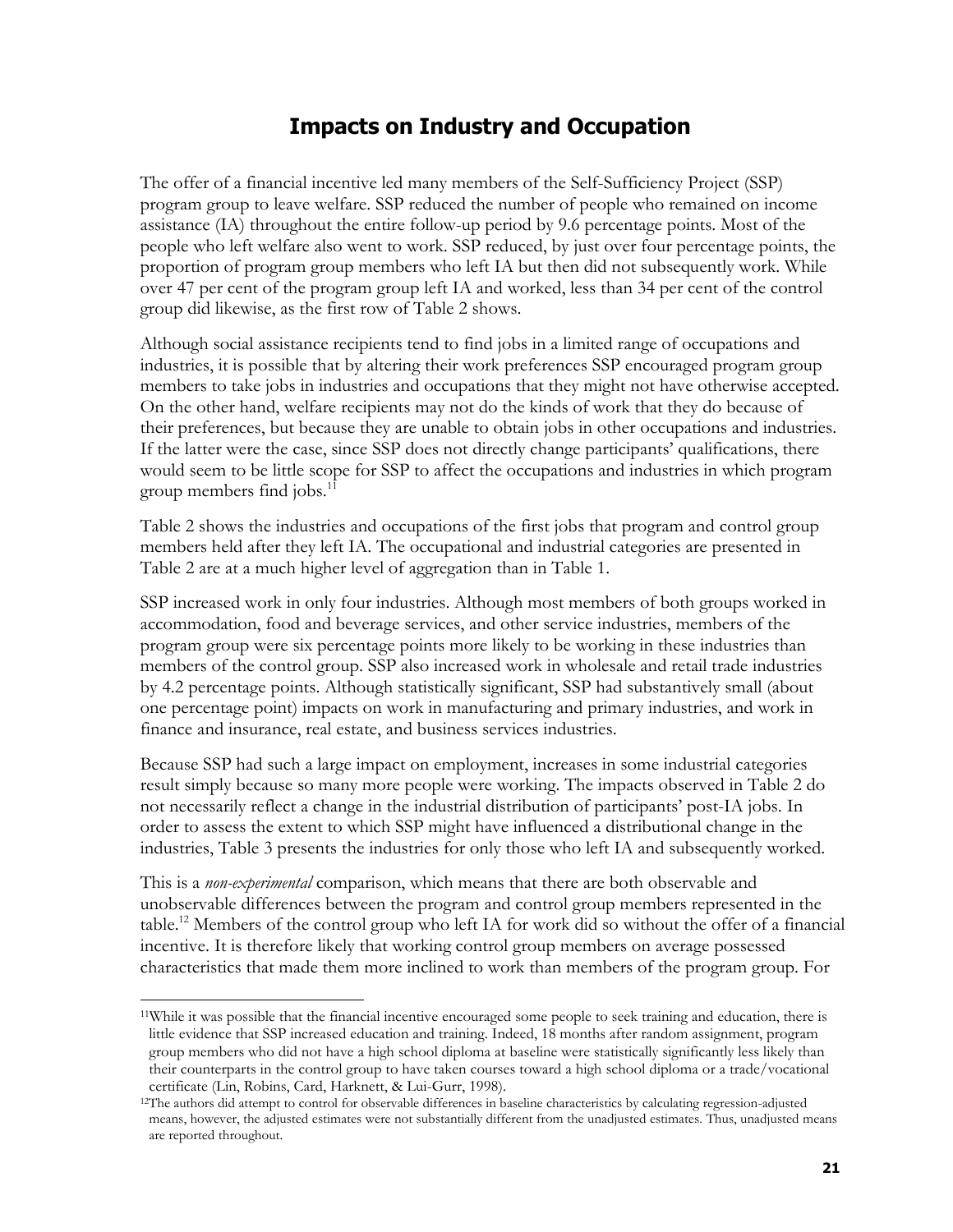## Impacts on Industry and Occupation

The offer of a financial incentive led many members of the Self-Sufficiency Project (SSP) program group to leave welfare. SSP reduced the number of people who remained on income assistance (IA) throughout the entire follow-up period by 9.6 percentage points. Most of the people who left welfare also went to work. SSP reduced, by just over four percentage points, the proportion of program group members who left IA but then did not subsequently work. While over 47 per cent of the program group left IA and worked, less than 34 per cent of the control group did likewise, as the first row of Table 2 shows.

Although social assistance recipients tend to find jobs in a limited range of occupations and industries, it is possible that by altering their work preferences SSP encouraged program group members to take jobs in industries and occupations that they might not have otherwise accepted. On the other hand, welfare recipients may not do the kinds of work that they do because of their preferences, but because they are unable to obtain jobs in other occupations and industries. If the latter were the case, since SSP does not directly change participants' qualifications, there would seem to be little scope for SSP to affect the occupations and industries in which program group members find jobs.[11]

Table 2 shows the industries and occupations of the first jobs that program and control group members held after they left IA. The occupational and industrial categories are presented in Table 2 are at a much higher level of aggregation than in Table 1.

SSP increased work in only four industries. Although most members of both groups worked in accommodation, food and beverage services, and other service industries, members of the program group were six percentage points more likely to be working in these industries than members of the control group. SSP also increased work in wholesale and retail trade industries by 4.2 percentage points. Although statistically significant, SSP had substantively small (about one percentage point) impacts on work in manufacturing and primary industries, and work in finance and insurance, real estate, and business services industries.

Because SSP had such a large impact on employment, increases in some industrial categories result simply because so many more people were working. The impacts observed in Table 2 do not necessarily reflect a change in the industrial distribution of participants' post-IA jobs. In order to assess the extent to which SSP might have influenced a distributional change in the industries, Table 3 presents the industries for only those who left IA and subsequently worked.

This is a *non-experimental* comparison, which means that there are both observable and unobservable differences between the program and control group members represented in the table.[12] Members of the control group who left IA for work did so without the offer of a financial incentive. It is therefore likely that working control group members on average possessed characteristics that made them more inclined to work than members of the program group. For

[11] While it was possible that the financial incentive encouraged some people to seek training and education, there is little evidence that SSP increased education and training. Indeed, 18 months after random assignment, program group members who did not have a high school diploma at baseline were statistically significantly less likely than their counterparts in the control group to have taken courses toward a high school diploma or a trade/vocational certificate (Lin, Robins, Card, Harknett, & Lui-Gurr, 1998).

[12] The authors did attempt to control for observable differences in baseline characteristics by calculating regression-adjusted means, however, the adjusted estimates were not substantially different from the unadjusted estimates. Thus, unadjusted means are reported throughout.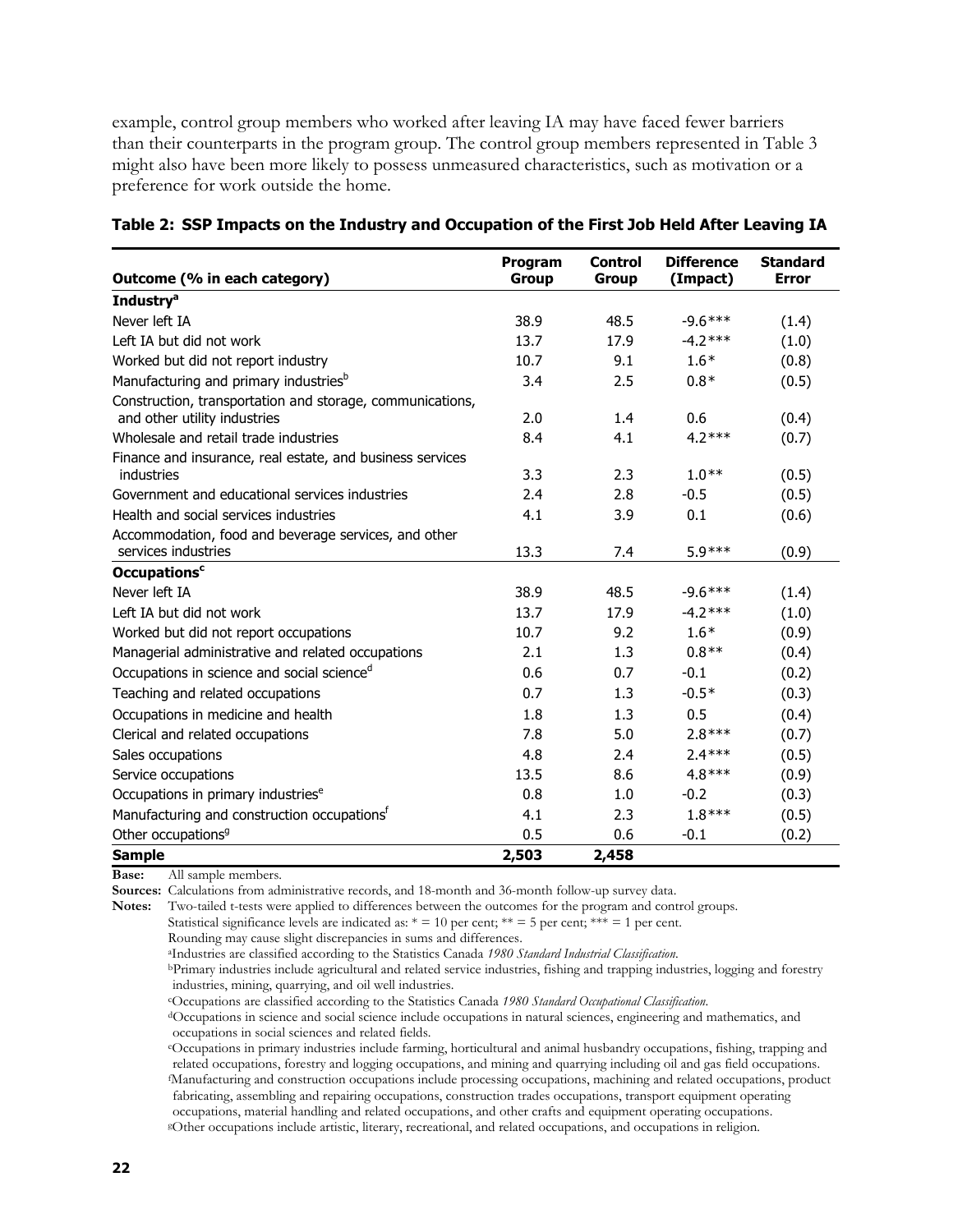example, control group members who worked after leaving IA may have faced fewer barriers than their counterparts in the program group. The control group members represented in Table 3 might also have been more likely to possess unmeasured characteristics, such as motivation or a preference for work outside the home.

**Table 2: SSP Impacts on the Industry and Occupation of the First Job Held After Leaving IA**

| Outcome (% in each category) | Program Group | Control Group | Difference (Impact) | Standard Error |
|---|---|---|---|---|
| **Industry**[a] | | | | |
| Never left IA | 38.9 | 48.5 | -9.6*** | (1.4) |
| Left IA but did not work | 13.7 | 17.9 | -4.2*** | (1.0) |
| Worked but did not report industry | 10.7 | 9.1 | 1.6* | (0.8) |
| Manufacturing and primary industries[b] | 3.4 | 2.5 | 0.8* | (0.5) |
| Construction, transportation and storage, communications, and other utility industries | 2.0 | 1.4 | 0.6 | (0.4) |
| Wholesale and retail trade industries | 8.4 | 4.1 | 4.2*** | (0.7) |
| Finance and insurance, real estate, and business services industries | 3.3 | 2.3 | 1.0** | (0.5) |
| Government and educational services industries | 2.4 | 2.8 | -0.5 | (0.5) |
| Health and social services industries | 4.1 | 3.9 | 0.1 | (0.6) |
| Accommodation, food and beverage services, and other services industries | 13.3 | 7.4 | 5.9*** | (0.9) |
| **Occupations**[c] | | | | |
| Never left IA | 38.9 | 48.5 | -9.6*** | (1.4) |
| Left IA but did not work | 13.7 | 17.9 | -4.2*** | (1.0) |
| Worked but did not report occupations | 10.7 | 9.2 | 1.6* | (0.9) |
| Managerial administrative and related occupations | 2.1 | 1.3 | 0.8** | (0.4) |
| Occupations in science and social science[d] | 0.6 | 0.7 | -0.1 | (0.2) |
| Teaching and related occupations | 0.7 | 1.3 | -0.5* | (0.3) |
| Occupations in medicine and health | 1.8 | 1.3 | 0.5 | (0.4) |
| Clerical and related occupations | 7.8 | 5.0 | 2.8*** | (0.7) |
| Sales occupations | 4.8 | 2.4 | 2.4*** | (0.5) |
| Service occupations | 13.5 | 8.6 | 4.8*** | (0.9) |
| Occupations in primary industries[e] | 0.8 | 1.0 | -0.2 | (0.3) |
| Manufacturing and construction occupations[f] | 4.1 | 2.3 | 1.8*** | (0.5) |
| Other occupations[g] | 0.5 | 0.6 | -0.1 | (0.2) |
| **Sample** | **2,503** | **2,458** | | |

**Base:** All sample members.

**Sources:** Calculations from administrative records, and 18-month and 36-month follow-up survey data.

**Notes:** Two-tailed t-tests were applied to differences between the outcomes for the program and control groups.

Statistical significance levels are indicated as: * = 10 per cent; ** = 5 per cent; *** = 1 per cent.

Rounding may cause slight discrepancies in sums and differences.

[a]Industries are classified according to the Statistics Canada *1980 Standard Industrial Classification*.

[b]Primary industries include agricultural and related service industries, fishing and trapping industries, logging and forestry industries, mining, quarrying, and oil well industries.

[c]Occupations are classified according to the Statistics Canada *1980 Standard Occupational Classification*.

[d]Occupations in science and social science include occupations in natural sciences, engineering and mathematics, and occupations in social sciences and related fields.

[e]Occupations in primary industries include farming, horticultural and animal husbandry occupations, fishing, trapping and related occupations, forestry and logging occupations, and mining and quarrying including oil and gas field occupations.

[f]Manufacturing and construction occupations include processing occupations, machining and related occupations, product fabricating, assembling and repairing occupations, construction trades occupations, transport equipment operating occupations, material handling and related occupations, and other crafts and equipment operating occupations.

[g]Other occupations include artistic, literary, recreational, and related occupations, and occupations in religion.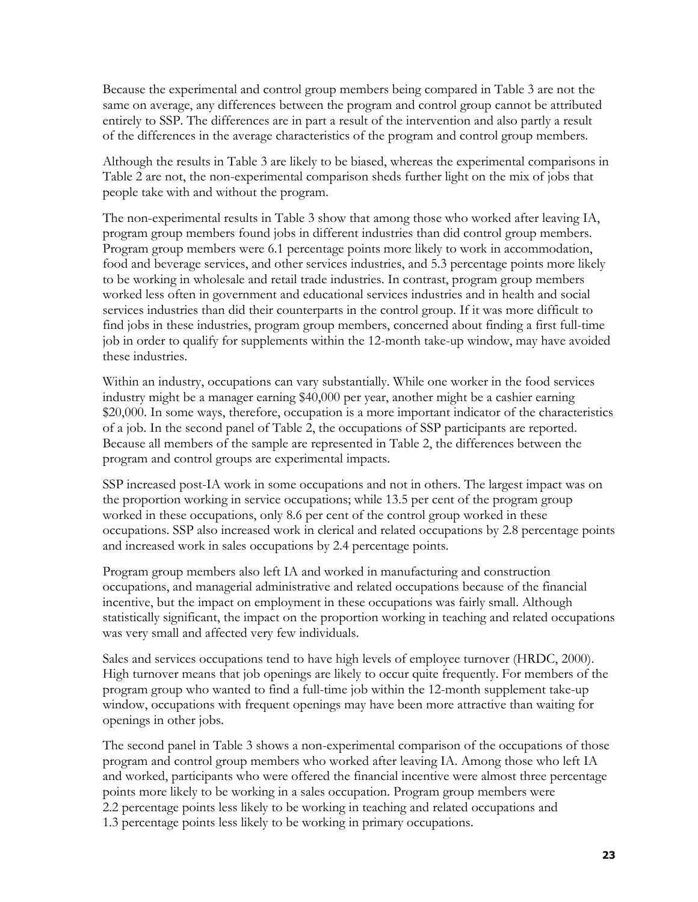Because the experimental and control group members being compared in Table 3 are not the same on average, any differences between the program and control group cannot be attributed entirely to SSP. The differences are in part a result of the intervention and also partly a result of the differences in the average characteristics of the program and control group members.

Although the results in Table 3 are likely to be biased, whereas the experimental comparisons in Table 2 are not, the non-experimental comparison sheds further light on the mix of jobs that people take with and without the program.

The non-experimental results in Table 3 show that among those who worked after leaving IA, program group members found jobs in different industries than did control group members. Program group members were 6.1 percentage points more likely to work in accommodation, food and beverage services, and other services industries, and 5.3 percentage points more likely to be working in wholesale and retail trade industries. In contrast, program group members worked less often in government and educational services industries and in health and social services industries than did their counterparts in the control group. If it was more difficult to find jobs in these industries, program group members, concerned about finding a first full-time job in order to qualify for supplements within the 12-month take-up window, may have avoided these industries.

Within an industry, occupations can vary substantially. While one worker in the food services industry might be a manager earning $40,000 per year, another might be a cashier earning $20,000. In some ways, therefore, occupation is a more important indicator of the characteristics of a job. In the second panel of Table 2, the occupations of SSP participants are reported. Because all members of the sample are represented in Table 2, the differences between the program and control groups are experimental impacts.

SSP increased post-IA work in some occupations and not in others. The largest impact was on the proportion working in service occupations; while 13.5 per cent of the program group worked in these occupations, only 8.6 per cent of the control group worked in these occupations. SSP also increased work in clerical and related occupations by 2.8 percentage points and increased work in sales occupations by 2.4 percentage points.

Program group members also left IA and worked in manufacturing and construction occupations, and managerial administrative and related occupations because of the financial incentive, but the impact on employment in these occupations was fairly small. Although statistically significant, the impact on the proportion working in teaching and related occupations was very small and affected very few individuals.

Sales and services occupations tend to have high levels of employee turnover (HRDC, 2000). High turnover means that job openings are likely to occur quite frequently. For members of the program group who wanted to find a full-time job within the 12-month supplement take-up window, occupations with frequent openings may have been more attractive than waiting for openings in other jobs.

The second panel in Table 3 shows a non-experimental comparison of the occupations of those program and control group members who worked after leaving IA. Among those who left IA and worked, participants who were offered the financial incentive were almost three percentage points more likely to be working in a sales occupation. Program group members were 2.2 percentage points less likely to be working in teaching and related occupations and 1.3 percentage points less likely to be working in primary occupations.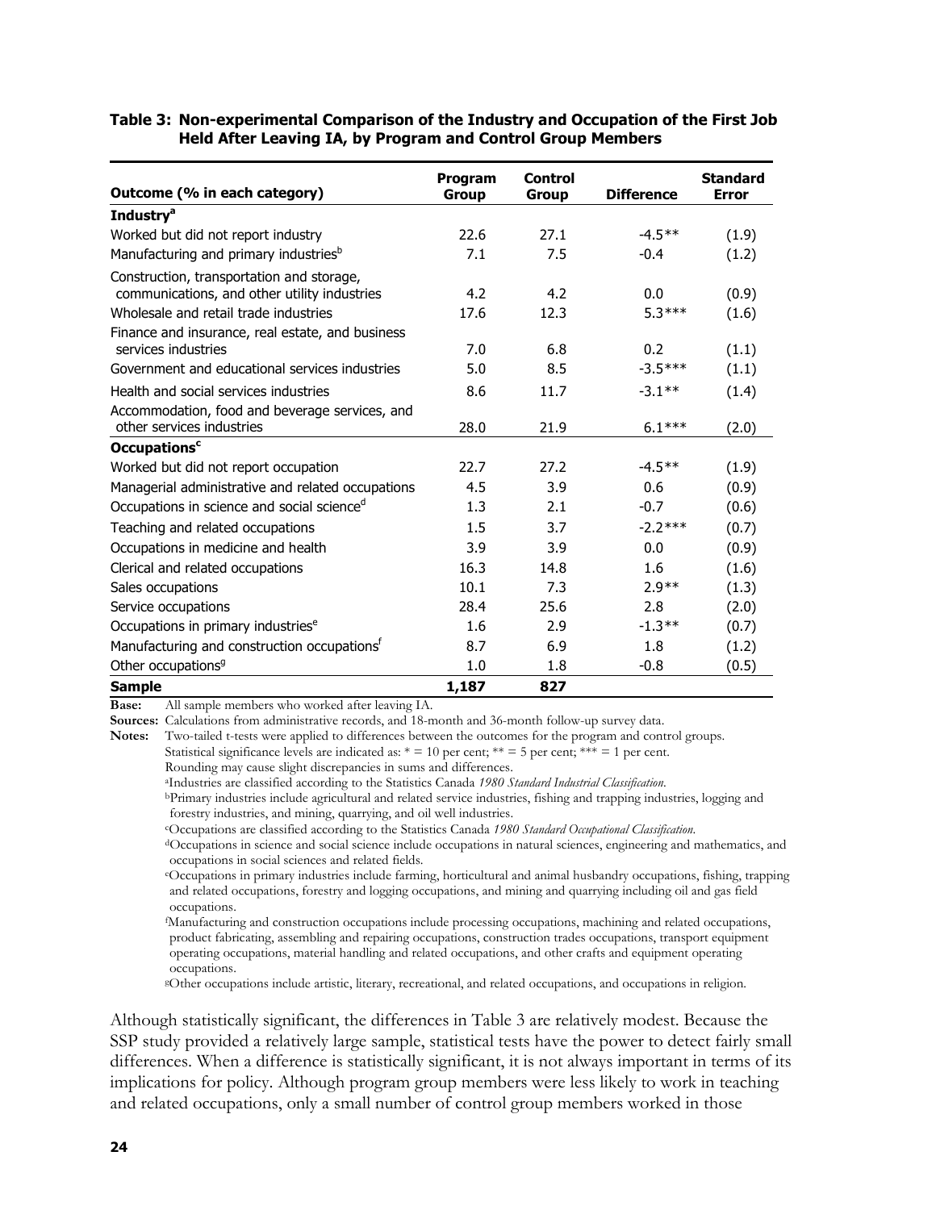**Table 3: Non-experimental Comparison of the Industry and Occupation of the First Job Held After Leaving IA, by Program and Control Group Members**

| Outcome (% in each category) | Program Group | Control Group | Difference | Standard Error |
|---|---|---|---|---|
| **Industry**[a] | | | | |
| Worked but did not report industry | 22.6 | 27.1 | -4.5** | (1.9) |
| Manufacturing and primary industries[b] | 7.1 | 7.5 | -0.4 | (1.2) |
| Construction, transportation and storage, communications, and other utility industries | 4.2 | 4.2 | 0.0 | (0.9) |
| Wholesale and retail trade industries | 17.6 | 12.3 | 5.3*** | (1.6) |
| Finance and insurance, real estate, and business services industries | 7.0 | 6.8 | 0.2 | (1.1) |
| Government and educational services industries | 5.0 | 8.5 | -3.5*** | (1.1) |
| Health and social services industries | 8.6 | 11.7 | -3.1** | (1.4) |
| Accommodation, food and beverage services, and other services industries | 28.0 | 21.9 | 6.1*** | (2.0) |
| **Occupations**[c] | | | | |
| Worked but did not report occupation | 22.7 | 27.2 | -4.5** | (1.9) |
| Managerial administrative and related occupations | 4.5 | 3.9 | 0.6 | (0.9) |
| Occupations in science and social science[d] | 1.3 | 2.1 | -0.7 | (0.6) |
| Teaching and related occupations | 1.5 | 3.7 | -2.2*** | (0.7) |
| Occupations in medicine and health | 3.9 | 3.9 | 0.0 | (0.9) |
| Clerical and related occupations | 16.3 | 14.8 | 1.6 | (1.6) |
| Sales occupations | 10.1 | 7.3 | 2.9** | (1.3) |
| Service occupations | 28.4 | 25.6 | 2.8 | (2.0) |
| Occupations in primary industries[e] | 1.6 | 2.9 | -1.3** | (0.7) |
| Manufacturing and construction occupations[f] | 8.7 | 6.9 | 1.8 | (1.2) |
| Other occupations[g] | 1.0 | 1.8 | -0.8 | (0.5) |
| **Sample** | **1,187** | **827** | | |

**Base:** All sample members who worked after leaving IA.

**Sources:** Calculations from administrative records, and 18-month and 36-month follow-up survey data.

**Notes:** Two-tailed t-tests were applied to differences between the outcomes for the program and control groups.
Statistical significance levels are indicated as: * = 10 per cent; ** = 5 per cent; *** = 1 per cent.
Rounding may cause slight discrepancies in sums and differences.

[a]Industries are classified according to the Statistics Canada *1980 Standard Industrial Classification*.

[b]Primary industries include agricultural and related service industries, fishing and trapping industries, logging and forestry industries, and mining, quarrying, and oil well industries.

[c]Occupations are classified according to the Statistics Canada *1980 Standard Occupational Classification*.

[d]Occupations in science and social science include occupations in natural sciences, engineering and mathematics, and occupations in social sciences and related fields.

[e]Occupations in primary industries include farming, horticultural and animal husbandry occupations, fishing, trapping and related occupations, forestry and logging occupations, and mining and quarrying including oil and gas field occupations.

[f]Manufacturing and construction occupations include processing occupations, machining and related occupations, product fabricating, assembling and repairing occupations, construction trades occupations, transport equipment operating occupations, material handling and related occupations, and other crafts and equipment operating occupations.

[g]Other occupations include artistic, literary, recreational, and related occupations, and occupations in religion.

Although statistically significant, the differences in Table 3 are relatively modest. Because the SSP study provided a relatively large sample, statistical tests have the power to detect fairly small differences. When a difference is statistically significant, it is not always important in terms of its implications for policy. Although program group members were less likely to work in teaching and related occupations, only a small number of control group members worked in those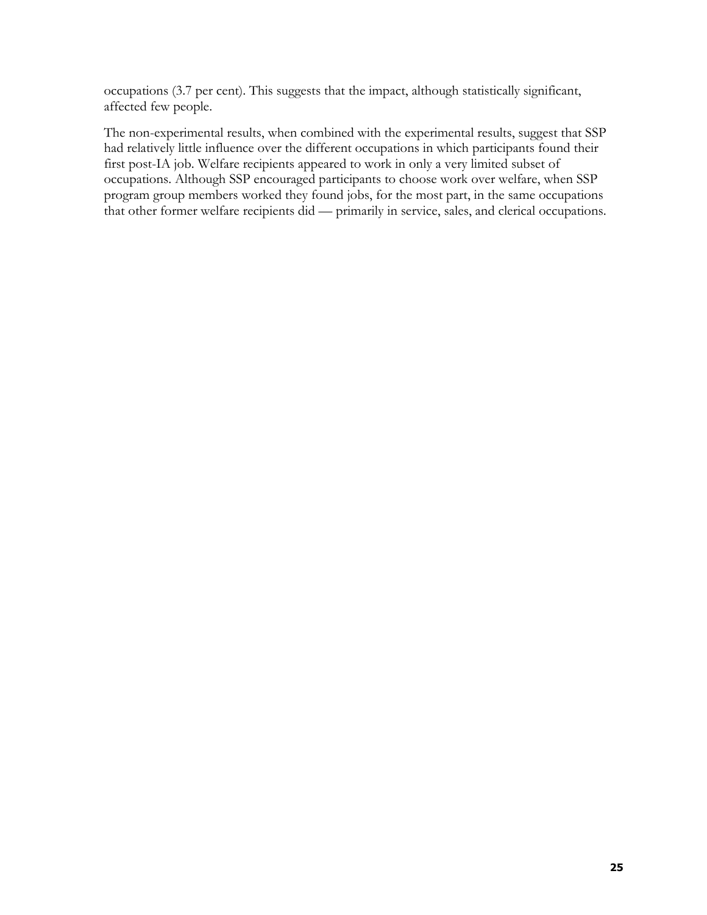occupations (3.7 per cent). This suggests that the impact, although statistically significant, affected few people.

The non-experimental results, when combined with the experimental results, suggest that SSP had relatively little influence over the different occupations in which participants found their first post-IA job. Welfare recipients appeared to work in only a very limited subset of occupations. Although SSP encouraged participants to choose work over welfare, when SSP program group members worked they found jobs, for the most part, in the same occupations that other former welfare recipients did — primarily in service, sales, and clerical occupations.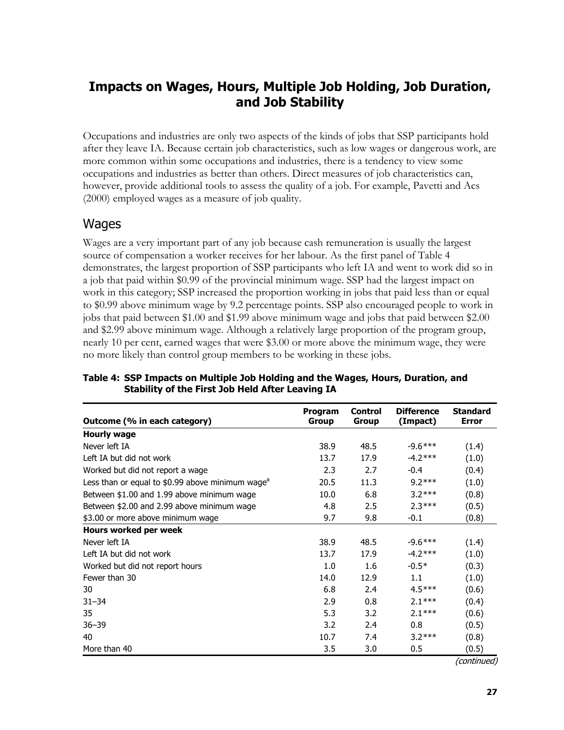## Impacts on Wages, Hours, Multiple Job Holding, Job Duration, and Job Stability

Occupations and industries are only two aspects of the kinds of jobs that SSP participants hold after they leave IA. Because certain job characteristics, such as low wages or dangerous work, are more common within some occupations and industries, there is a tendency to view some occupations and industries as better than others. Direct measures of job characteristics can, however, provide additional tools to assess the quality of a job. For example, Pavetti and Acs (2000) employed wages as a measure of job quality.

### Wages

Wages are a very important part of any job because cash remuneration is usually the largest source of compensation a worker receives for her labour. As the first panel of Table 4 demonstrates, the largest proportion of SSP participants who left IA and went to work did so in a job that paid within $0.99 of the provincial minimum wage. SSP had the largest impact on work in this category; SSP increased the proportion working in jobs that paid less than or equal to $0.99 above minimum wage by 9.2 percentage points. SSP also encouraged people to work in jobs that paid between $1.00 and $1.99 above minimum wage and jobs that paid between $2.00 and $2.99 above minimum wage. Although a relatively large proportion of the program group, nearly 10 per cent, earned wages that were $3.00 or more above the minimum wage, they were no more likely than control group members to be working in these jobs.

**Table 4: SSP Impacts on Multiple Job Holding and the Wages, Hours, Duration, and Stability of the First Job Held After Leaving IA**

| Outcome (% in each category) | Program Group | Control Group | Difference (Impact) | Standard Error |
|---|---|---|---|---|
| **Hourly wage** | | | | |
| Never left IA | 38.9 | 48.5 | -9.6*** | (1.4) |
| Left IA but did not work | 13.7 | 17.9 | -4.2*** | (1.0) |
| Worked but did not report a wage | 2.3 | 2.7 | -0.4 | (0.4) |
| Less than or equal to $0.99 above minimum wage[a] | 20.5 | 11.3 | 9.2*** | (1.0) |
| Between $1.00 and 1.99 above minimum wage | 10.0 | 6.8 | 3.2*** | (0.8) |
| Between $2.00 and 2.99 above minimum wage | 4.8 | 2.5 | 2.3*** | (0.5) |
| $3.00 or more above minimum wage | 9.7 | 9.8 | -0.1 | (0.8) |
| **Hours worked per week** | | | | |
| Never left IA | 38.9 | 48.5 | -9.6*** | (1.4) |
| Left IA but did not work | 13.7 | 17.9 | -4.2*** | (1.0) |
| Worked but did not report hours | 1.0 | 1.6 | -0.5* | (0.3) |
| Fewer than 30 | 14.0 | 12.9 | 1.1 | (1.0) |
| 30 | 6.8 | 2.4 | 4.5*** | (0.6) |
| 31–34 | 2.9 | 0.8 | 2.1*** | (0.4) |
| 35 | 5.3 | 3.2 | 2.1*** | (0.6) |
| 36–39 | 3.2 | 2.4 | 0.8 | (0.5) |
| 40 | 10.7 | 7.4 | 3.2*** | (0.8) |
| More than 40 | 3.5 | 3.0 | 0.5 | (0.5) |

*(continued)*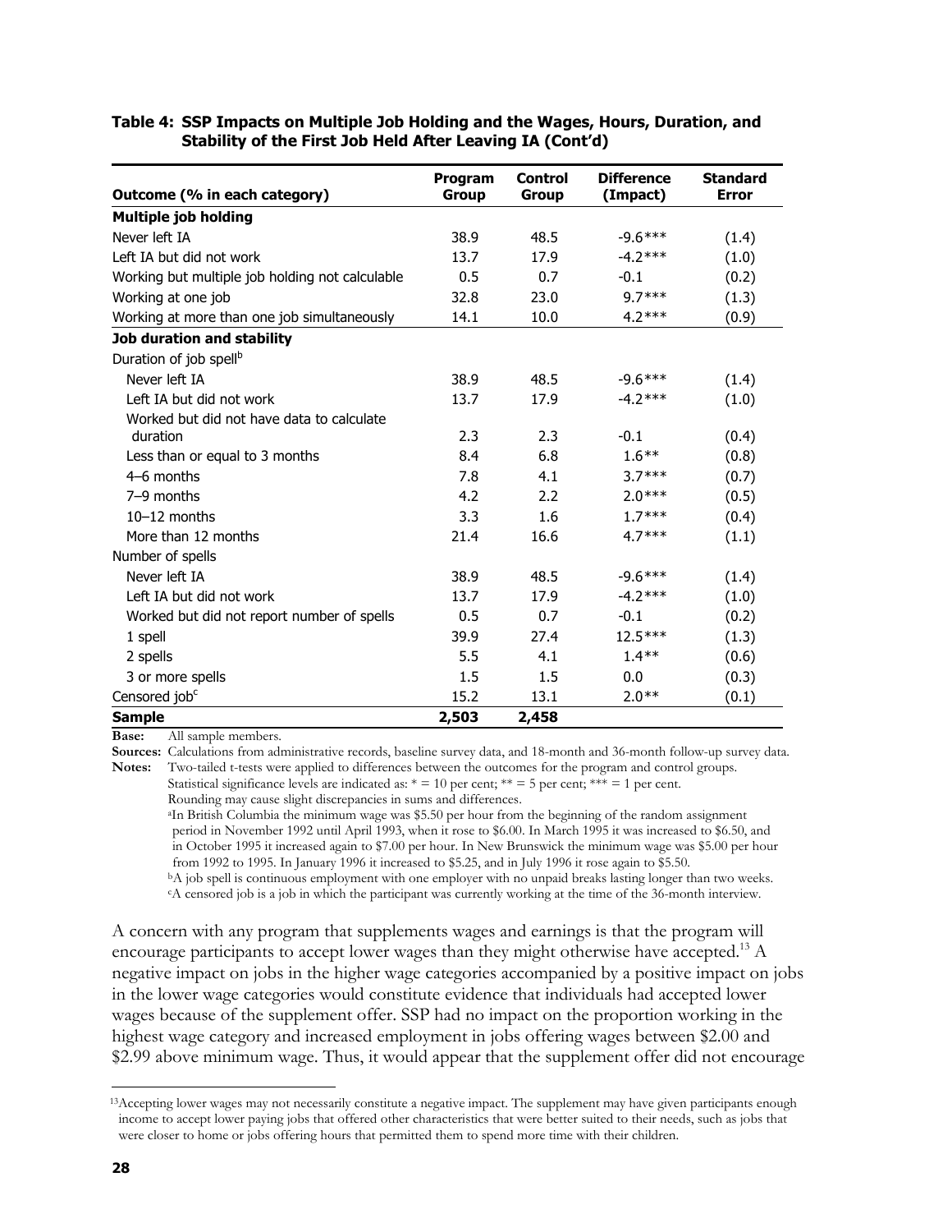**Table 4: SSP Impacts on Multiple Job Holding and the Wages, Hours, Duration, and Stability of the First Job Held After Leaving IA (Cont'd)**

| Outcome (% in each category) | Program Group | Control Group | Difference (Impact) | Standard Error |
|---|---|---|---|---|
| **Multiple job holding** | | | | |
| Never left IA | 38.9 | 48.5 | -9.6*** | (1.4) |
| Left IA but did not work | 13.7 | 17.9 | -4.2*** | (1.0) |
| Working but multiple job holding not calculable | 0.5 | 0.7 | -0.1 | (0.2) |
| Working at one job | 32.8 | 23.0 | 9.7*** | (1.3) |
| Working at more than one job simultaneously | 14.1 | 10.0 | 4.2*** | (0.9) |
| **Job duration and stability** | | | | |
| Duration of job spell[b] | | | | |
| Never left IA | 38.9 | 48.5 | -9.6*** | (1.4) |
| Left IA but did not work | 13.7 | 17.9 | -4.2*** | (1.0) |
| Worked but did not have data to calculate duration | 2.3 | 2.3 | -0.1 | (0.4) |
| Less than or equal to 3 months | 8.4 | 6.8 | 1.6** | (0.8) |
| 4–6 months | 7.8 | 4.1 | 3.7*** | (0.7) |
| 7–9 months | 4.2 | 2.2 | 2.0*** | (0.5) |
| 10–12 months | 3.3 | 1.6 | 1.7*** | (0.4) |
| More than 12 months | 21.4 | 16.6 | 4.7*** | (1.1) |
| Number of spells | | | | |
| Never left IA | 38.9 | 48.5 | -9.6*** | (1.4) |
| Left IA but did not work | 13.7 | 17.9 | -4.2*** | (1.0) |
| Worked but did not report number of spells | 0.5 | 0.7 | -0.1 | (0.2) |
| 1 spell | 39.9 | 27.4 | 12.5*** | (1.3) |
| 2 spells | 5.5 | 4.1 | 1.4** | (0.6) |
| 3 or more spells | 1.5 | 1.5 | 0.0 | (0.3) |
| Censored job[c] | 15.2 | 13.1 | 2.0** | (0.1) |
| **Sample** | **2,503** | **2,458** | | |

**Base:** All sample members.

**Sources:** Calculations from administrative records, baseline survey data, and 18-month and 36-month follow-up survey data.

**Notes:** Two-tailed t-tests were applied to differences between the outcomes for the program and control groups.
Statistical significance levels are indicated as: * = 10 per cent; ** = 5 per cent; *** = 1 per cent.
Rounding may cause slight discrepancies in sums and differences.
[a]In British Columbia the minimum wage was $5.50 per hour from the beginning of the random assignment period in November 1992 until April 1993, when it rose to $6.00. In March 1995 it was increased to $6.50, and in October 1995 it increased again to $7.00 per hour. In New Brunswick the minimum wage was $5.00 per hour from 1992 to 1995. In January 1996 it increased to $5.25, and in July 1996 it rose again to $5.50.
[b]A job spell is continuous employment with one employer with no unpaid breaks lasting longer than two weeks.
[c]A censored job is a job in which the participant was currently working at the time of the 36-month interview.

A concern with any program that supplements wages and earnings is that the program will encourage participants to accept lower wages than they might otherwise have accepted.[13] A negative impact on jobs in the higher wage categories accompanied by a positive impact on jobs in the lower wage categories would constitute evidence that individuals had accepted lower wages because of the supplement offer. SSP had no impact on the proportion working in the highest wage category and increased employment in jobs offering wages between $2.00 and $2.99 above minimum wage. Thus, it would appear that the supplement offer did not encourage

[13]Accepting lower wages may not necessarily constitute a negative impact. The supplement may have given participants enough income to accept lower paying jobs that offered other characteristics that were better suited to their needs, such as jobs that were closer to home or jobs offering hours that permitted them to spend more time with their children.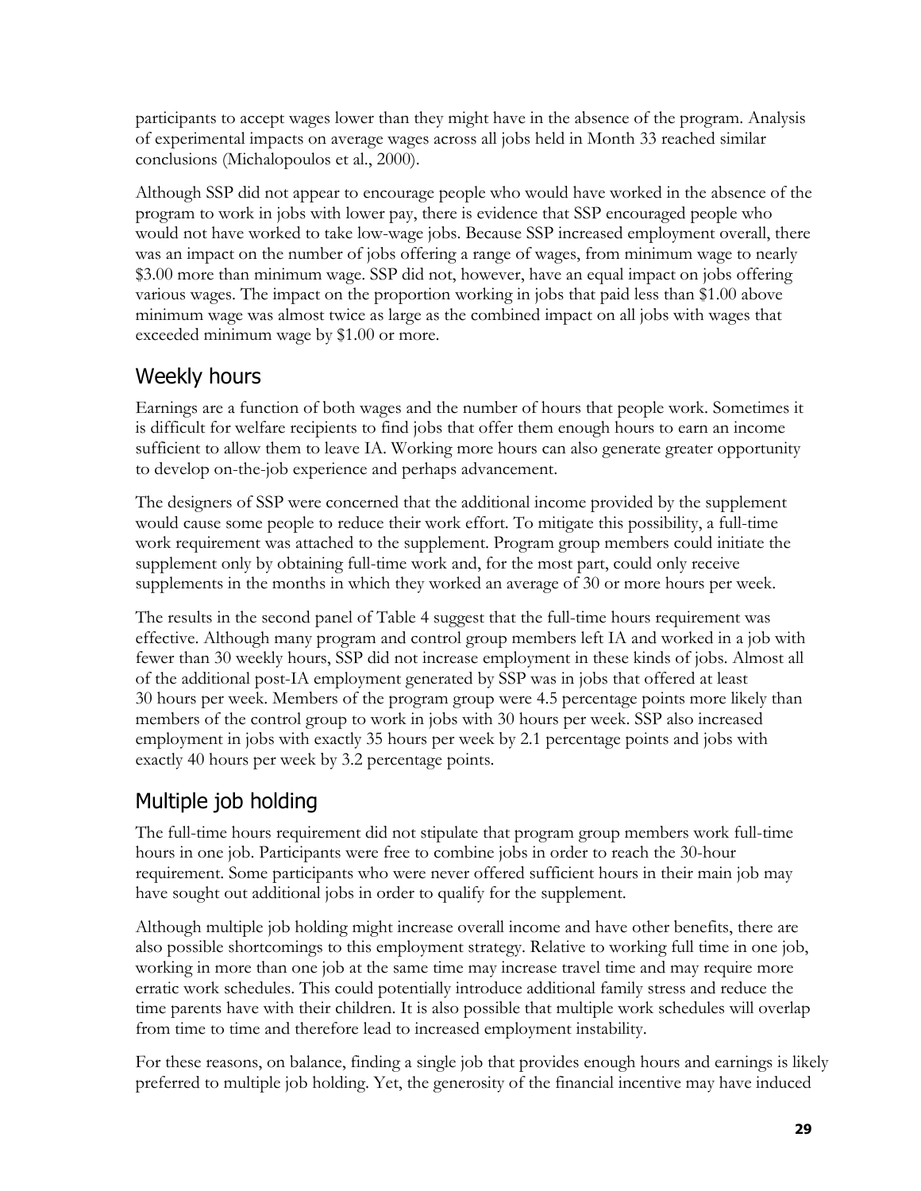participants to accept wages lower than they might have in the absence of the program. Analysis of experimental impacts on average wages across all jobs held in Month 33 reached similar conclusions (Michalopoulos et al., 2000).

Although SSP did not appear to encourage people who would have worked in the absence of the program to work in jobs with lower pay, there is evidence that SSP encouraged people who would not have worked to take low-wage jobs. Because SSP increased employment overall, there was an impact on the number of jobs offering a range of wages, from minimum wage to nearly $3.00 more than minimum wage. SSP did not, however, have an equal impact on jobs offering various wages. The impact on the proportion working in jobs that paid less than $1.00 above minimum wage was almost twice as large as the combined impact on all jobs with wages that exceeded minimum wage by $1.00 or more.

## Weekly hours

Earnings are a function of both wages and the number of hours that people work. Sometimes it is difficult for welfare recipients to find jobs that offer them enough hours to earn an income sufficient to allow them to leave IA. Working more hours can also generate greater opportunity to develop on-the-job experience and perhaps advancement.

The designers of SSP were concerned that the additional income provided by the supplement would cause some people to reduce their work effort. To mitigate this possibility, a full-time work requirement was attached to the supplement. Program group members could initiate the supplement only by obtaining full-time work and, for the most part, could only receive supplements in the months in which they worked an average of 30 or more hours per week.

The results in the second panel of Table 4 suggest that the full-time hours requirement was effective. Although many program and control group members left IA and worked in a job with fewer than 30 weekly hours, SSP did not increase employment in these kinds of jobs. Almost all of the additional post-IA employment generated by SSP was in jobs that offered at least 30 hours per week. Members of the program group were 4.5 percentage points more likely than members of the control group to work in jobs with 30 hours per week. SSP also increased employment in jobs with exactly 35 hours per week by 2.1 percentage points and jobs with exactly 40 hours per week by 3.2 percentage points.

## Multiple job holding

The full-time hours requirement did not stipulate that program group members work full-time hours in one job. Participants were free to combine jobs in order to reach the 30-hour requirement. Some participants who were never offered sufficient hours in their main job may have sought out additional jobs in order to qualify for the supplement.

Although multiple job holding might increase overall income and have other benefits, there are also possible shortcomings to this employment strategy. Relative to working full time in one job, working in more than one job at the same time may increase travel time and may require more erratic work schedules. This could potentially introduce additional family stress and reduce the time parents have with their children. It is also possible that multiple work schedules will overlap from time to time and therefore lead to increased employment instability.

For these reasons, on balance, finding a single job that provides enough hours and earnings is likely preferred to multiple job holding. Yet, the generosity of the financial incentive may have induced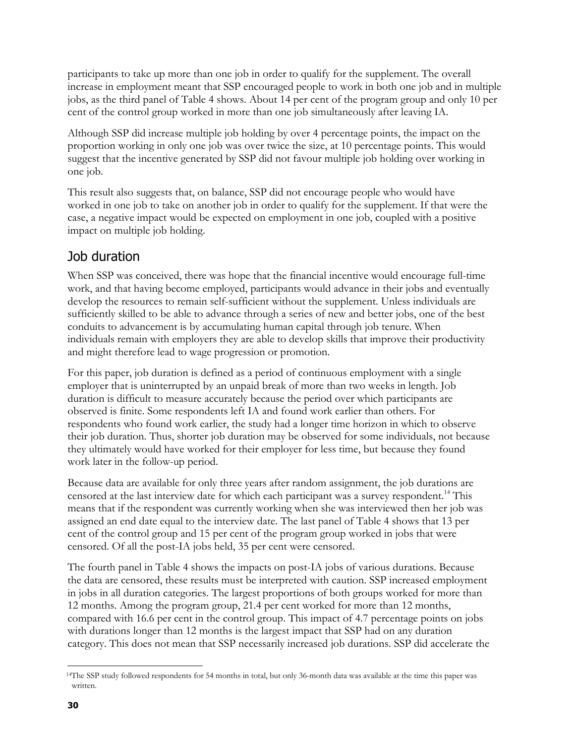participants to take up more than one job in order to qualify for the supplement. The overall increase in employment meant that SSP encouraged people to work in both one job and in multiple jobs, as the third panel of Table 4 shows. About 14 per cent of the program group and only 10 per cent of the control group worked in more than one job simultaneously after leaving IA.

Although SSP did increase multiple job holding by over 4 percentage points, the impact on the proportion working in only one job was over twice the size, at 10 percentage points. This would suggest that the incentive generated by SSP did not favour multiple job holding over working in one job.

This result also suggests that, on balance, SSP did not encourage people who would have worked in one job to take on another job in order to qualify for the supplement. If that were the case, a negative impact would be expected on employment in one job, coupled with a positive impact on multiple job holding.

## Job duration

When SSP was conceived, there was hope that the financial incentive would encourage full-time work, and that having become employed, participants would advance in their jobs and eventually develop the resources to remain self-sufficient without the supplement. Unless individuals are sufficiently skilled to be able to advance through a series of new and better jobs, one of the best conduits to advancement is by accumulating human capital through job tenure. When individuals remain with employers they are able to develop skills that improve their productivity and might therefore lead to wage progression or promotion.

For this paper, job duration is defined as a period of continuous employment with a single employer that is uninterrupted by an unpaid break of more than two weeks in length. Job duration is difficult to measure accurately because the period over which participants are observed is finite. Some respondents left IA and found work earlier than others. For respondents who found work earlier, the study had a longer time horizon in which to observe their job duration. Thus, shorter job duration may be observed for some individuals, not because they ultimately would have worked for their employer for less time, but because they found work later in the follow-up period.

Because data are available for only three years after random assignment, the job durations are censored at the last interview date for which each participant was a survey respondent.[14] This means that if the respondent was currently working when she was interviewed then her job was assigned an end date equal to the interview date. The last panel of Table 4 shows that 13 per cent of the control group and 15 per cent of the program group worked in jobs that were censored. Of all the post-IA jobs held, 35 per cent were censored.

The fourth panel in Table 4 shows the impacts on post-IA jobs of various durations. Because the data are censored, these results must be interpreted with caution. SSP increased employment in jobs in all duration categories. The largest proportions of both groups worked for more than 12 months. Among the program group, 21.4 per cent worked for more than 12 months, compared with 16.6 per cent in the control group. This impact of 4.7 percentage points on jobs with durations longer than 12 months is the largest impact that SSP had on any duration category. This does not mean that SSP necessarily increased job durations. SSP did accelerate the

[14]The SSP study followed respondents for 54 months in total, but only 36-month data was available at the time this paper was written.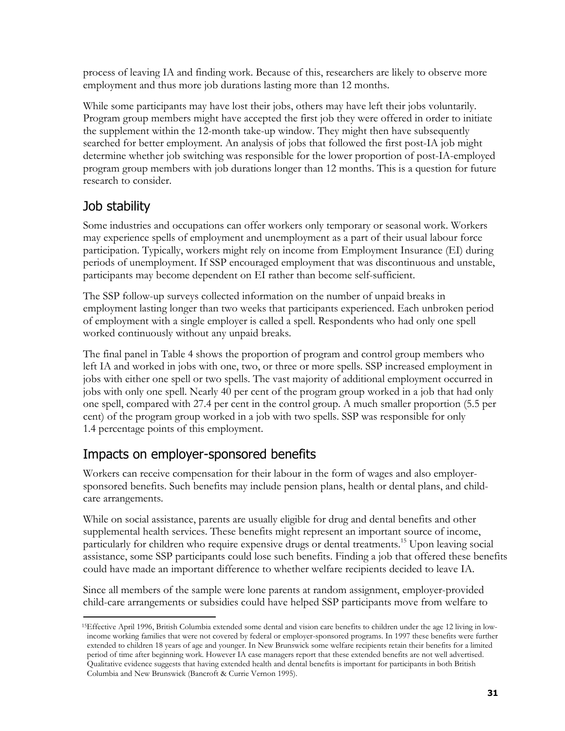process of leaving IA and finding work. Because of this, researchers are likely to observe more employment and thus more job durations lasting more than 12 months.

While some participants may have lost their jobs, others may have left their jobs voluntarily. Program group members might have accepted the first job they were offered in order to initiate the supplement within the 12-month take-up window. They might then have subsequently searched for better employment. An analysis of jobs that followed the first post-IA job might determine whether job switching was responsible for the lower proportion of post-IA-employed program group members with job durations longer than 12 months. This is a question for future research to consider.

## Job stability

Some industries and occupations can offer workers only temporary or seasonal work. Workers may experience spells of employment and unemployment as a part of their usual labour force participation. Typically, workers might rely on income from Employment Insurance (EI) during periods of unemployment. If SSP encouraged employment that was discontinuous and unstable, participants may become dependent on EI rather than become self-sufficient.

The SSP follow-up surveys collected information on the number of unpaid breaks in employment lasting longer than two weeks that participants experienced. Each unbroken period of employment with a single employer is called a spell. Respondents who had only one spell worked continuously without any unpaid breaks.

The final panel in Table 4 shows the proportion of program and control group members who left IA and worked in jobs with one, two, or three or more spells. SSP increased employment in jobs with either one spell or two spells. The vast majority of additional employment occurred in jobs with only one spell. Nearly 40 per cent of the program group worked in a job that had only one spell, compared with 27.4 per cent in the control group. A much smaller proportion (5.5 per cent) of the program group worked in a job with two spells. SSP was responsible for only 1.4 percentage points of this employment.

## Impacts on employer-sponsored benefits

Workers can receive compensation for their labour in the form of wages and also employer-sponsored benefits. Such benefits may include pension plans, health or dental plans, and child-care arrangements.

While on social assistance, parents are usually eligible for drug and dental benefits and other supplemental health services. These benefits might represent an important source of income, particularly for children who require expensive drugs or dental treatments.[15] Upon leaving social assistance, some SSP participants could lose such benefits. Finding a job that offered these benefits could have made an important difference to whether welfare recipients decided to leave IA.

Since all members of the sample were lone parents at random assignment, employer-provided child-care arrangements or subsidies could have helped SSP participants move from welfare to

[15] Effective April 1996, British Columbia extended some dental and vision care benefits to children under the age 12 living in low-income working families that were not covered by federal or employer-sponsored programs. In 1997 these benefits were further extended to children 18 years of age and younger. In New Brunswick some welfare recipients retain their benefits for a limited period of time after beginning work. However IA case managers report that these extended benefits are not well advertised. Qualitative evidence suggests that having extended health and dental benefits is important for participants in both British Columbia and New Brunswick (Bancroft & Currie Vernon 1995).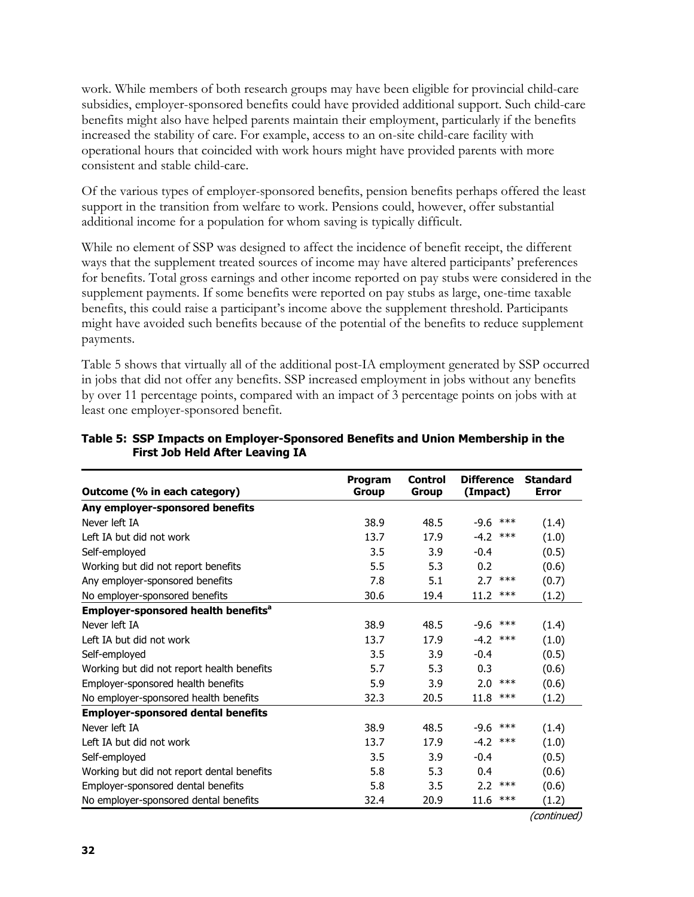work. While members of both research groups may have been eligible for provincial child-care subsidies, employer-sponsored benefits could have provided additional support. Such child-care benefits might also have helped parents maintain their employment, particularly if the benefits increased the stability of care. For example, access to an on-site child-care facility with operational hours that coincided with work hours might have provided parents with more consistent and stable child-care.

Of the various types of employer-sponsored benefits, pension benefits perhaps offered the least support in the transition from welfare to work. Pensions could, however, offer substantial additional income for a population for whom saving is typically difficult.

While no element of SSP was designed to affect the incidence of benefit receipt, the different ways that the supplement treated sources of income may have altered participants' preferences for benefits. Total gross earnings and other income reported on pay stubs were considered in the supplement payments. If some benefits were reported on pay stubs as large, one-time taxable benefits, this could raise a participant's income above the supplement threshold. Participants might have avoided such benefits because of the potential of the benefits to reduce supplement payments.

Table 5 shows that virtually all of the additional post-IA employment generated by SSP occurred in jobs that did not offer any benefits. SSP increased employment in jobs without any benefits by over 11 percentage points, compared with an impact of 3 percentage points on jobs with at least one employer-sponsored benefit.

**Table 5: SSP Impacts on Employer-Sponsored Benefits and Union Membership in the First Job Held After Leaving IA**

| Outcome (% in each category) | Program Group | Control Group | Difference (Impact) | Standard Error |
|---|---|---|---|---|
| **Any employer-sponsored benefits** | | | | |
| Never left IA | 38.9 | 48.5 | -9.6 *** | (1.4) |
| Left IA but did not work | 13.7 | 17.9 | -4.2 *** | (1.0) |
| Self-employed | 3.5 | 3.9 | -0.4 | (0.5) |
| Working but did not report benefits | 5.5 | 5.3 | 0.2 | (0.6) |
| Any employer-sponsored benefits | 7.8 | 5.1 | 2.7 *** | (0.7) |
| No employer-sponsored benefits | 30.6 | 19.4 | 11.2 *** | (1.2) |
| **Employer-sponsored health benefits[a]** | | | | |
| Never left IA | 38.9 | 48.5 | -9.6 *** | (1.4) |
| Left IA but did not work | 13.7 | 17.9 | -4.2 *** | (1.0) |
| Self-employed | 3.5 | 3.9 | -0.4 | (0.5) |
| Working but did not report health benefits | 5.7 | 5.3 | 0.3 | (0.6) |
| Employer-sponsored health benefits | 5.9 | 3.9 | 2.0 *** | (0.6) |
| No employer-sponsored health benefits | 32.3 | 20.5 | 11.8 *** | (1.2) |
| **Employer-sponsored dental benefits** | | | | |
| Never left IA | 38.9 | 48.5 | -9.6 *** | (1.4) |
| Left IA but did not work | 13.7 | 17.9 | -4.2 *** | (1.0) |
| Self-employed | 3.5 | 3.9 | -0.4 | (0.5) |
| Working but did not report dental benefits | 5.8 | 5.3 | 0.4 | (0.6) |
| Employer-sponsored dental benefits | 5.8 | 3.5 | 2.2 *** | (0.6) |
| No employer-sponsored dental benefits | 32.4 | 20.9 | 11.6 *** | (1.2) |

*(continued)*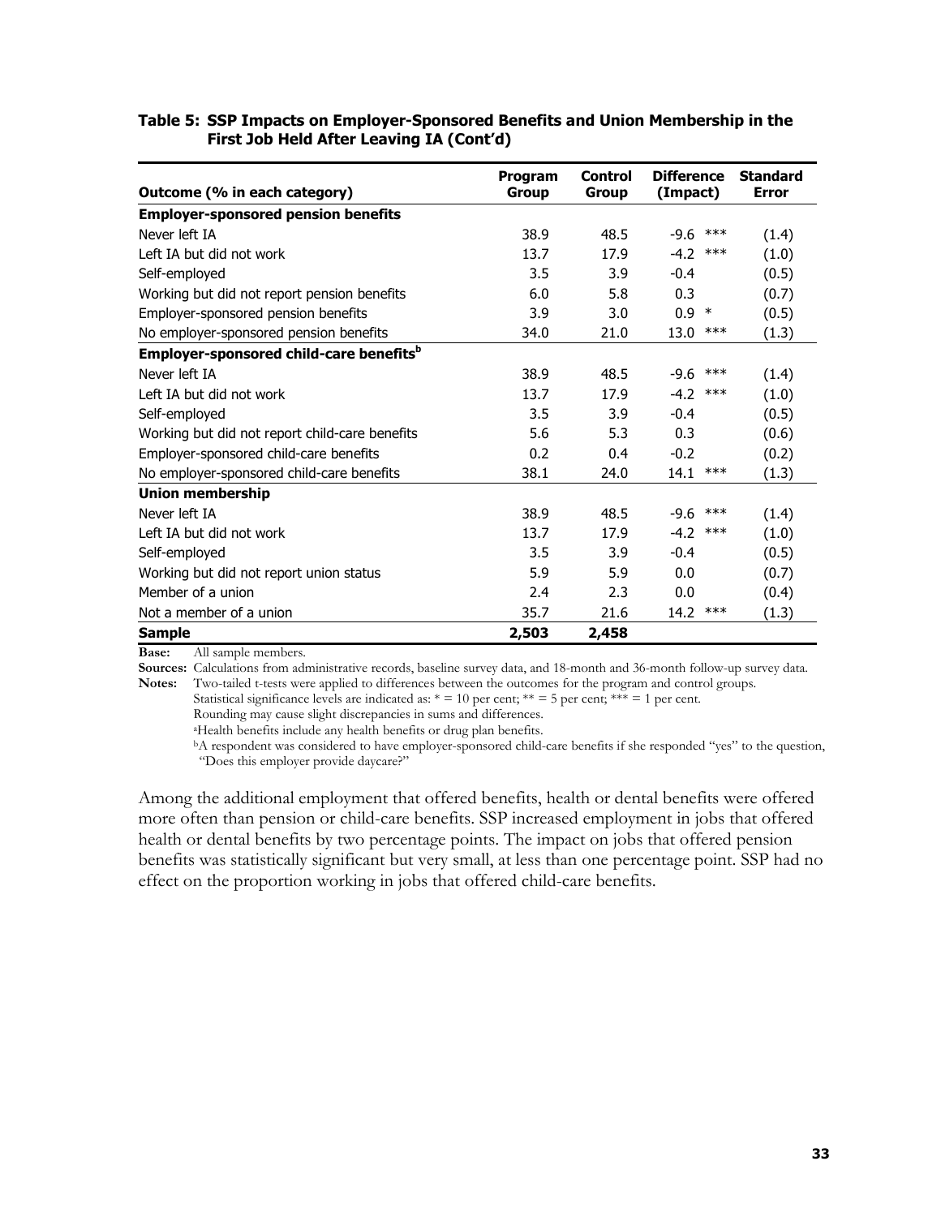**Table 5: SSP Impacts on Employer-Sponsored Benefits and Union Membership in the First Job Held After Leaving IA (Cont'd)**

| Outcome (% in each category) | Program Group | Control Group | Difference (Impact) | Standard Error |
|---|---|---|---|---|
| **Employer-sponsored pension benefits** | | | | |
| Never left IA | 38.9 | 48.5 | -9.6 *** | (1.4) |
| Left IA but did not work | 13.7 | 17.9 | -4.2 *** | (1.0) |
| Self-employed | 3.5 | 3.9 | -0.4 | (0.5) |
| Working but did not report pension benefits | 6.0 | 5.8 | 0.3 | (0.7) |
| Employer-sponsored pension benefits | 3.9 | 3.0 | 0.9 * | (0.5) |
| No employer-sponsored pension benefits | 34.0 | 21.0 | 13.0 *** | (1.3) |
| **Employer-sponsored child-care benefits[b]** | | | | |
| Never left IA | 38.9 | 48.5 | -9.6 *** | (1.4) |
| Left IA but did not work | 13.7 | 17.9 | -4.2 *** | (1.0) |
| Self-employed | 3.5 | 3.9 | -0.4 | (0.5) |
| Working but did not report child-care benefits | 5.6 | 5.3 | 0.3 | (0.6) |
| Employer-sponsored child-care benefits | 0.2 | 0.4 | -0.2 | (0.2) |
| No employer-sponsored child-care benefits | 38.1 | 24.0 | 14.1 *** | (1.3) |
| **Union membership** | | | | |
| Never left IA | 38.9 | 48.5 | -9.6 *** | (1.4) |
| Left IA but did not work | 13.7 | 17.9 | -4.2 *** | (1.0) |
| Self-employed | 3.5 | 3.9 | -0.4 | (0.5) |
| Working but did not report union status | 5.9 | 5.9 | 0.0 | (0.7) |
| Member of a union | 2.4 | 2.3 | 0.0 | (0.4) |
| Not a member of a union | 35.7 | 21.6 | 14.2 *** | (1.3) |
| **Sample** | **2,503** | **2,458** | | |

**Base:** All sample members.
**Sources:** Calculations from administrative records, baseline survey data, and 18-month and 36-month follow-up survey data.
**Notes:** Two-tailed t-tests were applied to differences between the outcomes for the program and control groups.
Statistical significance levels are indicated as: * = 10 per cent; ** = 5 per cent; *** = 1 per cent.
Rounding may cause slight discrepancies in sums and differences.
[a]Health benefits include any health benefits or drug plan benefits.
[b]A respondent was considered to have employer-sponsored child-care benefits if she responded "yes" to the question, "Does this employer provide daycare?"

Among the additional employment that offered benefits, health or dental benefits were offered more often than pension or child-care benefits. SSP increased employment in jobs that offered health or dental benefits by two percentage points. The impact on jobs that offered pension benefits was statistically significant but very small, at less than one percentage point. SSP had no effect on the proportion working in jobs that offered child-care benefits.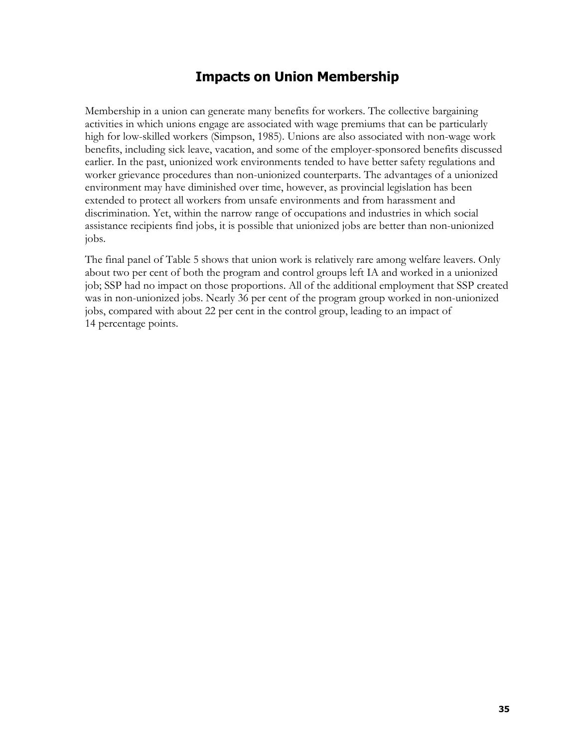## Impacts on Union Membership

Membership in a union can generate many benefits for workers. The collective bargaining activities in which unions engage are associated with wage premiums that can be particularly high for low-skilled workers (Simpson, 1985). Unions are also associated with non-wage work benefits, including sick leave, vacation, and some of the employer-sponsored benefits discussed earlier. In the past, unionized work environments tended to have better safety regulations and worker grievance procedures than non-unionized counterparts. The advantages of a unionized environment may have diminished over time, however, as provincial legislation has been extended to protect all workers from unsafe environments and from harassment and discrimination. Yet, within the narrow range of occupations and industries in which social assistance recipients find jobs, it is possible that unionized jobs are better than non-unionized jobs.

The final panel of Table 5 shows that union work is relatively rare among welfare leavers. Only about two per cent of both the program and control groups left IA and worked in a unionized job; SSP had no impact on those proportions. All of the additional employment that SSP created was in non-unionized jobs. Nearly 36 per cent of the program group worked in non-unionized jobs, compared with about 22 per cent in the control group, leading to an impact of 14 percentage points.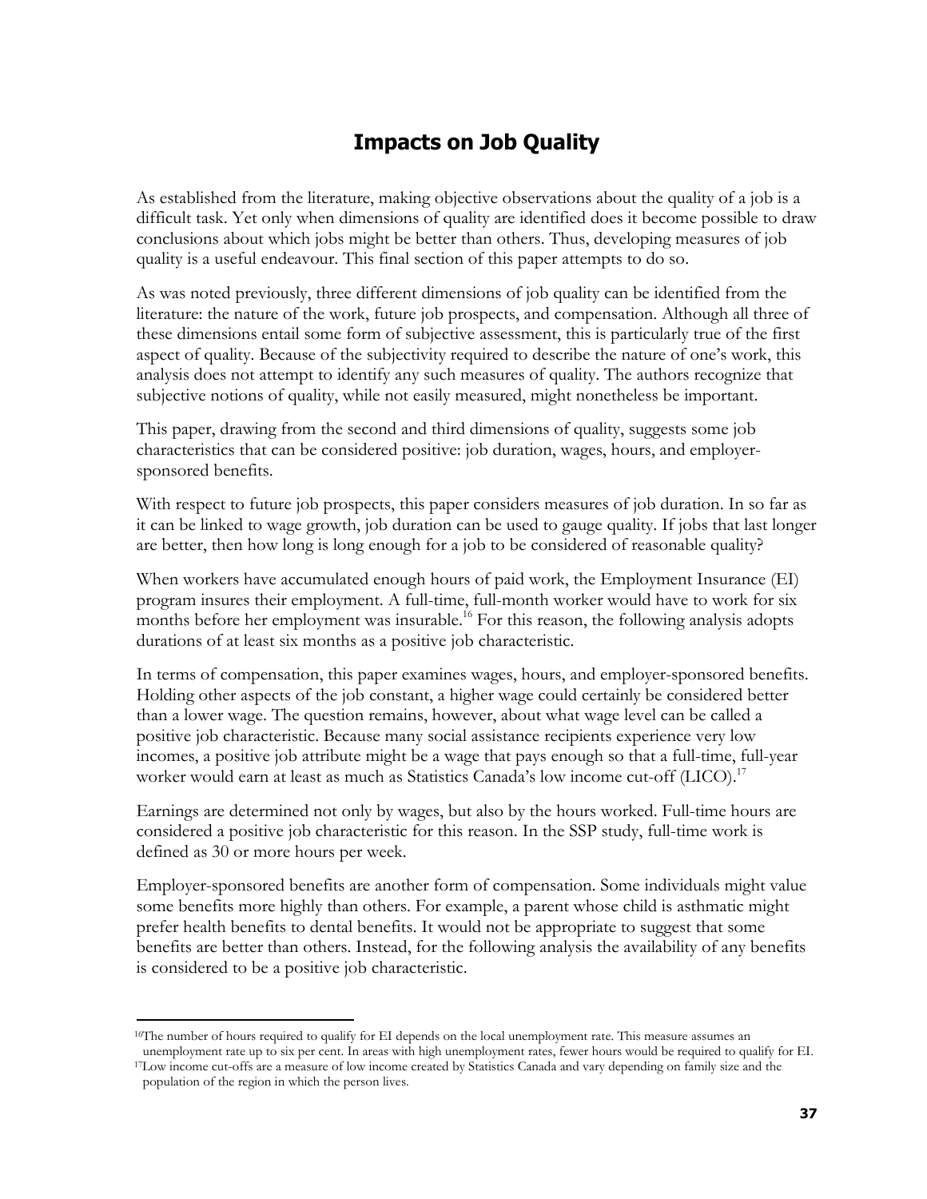## Impacts on Job Quality

As established from the literature, making objective observations about the quality of a job is a difficult task. Yet only when dimensions of quality are identified does it become possible to draw conclusions about which jobs might be better than others. Thus, developing measures of job quality is a useful endeavour. This final section of this paper attempts to do so.

As was noted previously, three different dimensions of job quality can be identified from the literature: the nature of the work, future job prospects, and compensation. Although all three of these dimensions entail some form of subjective assessment, this is particularly true of the first aspect of quality. Because of the subjectivity required to describe the nature of one's work, this analysis does not attempt to identify any such measures of quality. The authors recognize that subjective notions of quality, while not easily measured, might nonetheless be important.

This paper, drawing from the second and third dimensions of quality, suggests some job characteristics that can be considered positive: job duration, wages, hours, and employer-sponsored benefits.

With respect to future job prospects, this paper considers measures of job duration. In so far as it can be linked to wage growth, job duration can be used to gauge quality. If jobs that last longer are better, then how long is long enough for a job to be considered of reasonable quality?

When workers have accumulated enough hours of paid work, the Employment Insurance (EI) program insures their employment. A full-time, full-month worker would have to work for six months before her employment was insurable.[16] For this reason, the following analysis adopts durations of at least six months as a positive job characteristic.

In terms of compensation, this paper examines wages, hours, and employer-sponsored benefits. Holding other aspects of the job constant, a higher wage could certainly be considered better than a lower wage. The question remains, however, about what wage level can be called a positive job characteristic. Because many social assistance recipients experience very low incomes, a positive job attribute might be a wage that pays enough so that a full-time, full-year worker would earn at least as much as Statistics Canada's low income cut-off (LICO).[17]

Earnings are determined not only by wages, but also by the hours worked. Full-time hours are considered a positive job characteristic for this reason. In the SSP study, full-time work is defined as 30 or more hours per week.

Employer-sponsored benefits are another form of compensation. Some individuals might value some benefits more highly than others. For example, a parent whose child is asthmatic might prefer health benefits to dental benefits. It would not be appropriate to suggest that some benefits are better than others. Instead, for the following analysis the availability of any benefits is considered to be a positive job characteristic.

---

[16]The number of hours required to qualify for EI depends on the local unemployment rate. This measure assumes an unemployment rate up to six per cent. In areas with high unemployment rates, fewer hours would be required to qualify for EI.

[17]Low income cut-offs are a measure of low income created by Statistics Canada and vary depending on family size and the population of the region in which the person lives.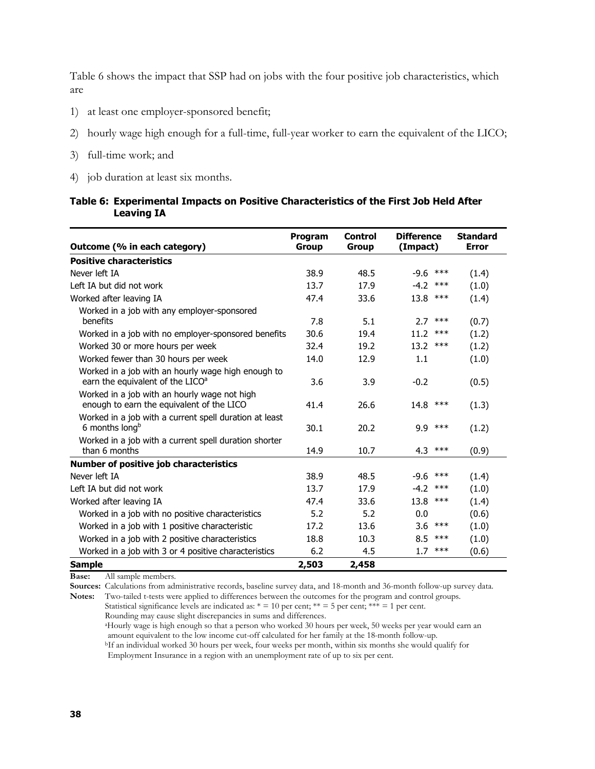Table 6 shows the impact that SSP had on jobs with the four positive job characteristics, which are

1) at least one employer-sponsored benefit;
2) hourly wage high enough for a full-time, full-year worker to earn the equivalent of the LICO;
3) full-time work; and
4) job duration at least six months.

**Table 6: Experimental Impacts on Positive Characteristics of the First Job Held After Leaving IA**

| Outcome (% in each category) | Program Group | Control Group | Difference (Impact) | Standard Error |
|---|---|---|---|---|
| **Positive characteristics** | | | | |
| Never left IA | 38.9 | 48.5 | -9.6 *** | (1.4) |
| Left IA but did not work | 13.7 | 17.9 | -4.2 *** | (1.0) |
| Worked after leaving IA | 47.4 | 33.6 | 13.8 *** | (1.4) |
| Worked in a job with any employer-sponsored benefits | 7.8 | 5.1 | 2.7 *** | (0.7) |
| Worked in a job with no employer-sponsored benefits | 30.6 | 19.4 | 11.2 *** | (1.2) |
| Worked 30 or more hours per week | 32.4 | 19.2 | 13.2 *** | (1.2) |
| Worked fewer than 30 hours per week | 14.0 | 12.9 | 1.1 | (1.0) |
| Worked in a job with an hourly wage high enough to earn the equivalent of the LICO[a] | 3.6 | 3.9 | -0.2 | (0.5) |
| Worked in a job with an hourly wage not high enough to earn the equivalent of the LICO | 41.4 | 26.6 | 14.8 *** | (1.3) |
| Worked in a job with a current spell duration at least 6 months long[b] | 30.1 | 20.2 | 9.9 *** | (1.2) |
| Worked in a job with a current spell duration shorter than 6 months | 14.9 | 10.7 | 4.3 *** | (0.9) |
| **Number of positive job characteristics** | | | | |
| Never left IA | 38.9 | 48.5 | -9.6 *** | (1.4) |
| Left IA but did not work | 13.7 | 17.9 | -4.2 *** | (1.0) |
| Worked after leaving IA | 47.4 | 33.6 | 13.8 *** | (1.4) |
| Worked in a job with no positive characteristics | 5.2 | 5.2 | 0.0 | (0.6) |
| Worked in a job with 1 positive characteristic | 17.2 | 13.6 | 3.6 *** | (1.0) |
| Worked in a job with 2 positive characteristics | 18.8 | 10.3 | 8.5 *** | (1.0) |
| Worked in a job with 3 or 4 positive characteristics | 6.2 | 4.5 | 1.7 *** | (0.6) |
| **Sample** | **2,503** | **2,458** | | |

**Base:** All sample members.

**Sources:** Calculations from administrative records, baseline survey data, and 18-month and 36-month follow-up survey data.

**Notes:** Two-tailed t-tests were applied to differences between the outcomes for the program and control groups.
Statistical significance levels are indicated as: * = 10 per cent; ** = 5 per cent; *** = 1 per cent.
Rounding may cause slight discrepancies in sums and differences.
[a]Hourly wage is high enough so that a person who worked 30 hours per week, 50 weeks per year would earn an amount equivalent to the low income cut-off calculated for her family at the 18-month follow-up.
[b]If an individual worked 30 hours per week, four weeks per month, within six months she would qualify for Employment Insurance in a region with an unemployment rate of up to six per cent.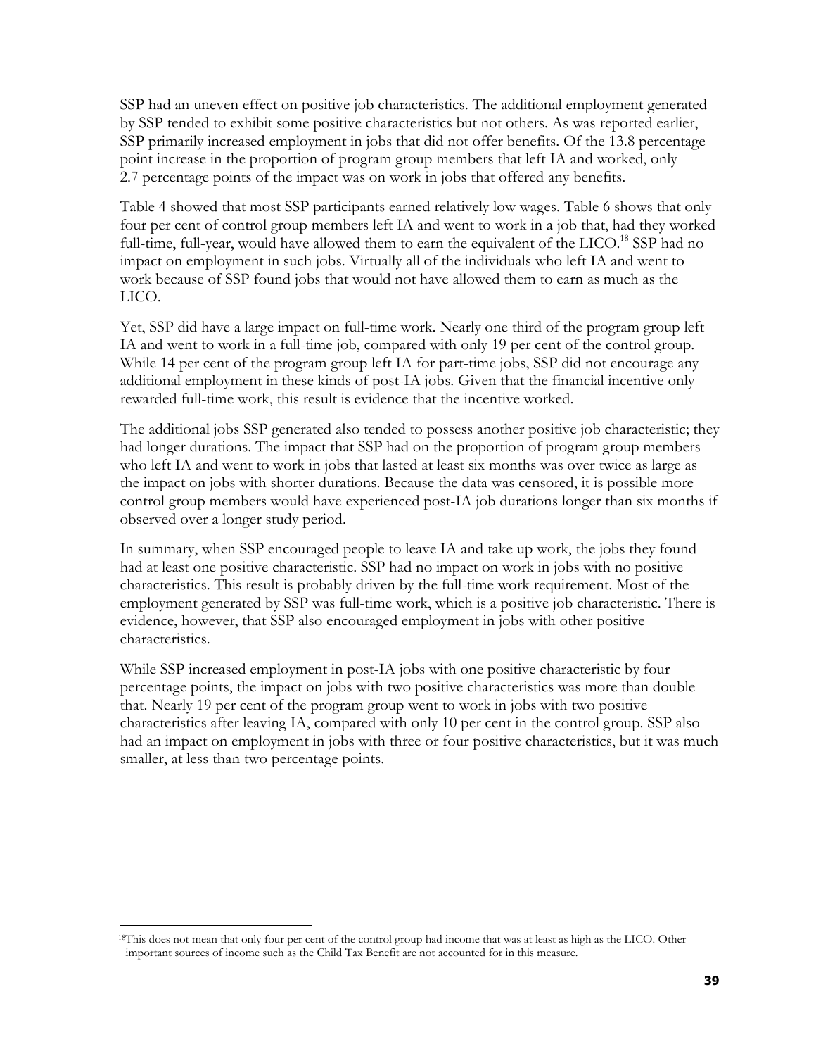SSP had an uneven effect on positive job characteristics. The additional employment generated by SSP tended to exhibit some positive characteristics but not others. As was reported earlier, SSP primarily increased employment in jobs that did not offer benefits. Of the 13.8 percentage point increase in the proportion of program group members that left IA and worked, only 2.7 percentage points of the impact was on work in jobs that offered any benefits.

Table 4 showed that most SSP participants earned relatively low wages. Table 6 shows that only four per cent of control group members left IA and went to work in a job that, had they worked full-time, full-year, would have allowed them to earn the equivalent of the LICO.[18] SSP had no impact on employment in such jobs. Virtually all of the individuals who left IA and went to work because of SSP found jobs that would not have allowed them to earn as much as the LICO.

Yet, SSP did have a large impact on full-time work. Nearly one third of the program group left IA and went to work in a full-time job, compared with only 19 per cent of the control group. While 14 per cent of the program group left IA for part-time jobs, SSP did not encourage any additional employment in these kinds of post-IA jobs. Given that the financial incentive only rewarded full-time work, this result is evidence that the incentive worked.

The additional jobs SSP generated also tended to possess another positive job characteristic; they had longer durations. The impact that SSP had on the proportion of program group members who left IA and went to work in jobs that lasted at least six months was over twice as large as the impact on jobs with shorter durations. Because the data was censored, it is possible more control group members would have experienced post-IA job durations longer than six months if observed over a longer study period.

In summary, when SSP encouraged people to leave IA and take up work, the jobs they found had at least one positive characteristic. SSP had no impact on work in jobs with no positive characteristics. This result is probably driven by the full-time work requirement. Most of the employment generated by SSP was full-time work, which is a positive job characteristic. There is evidence, however, that SSP also encouraged employment in jobs with other positive characteristics.

While SSP increased employment in post-IA jobs with one positive characteristic by four percentage points, the impact on jobs with two positive characteristics was more than double that. Nearly 19 per cent of the program group went to work in jobs with two positive characteristics after leaving IA, compared with only 10 per cent in the control group. SSP also had an impact on employment in jobs with three or four positive characteristics, but it was much smaller, at less than two percentage points.

---

[18]This does not mean that only four per cent of the control group had income that was at least as high as the LICO. Other important sources of income such as the Child Tax Benefit are not accounted for in this measure.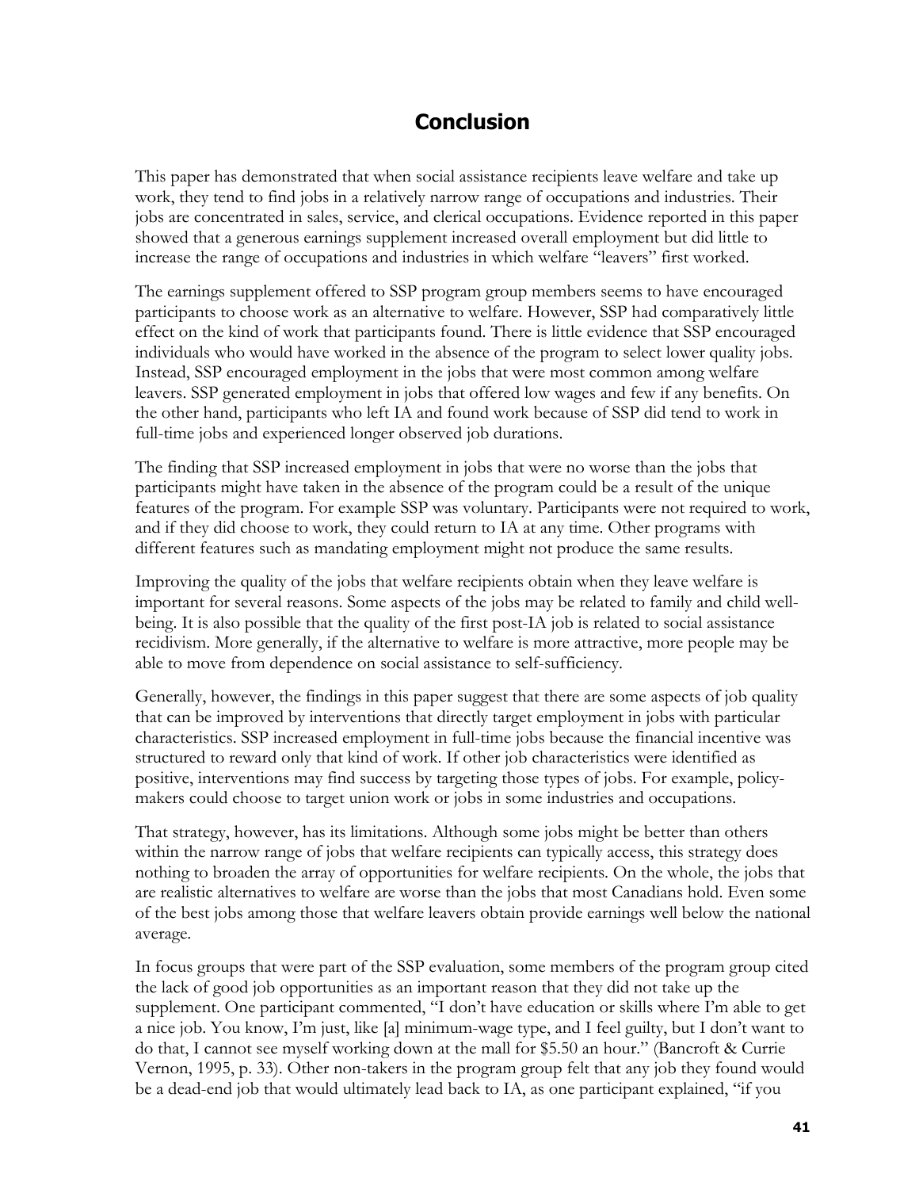# Conclusion

This paper has demonstrated that when social assistance recipients leave welfare and take up work, they tend to find jobs in a relatively narrow range of occupations and industries. Their jobs are concentrated in sales, service, and clerical occupations. Evidence reported in this paper showed that a generous earnings supplement increased overall employment but did little to increase the range of occupations and industries in which welfare "leavers" first worked.

The earnings supplement offered to SSP program group members seems to have encouraged participants to choose work as an alternative to welfare. However, SSP had comparatively little effect on the kind of work that participants found. There is little evidence that SSP encouraged individuals who would have worked in the absence of the program to select lower quality jobs. Instead, SSP encouraged employment in the jobs that were most common among welfare leavers. SSP generated employment in jobs that offered low wages and few if any benefits. On the other hand, participants who left IA and found work because of SSP did tend to work in full-time jobs and experienced longer observed job durations.

The finding that SSP increased employment in jobs that were no worse than the jobs that participants might have taken in the absence of the program could be a result of the unique features of the program. For example SSP was voluntary. Participants were not required to work, and if they did choose to work, they could return to IA at any time. Other programs with different features such as mandating employment might not produce the same results.

Improving the quality of the jobs that welfare recipients obtain when they leave welfare is important for several reasons. Some aspects of the jobs may be related to family and child well-being. It is also possible that the quality of the first post-IA job is related to social assistance recidivism. More generally, if the alternative to welfare is more attractive, more people may be able to move from dependence on social assistance to self-sufficiency.

Generally, however, the findings in this paper suggest that there are some aspects of job quality that can be improved by interventions that directly target employment in jobs with particular characteristics. SSP increased employment in full-time jobs because the financial incentive was structured to reward only that kind of work. If other job characteristics were identified as positive, interventions may find success by targeting those types of jobs. For example, policy-makers could choose to target union work or jobs in some industries and occupations.

That strategy, however, has its limitations. Although some jobs might be better than others within the narrow range of jobs that welfare recipients can typically access, this strategy does nothing to broaden the array of opportunities for welfare recipients. On the whole, the jobs that are realistic alternatives to welfare are worse than the jobs that most Canadians hold. Even some of the best jobs among those that welfare leavers obtain provide earnings well below the national average.

In focus groups that were part of the SSP evaluation, some members of the program group cited the lack of good job opportunities as an important reason that they did not take up the supplement. One participant commented, "I don't have education or skills where I'm able to get a nice job. You know, I'm just, like [a] minimum-wage type, and I feel guilty, but I don't want to do that, I cannot see myself working down at the mall for $5.50 an hour." (Bancroft & Currie Vernon, 1995, p. 33). Other non-takers in the program group felt that any job they found would be a dead-end job that would ultimately lead back to IA, as one participant explained, "if you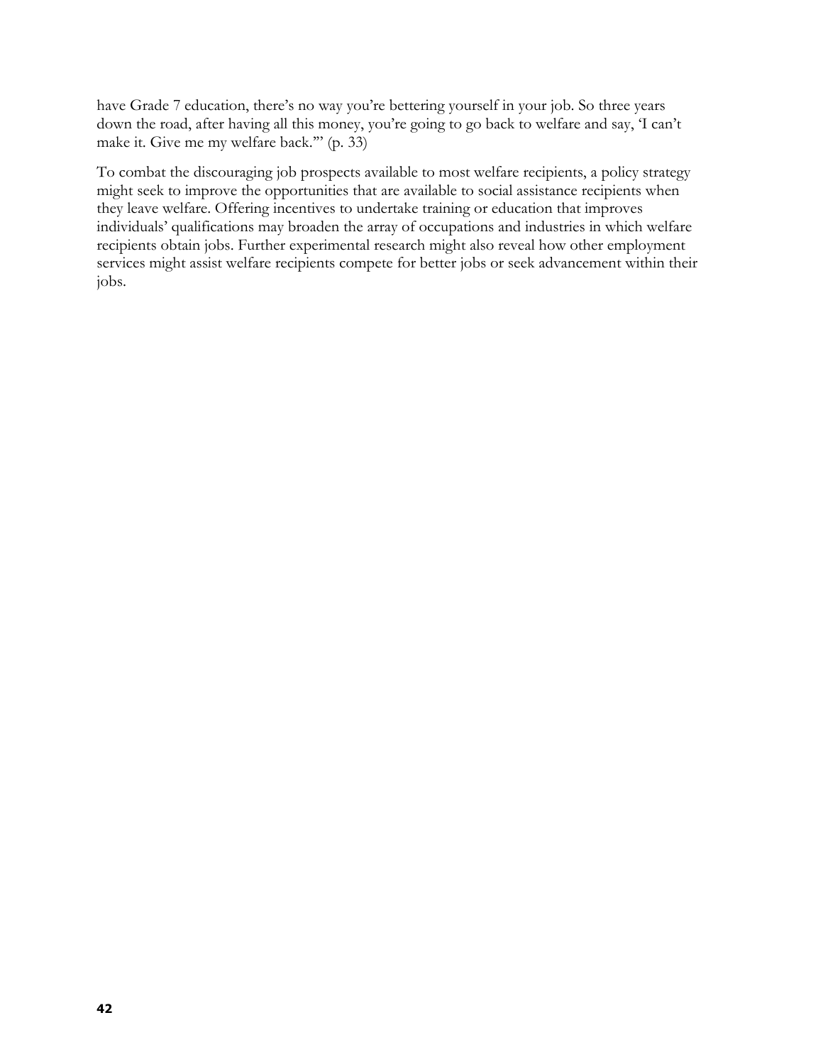have Grade 7 education, there's no way you're bettering yourself in your job. So three years down the road, after having all this money, you're going to go back to welfare and say, 'I can't make it. Give me my welfare back.'" (p. 33)

To combat the discouraging job prospects available to most welfare recipients, a policy strategy might seek to improve the opportunities that are available to social assistance recipients when they leave welfare. Offering incentives to undertake training or education that improves individuals' qualifications may broaden the array of occupations and industries in which welfare recipients obtain jobs. Further experimental research might also reveal how other employment services might assist welfare recipients compete for better jobs or seek advancement within their jobs.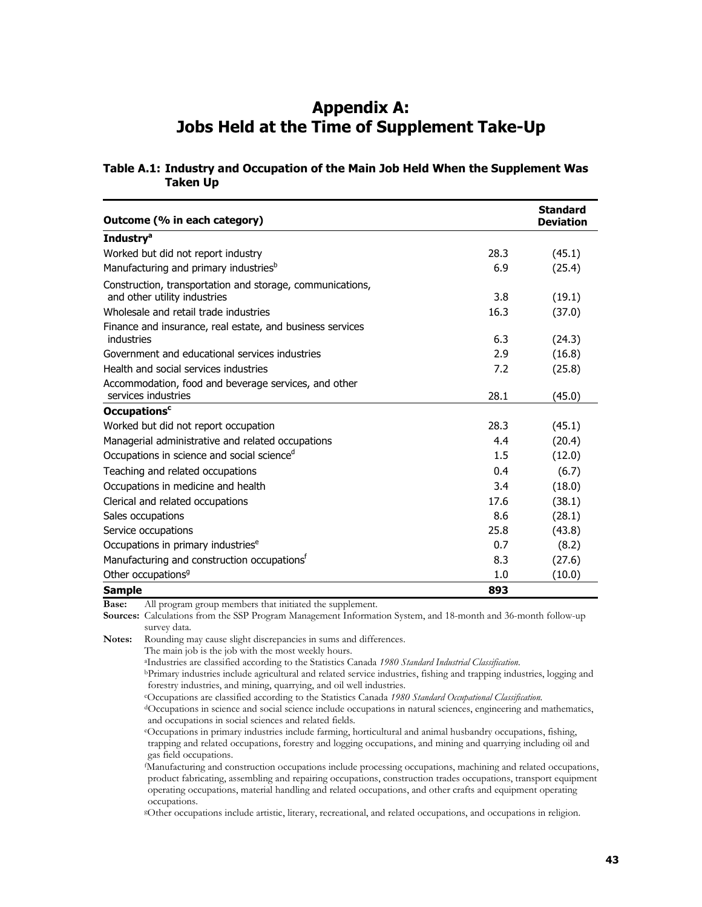# Appendix A: Jobs Held at the Time of Supplement Take-Up

**Table A.1: Industry and Occupation of the Main Job Held When the Supplement Was Taken Up**

| Outcome (% in each category) | | Standard Deviation |
|---|---|---|
| **Industry[a]** | | |
| Worked but did not report industry | 28.3 | (45.1) |
| Manufacturing and primary industries[b] | 6.9 | (25.4) |
| Construction, transportation and storage, communications, and other utility industries | 3.8 | (19.1) |
| Wholesale and retail trade industries | 16.3 | (37.0) |
| Finance and insurance, real estate, and business services industries | 6.3 | (24.3) |
| Government and educational services industries | 2.9 | (16.8) |
| Health and social services industries | 7.2 | (25.8) |
| Accommodation, food and beverage services, and other services industries | 28.1 | (45.0) |
| **Occupations[c]** | | |
| Worked but did not report occupation | 28.3 | (45.1) |
| Managerial administrative and related occupations | 4.4 | (20.4) |
| Occupations in science and social science[d] | 1.5 | (12.0) |
| Teaching and related occupations | 0.4 | (6.7) |
| Occupations in medicine and health | 3.4 | (18.0) |
| Clerical and related occupations | 17.6 | (38.1) |
| Sales occupations | 8.6 | (28.1) |
| Service occupations | 25.8 | (43.8) |
| Occupations in primary industries[e] | 0.7 | (8.2) |
| Manufacturing and construction occupations[f] | 8.3 | (27.6) |
| Other occupations[g] | 1.0 | (10.0) |
| **Sample** | **893** | |

**Base:** All program group members that initiated the supplement.

**Sources:** Calculations from the SSP Program Management Information System, and 18-month and 36-month follow-up survey data.

**Notes:** Rounding may cause slight discrepancies in sums and differences.

The main job is the job with the most weekly hours.

[a]Industries are classified according to the Statistics Canada *1980 Standard Industrial Classification.*

[b]Primary industries include agricultural and related service industries, fishing and trapping industries, logging and forestry industries, and mining, quarrying, and oil well industries.

[c]Occupations are classified according to the Statistics Canada *1980 Standard Occupational Classification.*

[d]Occupations in science and social science include occupations in natural sciences, engineering and mathematics, and occupations in social sciences and related fields.

[e]Occupations in primary industries include farming, horticultural and animal husbandry occupations, fishing, trapping and related occupations, forestry and logging occupations, and mining and quarrying including oil and gas field occupations.

[f]Manufacturing and construction occupations include processing occupations, machining and related occupations, product fabricating, assembling and repairing occupations, construction trades occupations, transport equipment operating occupations, material handling and related occupations, and other crafts and equipment operating occupations.

[g]Other occupations include artistic, literary, recreational, and related occupations, and occupations in religion.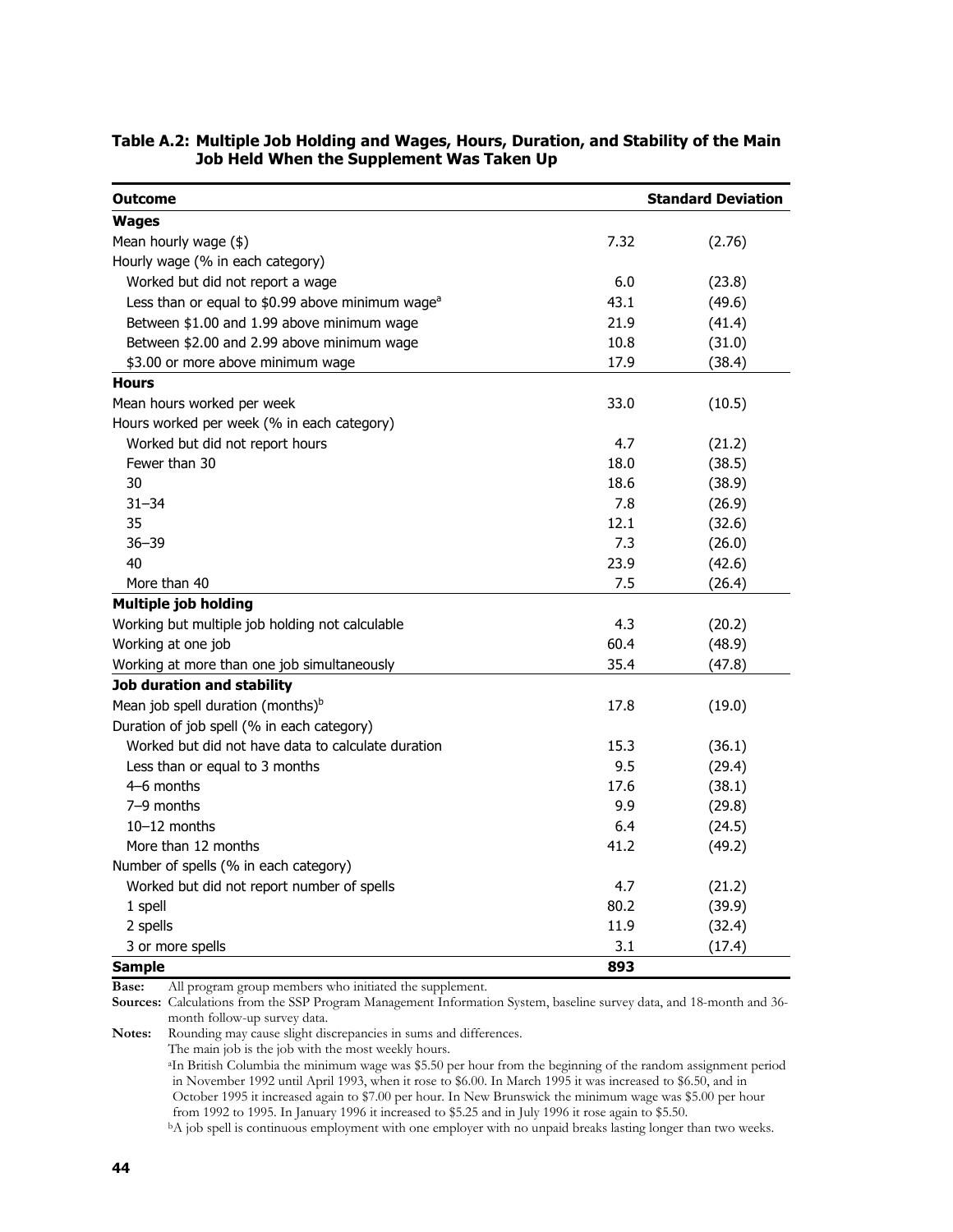**Table A.2: Multiple Job Holding and Wages, Hours, Duration, and Stability of the Main Job Held When the Supplement Was Taken Up**

| Outcome | | Standard Deviation |
|---|---|---|
| **Wages** | | |
| Mean hourly wage ($) | 7.32 | (2.76) |
| Hourly wage (% in each category) | | |
| Worked but did not report a wage | 6.0 | (23.8) |
| Less than or equal to $0.99 above minimum wage[a] | 43.1 | (49.6) |
| Between $1.00 and 1.99 above minimum wage | 21.9 | (41.4) |
| Between $2.00 and 2.99 above minimum wage | 10.8 | (31.0) |
| $3.00 or more above minimum wage | 17.9 | (38.4) |
| **Hours** | | |
| Mean hours worked per week | 33.0 | (10.5) |
| Hours worked per week (% in each category) | | |
| Worked but did not report hours | 4.7 | (21.2) |
| Fewer than 30 | 18.0 | (38.5) |
| 30 | 18.6 | (38.9) |
| 31–34 | 7.8 | (26.9) |
| 35 | 12.1 | (32.6) |
| 36–39 | 7.3 | (26.0) |
| 40 | 23.9 | (42.6) |
| More than 40 | 7.5 | (26.4) |
| **Multiple job holding** | | |
| Working but multiple job holding not calculable | 4.3 | (20.2) |
| Working at one job | 60.4 | (48.9) |
| Working at more than one job simultaneously | 35.4 | (47.8) |
| **Job duration and stability** | | |
| Mean job spell duration (months)[b] | 17.8 | (19.0) |
| Duration of job spell (% in each category) | | |
| Worked but did not have data to calculate duration | 15.3 | (36.1) |
| Less than or equal to 3 months | 9.5 | (29.4) |
| 4–6 months | 17.6 | (38.1) |
| 7–9 months | 9.9 | (29.8) |
| 10–12 months | 6.4 | (24.5) |
| More than 12 months | 41.2 | (49.2) |
| Number of spells (% in each category) | | |
| Worked but did not report number of spells | 4.7 | (21.2) |
| 1 spell | 80.2 | (39.9) |
| 2 spells | 11.9 | (32.4) |
| 3 or more spells | 3.1 | (17.4) |
| **Sample** | **893** | |

**Base:** All program group members who initiated the supplement.

**Sources:** Calculations from the SSP Program Management Information System, baseline survey data, and 18-month and 36-month follow-up survey data.

**Notes:** Rounding may cause slight discrepancies in sums and differences.

The main job is the job with the most weekly hours.

[a]In British Columbia the minimum wage was $5.50 per hour from the beginning of the random assignment period in November 1992 until April 1993, when it rose to $6.00. In March 1995 it was increased to $6.50, and in October 1995 it increased again to $7.00 per hour. In New Brunswick the minimum wage was $5.00 per hour from 1992 to 1995. In January 1996 it increased to $5.25 and in July 1996 it rose again to $5.50.

[b]A job spell is continuous employment with one employer with no unpaid breaks lasting longer than two weeks.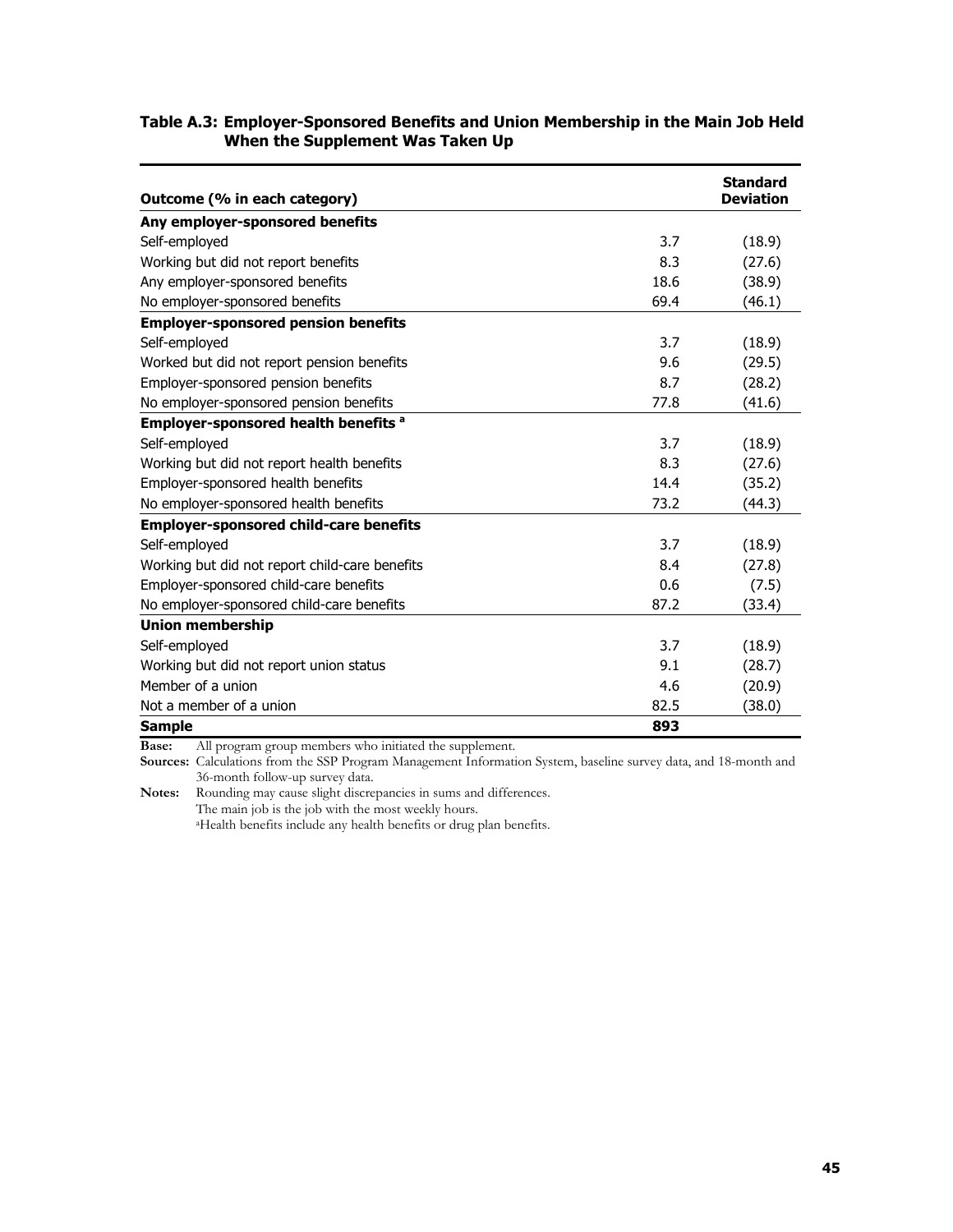**Table A.3: Employer-Sponsored Benefits and Union Membership in the Main Job Held When the Supplement Was Taken Up**

| Outcome (% in each category) | | Standard Deviation |
|---|---|---|
| **Any employer-sponsored benefits** | | |
| Self-employed | 3.7 | (18.9) |
| Working but did not report benefits | 8.3 | (27.6) |
| Any employer-sponsored benefits | 18.6 | (38.9) |
| No employer-sponsored benefits | 69.4 | (46.1) |
| **Employer-sponsored pension benefits** | | |
| Self-employed | 3.7 | (18.9) |
| Worked but did not report pension benefits | 9.6 | (29.5) |
| Employer-sponsored pension benefits | 8.7 | (28.2) |
| No employer-sponsored pension benefits | 77.8 | (41.6) |
| **Employer-sponsored health benefits [a]** | | |
| Self-employed | 3.7 | (18.9) |
| Working but did not report health benefits | 8.3 | (27.6) |
| Employer-sponsored health benefits | 14.4 | (35.2) |
| No employer-sponsored health benefits | 73.2 | (44.3) |
| **Employer-sponsored child-care benefits** | | |
| Self-employed | 3.7 | (18.9) |
| Working but did not report child-care benefits | 8.4 | (27.8) |
| Employer-sponsored child-care benefits | 0.6 | (7.5) |
| No employer-sponsored child-care benefits | 87.2 | (33.4) |
| **Union membership** | | |
| Self-employed | 3.7 | (18.9) |
| Working but did not report union status | 9.1 | (28.7) |
| Member of a union | 4.6 | (20.9) |
| Not a member of a union | 82.5 | (38.0) |
| **Sample** | **893** | |

**Base:** All program group members who initiated the supplement.

**Sources:** Calculations from the SSP Program Management Information System, baseline survey data, and 18-month and 36-month follow-up survey data.

**Notes:** Rounding may cause slight discrepancies in sums and differences.
The main job is the job with the most weekly hours.
[a]Health benefits include any health benefits or drug plan benefits.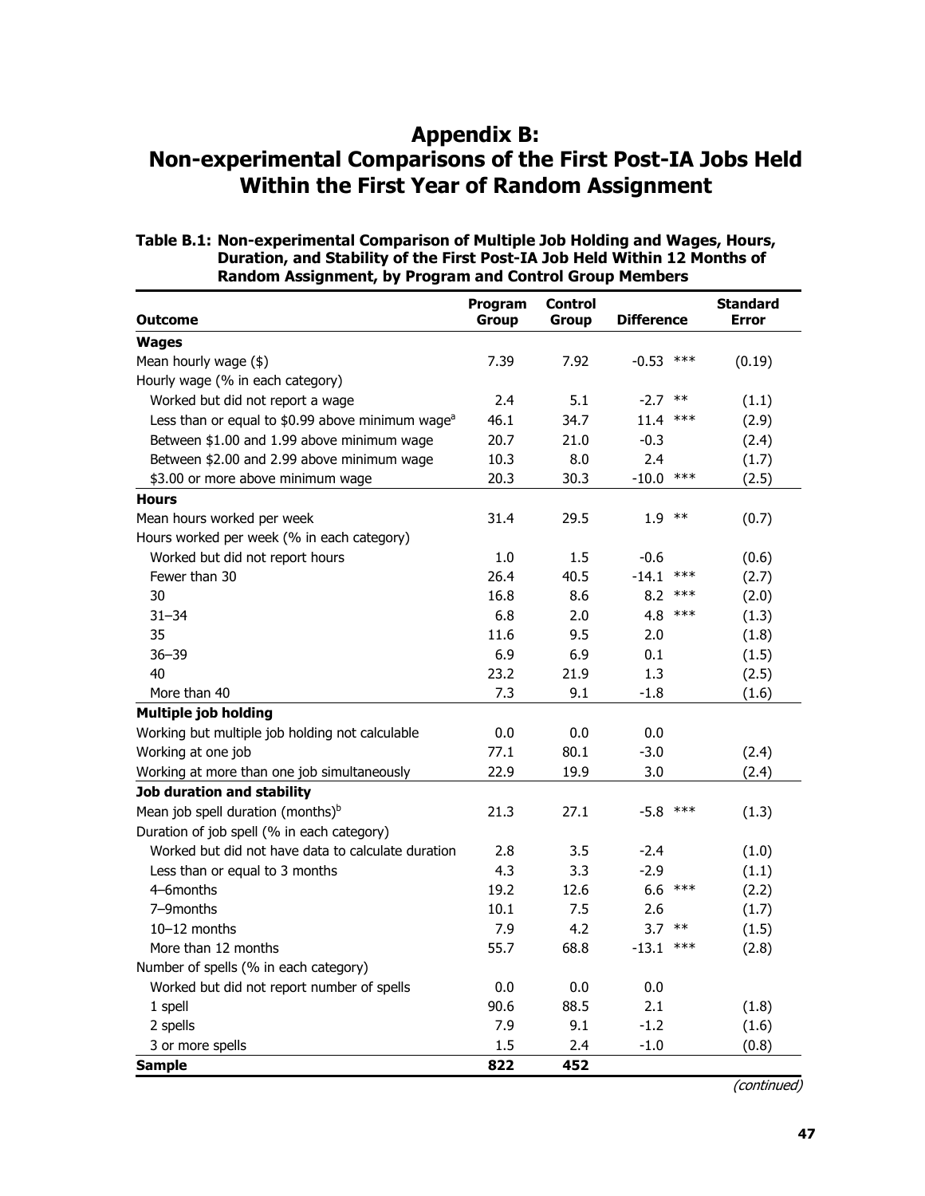# Appendix B: Non-experimental Comparisons of the First Post-IA Jobs Held Within the First Year of Random Assignment

**Table B.1: Non-experimental Comparison of Multiple Job Holding and Wages, Hours, Duration, and Stability of the First Post-IA Job Held Within 12 Months of Random Assignment, by Program and Control Group Members**

| Outcome | Program Group | Control Group | Difference | Standard Error |
|---|---|---|---|---|
| **Wages** | | | | |
| Mean hourly wage ($) | 7.39 | 7.92 | -0.53 *** | (0.19) |
| Hourly wage (% in each category) | | | | |
| Worked but did not report a wage | 2.4 | 5.1 | -2.7 ** | (1.1) |
| Less than or equal to $0.99 above minimum wage[a] | 46.1 | 34.7 | 11.4 *** | (2.9) |
| Between $1.00 and 1.99 above minimum wage | 20.7 | 21.0 | -0.3 | (2.4) |
| Between $2.00 and 2.99 above minimum wage | 10.3 | 8.0 | 2.4 | (1.7) |
| $3.00 or more above minimum wage | 20.3 | 30.3 | -10.0 *** | (2.5) |
| **Hours** | | | | |
| Mean hours worked per week | 31.4 | 29.5 | 1.9 ** | (0.7) |
| Hours worked per week (% in each category) | | | | |
| Worked but did not report hours | 1.0 | 1.5 | -0.6 | (0.6) |
| Fewer than 30 | 26.4 | 40.5 | -14.1 *** | (2.7) |
| 30 | 16.8 | 8.6 | 8.2 *** | (2.0) |
| 31–34 | 6.8 | 2.0 | 4.8 *** | (1.3) |
| 35 | 11.6 | 9.5 | 2.0 | (1.8) |
| 36–39 | 6.9 | 6.9 | 0.1 | (1.5) |
| 40 | 23.2 | 21.9 | 1.3 | (2.5) |
| More than 40 | 7.3 | 9.1 | -1.8 | (1.6) |
| **Multiple job holding** | | | | |
| Working but multiple job holding not calculable | 0.0 | 0.0 | 0.0 | |
| Working at one job | 77.1 | 80.1 | -3.0 | (2.4) |
| Working at more than one job simultaneously | 22.9 | 19.9 | 3.0 | (2.4) |
| **Job duration and stability** | | | | |
| Mean job spell duration (months)[b] | 21.3 | 27.1 | -5.8 *** | (1.3) |
| Duration of job spell (% in each category) | | | | |
| Worked but did not have data to calculate duration | 2.8 | 3.5 | -2.4 | (1.0) |
| Less than or equal to 3 months | 4.3 | 3.3 | -2.9 | (1.1) |
| 4–6months | 19.2 | 12.6 | 6.6 *** | (2.2) |
| 7–9months | 10.1 | 7.5 | 2.6 | (1.7) |
| 10–12 months | 7.9 | 4.2 | 3.7 ** | (1.5) |
| More than 12 months | 55.7 | 68.8 | -13.1 *** | (2.8) |
| Number of spells (% in each category) | | | | |
| Worked but did not report number of spells | 0.0 | 0.0 | 0.0 | |
| 1 spell | 90.6 | 88.5 | 2.1 | (1.8) |
| 2 spells | 7.9 | 9.1 | -1.2 | (1.6) |
| 3 or more spells | 1.5 | 2.4 | -1.0 | (0.8) |
| **Sample** | **822** | **452** | | |

*(continued)*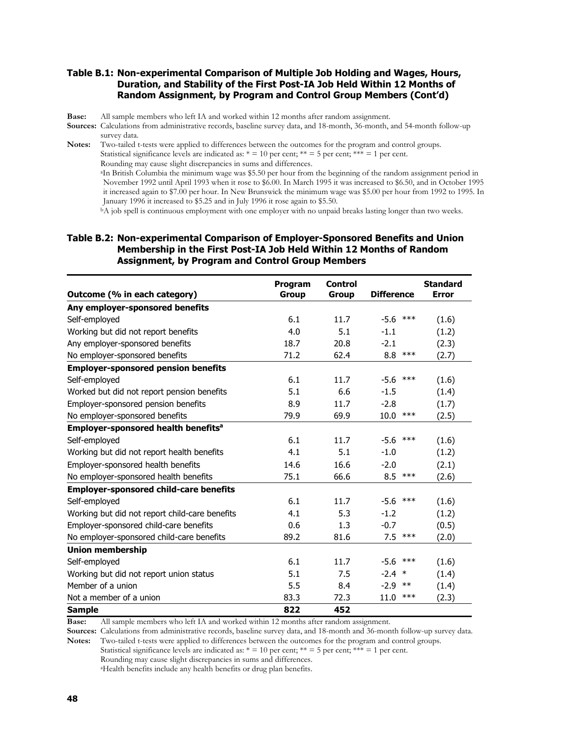### Table B.1: Non-experimental Comparison of Multiple Job Holding and Wages, Hours, Duration, and Stability of the First Post-IA Job Held Within 12 Months of Random Assignment, by Program and Control Group Members (Cont'd)

**Base:** All sample members who left IA and worked within 12 months after random assignment.

**Sources:** Calculations from administrative records, baseline survey data, and 18-month, 36-month, and 54-month follow-up survey data.

**Notes:** Two-tailed t-tests were applied to differences between the outcomes for the program and control groups.
Statistical significance levels are indicated as: * = 10 per cent; ** = 5 per cent; *** = 1 per cent.
Rounding may cause slight discrepancies in sums and differences.
[a]In British Columbia the minimum wage was $5.50 per hour from the beginning of the random assignment period in November 1992 until April 1993 when it rose to $6.00. In March 1995 it was increased to $6.50, and in October 1995 it increased again to $7.00 per hour. In New Brunswick the minimum wage was $5.00 per hour from 1992 to 1995. In January 1996 it increased to $5.25 and in July 1996 it rose again to $5.50.
[b]A job spell is continuous employment with one employer with no unpaid breaks lasting longer than two weeks.

### Table B.2: Non-experimental Comparison of Employer-Sponsored Benefits and Union Membership in the First Post-IA Job Held Within 12 Months of Random Assignment, by Program and Control Group Members

| Outcome (% in each category) | Program Group | Control Group | Difference | Standard Error |
|---|---|---|---|---|
| **Any employer-sponsored benefits** | | | | |
| Self-employed | 6.1 | 11.7 | -5.6 *** | (1.6) |
| Working but did not report benefits | 4.0 | 5.1 | -1.1 | (1.2) |
| Any employer-sponsored benefits | 18.7 | 20.8 | -2.1 | (2.3) |
| No employer-sponsored benefits | 71.2 | 62.4 | 8.8 *** | (2.7) |
| **Employer-sponsored pension benefits** | | | | |
| Self-employed | 6.1 | 11.7 | -5.6 *** | (1.6) |
| Worked but did not report pension benefits | 5.1 | 6.6 | -1.5 | (1.4) |
| Employer-sponsored pension benefits | 8.9 | 11.7 | -2.8 | (1.7) |
| No employer-sponsored benefits | 79.9 | 69.9 | 10.0 *** | (2.5) |
| **Employer-sponsored health benefits[a]** | | | | |
| Self-employed | 6.1 | 11.7 | -5.6 *** | (1.6) |
| Working but did not report health benefits | 4.1 | 5.1 | -1.0 | (1.2) |
| Employer-sponsored health benefits | 14.6 | 16.6 | -2.0 | (2.1) |
| No employer-sponsored health benefits | 75.1 | 66.6 | 8.5 *** | (2.6) |
| **Employer-sponsored child-care benefits** | | | | |
| Self-employed | 6.1 | 11.7 | -5.6 *** | (1.6) |
| Working but did not report child-care benefits | 4.1 | 5.3 | -1.2 | (1.2) |
| Employer-sponsored child-care benefits | 0.6 | 1.3 | -0.7 | (0.5) |
| No employer-sponsored child-care benefits | 89.2 | 81.6 | 7.5 *** | (2.0) |
| **Union membership** | | | | |
| Self-employed | 6.1 | 11.7 | -5.6 *** | (1.6) |
| Working but did not report union status | 5.1 | 7.5 | -2.4 * | (1.4) |
| Member of a union | 5.5 | 8.4 | -2.9 ** | (1.4) |
| Not a member of a union | 83.3 | 72.3 | 11.0 *** | (2.3) |
| **Sample** | **822** | **452** | | |

**Base:** All sample members who left IA and worked within 12 months after random assignment.

**Sources:** Calculations from administrative records, baseline survey data, and 18-month and 36-month follow-up survey data.

**Notes:** Two-tailed t-tests were applied to differences between the outcomes for the program and control groups.
Statistical significance levels are indicated as: * = 10 per cent; ** = 5 per cent; *** = 1 per cent.
Rounding may cause slight discrepancies in sums and differences.
[a]Health benefits include any health benefits or drug plan benefits.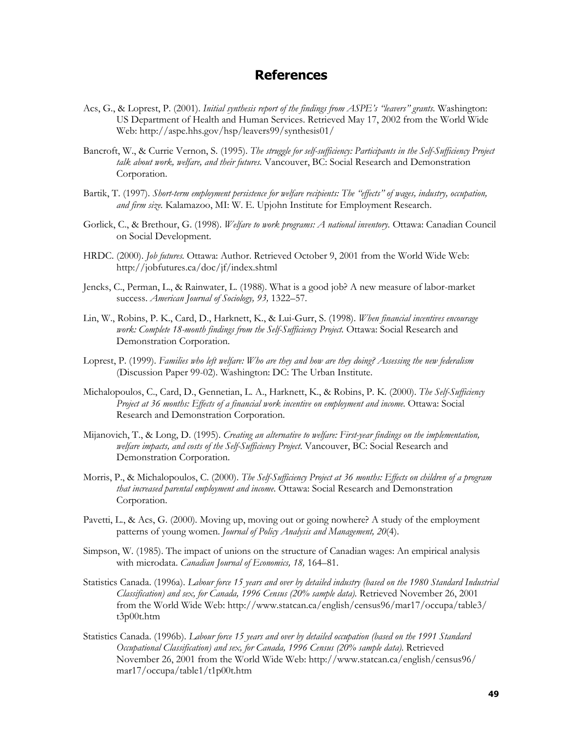# References

Acs, G., & Loprest, P. (2001). *Initial synthesis report of the findings from ASPE's "leavers" grants*. Washington: US Department of Health and Human Services. Retrieved May 17, 2002 from the World Wide Web: http://aspe.hhs.gov/hsp/leavers99/synthesis01/

Bancroft, W., & Currie Vernon, S. (1995). *The struggle for self-sufficiency: Participants in the Self-Sufficiency Project talk about work, welfare, and their futures.* Vancouver, BC: Social Research and Demonstration Corporation.

Bartik, T. (1997). *Short-term employment persistence for welfare recipients: The "effects" of wages, industry, occupation, and firm size.* Kalamazoo, MI: W. E. Upjohn Institute for Employment Research.

Gorlick, C., & Brethour, G. (1998). *Welfare to work programs: A national inventory.* Ottawa: Canadian Council on Social Development.

HRDC. (2000). *Job futures.* Ottawa: Author. Retrieved October 9, 2001 from the World Wide Web: http://jobfutures.ca/doc/jf/index.shtml

Jencks, C., Perman, L., & Rainwater, L. (1988). What is a good job? A new measure of labor-market success. *American Journal of Sociology, 93,* 1322–57.

Lin, W., Robins, P. K., Card, D., Harknett, K., & Lui-Gurr, S. (1998). *When financial incentives encourage work: Complete 18-month findings from the Self-Sufficiency Project.* Ottawa: Social Research and Demonstration Corporation.

Loprest, P. (1999). *Families who left welfare: Who are they and how are they doing? Assessing the new federalism* (Discussion Paper 99-02). Washington: DC: The Urban Institute.

Michalopoulos, C., Card, D., Gennetian, L. A., Harknett, K., & Robins, P. K. (2000). *The Self-Sufficiency Project at 36 months: Effects of a financial work incentive on employment and income.* Ottawa: Social Research and Demonstration Corporation.

Mijanovich, T., & Long, D. (1995). *Creating an alternative to welfare: First-year findings on the implementation, welfare impacts, and costs of the Self-Sufficiency Project.* Vancouver, BC: Social Research and Demonstration Corporation.

Morris, P., & Michalopoulos, C. (2000). *The Self-Sufficiency Project at 36 months: Effects on children of a program that increased parental employment and income.* Ottawa: Social Research and Demonstration Corporation.

Pavetti, L., & Acs, G. (2000). Moving up, moving out or going nowhere? A study of the employment patterns of young women. *Journal of Policy Analysis and Management, 20*(4).

Simpson, W. (1985). The impact of unions on the structure of Canadian wages: An empirical analysis with microdata. *Canadian Journal of Economics, 18,* 164–81.

Statistics Canada. (1996a). *Labour force 15 years and over by detailed industry (based on the 1980 Standard Industrial Classification) and sex, for Canada, 1996 Census (20% sample data).* Retrieved November 26, 2001 from the World Wide Web: http://www.statcan.ca/english/census96/mar17/occupa/table3/t3p00t.htm

Statistics Canada. (1996b). *Labour force 15 years and over by detailed occupation (based on the 1991 Standard Occupational Classification) and sex, for Canada, 1996 Census (20% sample data).* Retrieved November 26, 2001 from the World Wide Web: http://www.statcan.ca/english/census96/mar17/occupa/table1/t1p00t.htm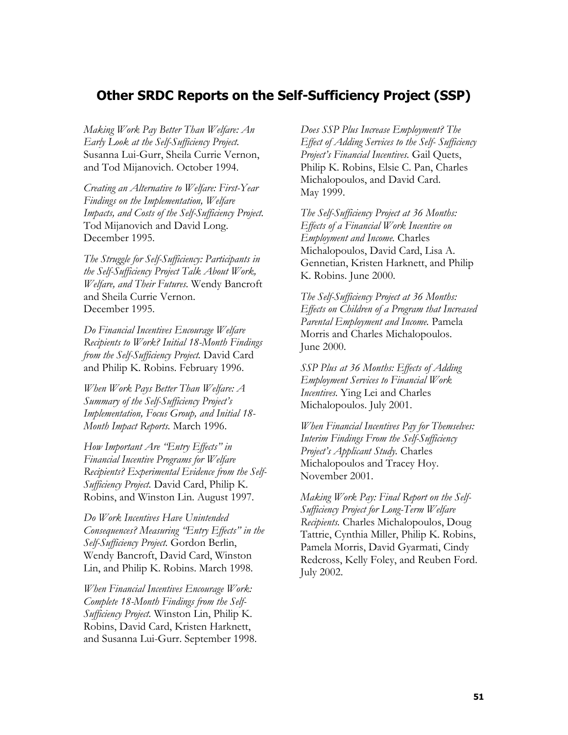## Other SRDC Reports on the Self-Sufficiency Project (SSP)

*Making Work Pay Better Than Welfare: An Early Look at the Self-Sufficiency Project.* Susanna Lui-Gurr, Sheila Currie Vernon, and Tod Mijanovich. October 1994.

*Creating an Alternative to Welfare: First-Year Findings on the Implementation, Welfare Impacts, and Costs of the Self-Sufficiency Project.* Tod Mijanovich and David Long. December 1995.

*The Struggle for Self-Sufficiency: Participants in the Self-Sufficiency Project Talk About Work, Welfare, and Their Futures.* Wendy Bancroft and Sheila Currie Vernon. December 1995.

*Do Financial Incentives Encourage Welfare Recipients to Work? Initial 18-Month Findings from the Self-Sufficiency Project.* David Card and Philip K. Robins. February 1996.

*When Work Pays Better Than Welfare: A Summary of the Self-Sufficiency Project's Implementation, Focus Group, and Initial 18-Month Impact Reports.* March 1996.

*How Important Are "Entry Effects" in Financial Incentive Programs for Welfare Recipients? Experimental Evidence from the Self-Sufficiency Project.* David Card, Philip K. Robins, and Winston Lin. August 1997.

*Do Work Incentives Have Unintended Consequences? Measuring "Entry Effects" in the Self-Sufficiency Project.* Gordon Berlin, Wendy Bancroft, David Card, Winston Lin, and Philip K. Robins. March 1998.

*When Financial Incentives Encourage Work: Complete 18-Month Findings from the Self-Sufficiency Project.* Winston Lin, Philip K. Robins, David Card, Kristen Harknett, and Susanna Lui-Gurr. September 1998.

*Does SSP Plus Increase Employment? The Effect of Adding Services to the Self- Sufficiency Project's Financial Incentives.* Gail Quets, Philip K. Robins, Elsie C. Pan, Charles Michalopoulos, and David Card. May 1999.

*The Self-Sufficiency Project at 36 Months: Effects of a Financial Work Incentive on Employment and Income.* Charles Michalopoulos, David Card, Lisa A. Gennetian, Kristen Harknett, and Philip K. Robins. June 2000.

*The Self-Sufficiency Project at 36 Months: Effects on Children of a Program that Increased Parental Employment and Income.* Pamela Morris and Charles Michalopoulos. June 2000.

*SSP Plus at 36 Months: Effects of Adding Employment Services to Financial Work Incentives.* Ying Lei and Charles Michalopoulos. July 2001.

*When Financial Incentives Pay for Themselves: Interim Findings From the Self-Sufficiency Project's Applicant Study.* Charles Michalopoulos and Tracey Hoy. November 2001.

*Making Work Pay: Final Report on the Self-Sufficiency Project for Long-Term Welfare Recipients.* Charles Michalopoulos, Doug Tattrie, Cynthia Miller, Philip K. Robins, Pamela Morris, David Gyarmati, Cindy Redcross, Kelly Foley, and Reuben Ford. July 2002.